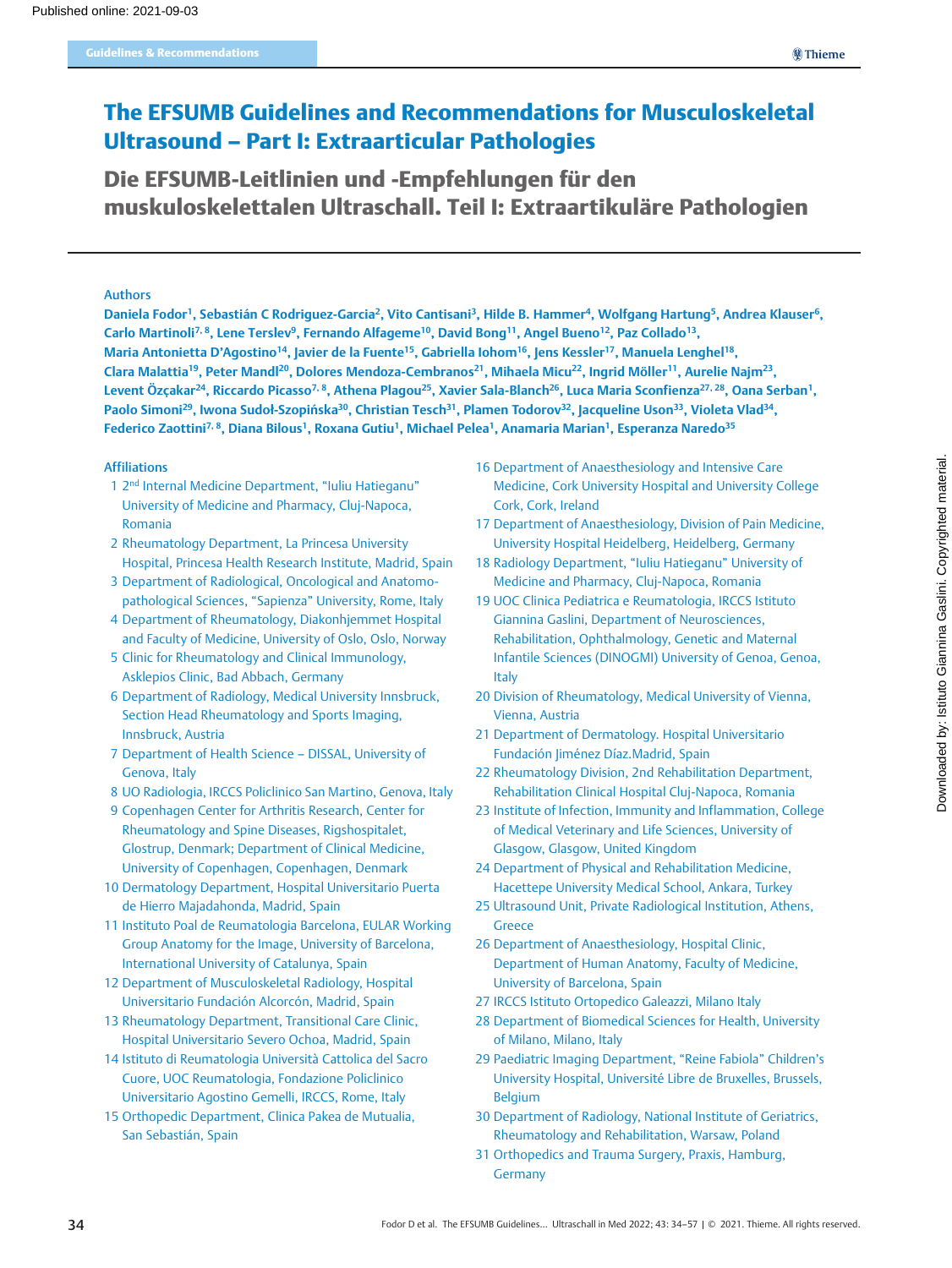Guidelines & Recommendations

# The EFSUMB Guidelines and Recommendations for Musculoskeletal Ultrasound – Part I: Extraarticular Pathologies

## Die EFSUMB-Leitlinien und -Empfehlungen für den muskuloskelettalen Ultraschall. Teil I: Extraartikuläre Pathologien

### Authors

**Daniela Fodor[1], Sebastián C Rodriguez-Garcia[2], Vito Cantisani[3], Hilde B. Hammer[4], Wolfgang Hartung[5], Andrea Klauser[6], Carlo Martinoli[7,8], Lene Terslev[9], Fernando Alfageme[10], David Bong[11], Angel Bueno[12], Paz Collado[13], Maria Antonietta D'Agostino[14], Javier de la Fuente[15], Gabriella Iohom[16], Jens Kessler[17], Manuela Lenghel[18], Clara Malattia[19], Peter Mandl[20], Dolores Mendoza-Cembranos[21], Mihaela Micu[22], Ingrid Möller[11], Aurelie Najm[23], Levent Özçakar[24], Riccardo Picasso[7,8], Athena Plagou[25], Xavier Sala-Blanch[26], Luca Maria Sconfienza[27,28], Oana Serban[1], Paolo Simoni[29], Iwona Sudoł-Szopińska[30], Christian Tesch[31], Plamen Todorov[32], Jacqueline Uson[33], Violeta Vlad[34], Federico Zaottini[7,8], Diana Bilous[1], Roxana Gutiu[1], Michael Pelea[1], Anamaria Marian[1], Esperanza Naredo[35]**

### Affiliations

1. 2nd Internal Medicine Department, "Iuliu Hatieganu" University of Medicine and Pharmacy, Cluj-Napoca, Romania
2. Rheumatology Department, La Princesa University Hospital, Princesa Health Research Institute, Madrid, Spain
3. Department of Radiological, Oncological and Anatomo-pathological Sciences, "Sapienza" University, Rome, Italy
4. Department of Rheumatology, Diakonhjemmet Hospital and Faculty of Medicine, University of Oslo, Oslo, Norway
5. Clinic for Rheumatology and Clinical Immunology, Asklepios Clinic, Bad Abbach, Germany
6. Department of Radiology, Medical University Innsbruck, Section Head Rheumatology and Sports Imaging, Innsbruck, Austria
7. Department of Health Science – DISSAL, University of Genova, Italy
8. UO Radiologia, IRCCS Policlinico San Martino, Genova, Italy
9. Copenhagen Center for Arthritis Research, Center for Rheumatology and Spine Diseases, Rigshospitalet, Glostrup, Denmark; Department of Clinical Medicine, University of Copenhagen, Copenhagen, Denmark
10. Dermatology Department, Hospital Universitario Puerta de Hierro Majadahonda, Madrid, Spain
11. Instituto Poal de Reumatologia Barcelona, EULAR Working Group Anatomy for the Image, University of Barcelona, International University of Catalunya, Spain
12. Department of Musculoskeletal Radiology, Hospital Universitario Fundación Alcorcón, Madrid, Spain
13. Rheumatology Department, Transitional Care Clinic, Hospital Universitario Severo Ochoa, Madrid, Spain
14. Istituto di Reumatologia Università Cattolica del Sacro Cuore, UOC Reumatologia, Fondazione Policlinico Universitario Agostino Gemelli, IRCCS, Rome, Italy
15. Orthopedic Department, Clinica Pakea de Mutualia, San Sebastián, Spain
16. Department of Anaesthesiology and Intensive Care Medicine, Cork University Hospital and University College Cork, Cork, Ireland
17. Department of Anaesthesiology, Division of Pain Medicine, University Hospital Heidelberg, Heidelberg, Germany
18. Radiology Department, "Iuliu Hatieganu" University of Medicine and Pharmacy, Cluj-Napoca, Romania
19. UOC Clinica Pediatrica e Reumatologia, IRCCS Istituto Giannina Gaslini, Department of Neurosciences, Rehabilitation, Ophthalmology, Genetic and Maternal Infantile Sciences (DINOGMI) University of Genoa, Genoa, Italy
20. Division of Rheumatology, Medical University of Vienna, Vienna, Austria
21. Department of Dermatology. Hospital Universitario Fundación Jiménez Díaz.Madrid, Spain
22. Rheumatology Division, 2nd Rehabilitation Department, Rehabilitation Clinical Hospital Cluj-Napoca, Romania
23. Institute of Infection, Immunity and Inflammation, College of Medical Veterinary and Life Sciences, University of Glasgow, Glasgow, United Kingdom
24. Department of Physical and Rehabilitation Medicine, Hacettepe University Medical School, Ankara, Turkey
25. Ultrasound Unit, Private Radiological Institution, Athens, Greece
26. Department of Anaesthesiology, Hospital Clinic, Department of Human Anatomy, Faculty of Medicine, University of Barcelona, Spain
27. IRCCS Istituto Ortopedico Galeazzi, Milano Italy
28. Department of Biomedical Sciences for Health, University of Milano, Milano, Italy
29. Paediatric Imaging Department, "Reine Fabiola" Children's University Hospital, Université Libre de Bruxelles, Brussels, Belgium
30. Department of Radiology, National Institute of Geriatrics, Rheumatology and Rehabilitation, Warsaw, Poland
31. Orthopedics and Trauma Surgery, Praxis, Hamburg, Germany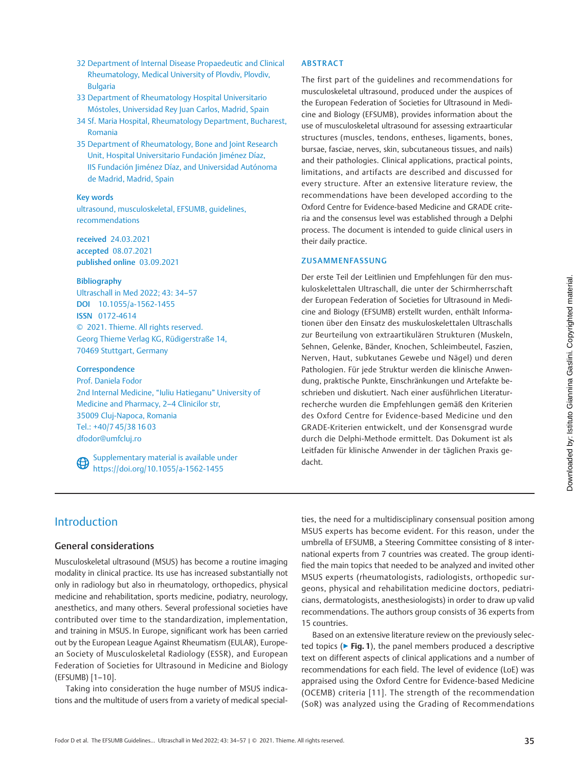32 Department of Internal Disease Propaedeutic and Clinical Rheumatology, Medical University of Plovdiv, Plovdiv, Bulgaria
33 Department of Rheumatology Hospital Universitario Móstoles, Universidad Rey Juan Carlos, Madrid, Spain
34 Sf. Maria Hospital, Rheumatology Department, Bucharest, Romania
35 Department of Rheumatology, Bone and Joint Research Unit, Hospital Universitario Fundación Jiménez Díaz, IIS Fundación Jiménez Díaz, and Universidad Autónoma de Madrid, Madrid, Spain

**Key words**
ultrasound, musculoskeletal, EFSUMB, guidelines, recommendations

**received** 24.03.2021
**accepted** 08.07.2021
**published online** 03.09.2021

**Bibliography**
Ultraschall in Med 2022; 43: 34–57
**DOI** 10.1055/a-1562-1455
**ISSN** 0172-4614
© 2021. Thieme. All rights reserved.
Georg Thieme Verlag KG, Rüdigerstraße 14, 70469 Stuttgart, Germany

**Correspondence**
Prof. Daniela Fodor
2nd Internal Medicine, "Iuliu Hatieganu" University of Medicine and Pharmacy, 2–4 Clinicilor str, 35009 Cluj-Napoca, Romania
Tel.: +40/7 45/38 16 03
dfodor@umfcluj.ro

Supplementary material is available under https://doi.org/10.1055/a-1562-1455

## ABSTRACT

The first part of the guidelines and recommendations for musculoskeletal ultrasound, produced under the auspices of the European Federation of Societies for Ultrasound in Medicine and Biology (EFSUMB), provides information about the use of musculoskeletal ultrasound for assessing extraarticular structures (muscles, tendons, entheses, ligaments, bones, bursae, fasciae, nerves, skin, subcutaneous tissues, and nails) and their pathologies. Clinical applications, practical points, limitations, and artifacts are described and discussed for every structure. After an extensive literature review, the recommendations have been developed according to the Oxford Centre for Evidence-based Medicine and GRADE criteria and the consensus level was established through a Delphi process. The document is intended to guide clinical users in their daily practice.

## ZUSAMMENFASSUNG

Der erste Teil der Leitlinien und Empfehlungen für den muskuloskelettalen Ultraschall, die unter der Schirmherrschaft der European Federation of Societies for Ultrasound in Medicine and Biology (EFSUMB) erstellt wurden, enthält Informationen über den Einsatz des muskuloskelettalen Ultraschalls zur Beurteilung von extraartikulären Strukturen (Muskeln, Sehnen, Gelenke, Bänder, Knochen, Schleimbeutel, Faszien, Nerven, Haut, subkutanes Gewebe und Nägel) und deren Pathologien. Für jede Struktur werden die klinische Anwendung, praktische Punkte, Einschränkungen und Artefakte beschrieben und diskutiert. Nach einer ausführlichen Literaturrecherche wurden die Empfehlungen gemäß den Kriterien des Oxford Centre for Evidence-based Medicine und den GRADE-Kriterien entwickelt, und der Konsensgrad wurde durch die Delphi-Methode ermittelt. Das Dokument ist als Leitfaden für klinische Anwender in der täglichen Praxis gedacht.

# Introduction

## General considerations

Musculoskeletal ultrasound (MSUS) has become a routine imaging modality in clinical practice. Its use has increased substantially not only in radiology but also in rheumatology, orthopedics, physical medicine and rehabilitation, sports medicine, podiatry, neurology, anesthetics, and many others. Several professional societies have contributed over time to the standardization, implementation, and training in MSUS. In Europe, significant work has been carried out by the European League Against Rheumatism (EULAR), European Society of Musculoskeletal Radiology (ESSR), and European Federation of Societies for Ultrasound in Medicine and Biology (EFSUMB) [1–10].

Taking into consideration the huge number of MSUS indications and the multitude of users from a variety of medical specialties, the need for a multidisciplinary consensual position among MSUS experts has become evident. For this reason, under the umbrella of EFSUMB, a Steering Committee consisting of 8 international experts from 7 countries was created. The group identified the main topics that needed to be analyzed and invited other MSUS experts (rheumatologists, radiologists, orthopedic surgeons, physical and rehabilitation medicine doctors, pediatricians, dermatologists, anesthesiologists) in order to draw up valid recommendations. The authors group consists of 36 experts from 15 countries.

Based on an extensive literature review on the previously selected topics (▶ **Fig. 1**), the panel members produced a descriptive text on different aspects of clinical applications and a number of recommendations for each field. The level of evidence (LoE) was appraised using the Oxford Centre for Evidence-based Medicine (OCEMB) criteria [11]. The strength of the recommendation (SoR) was analyzed using the Grading of Recommendations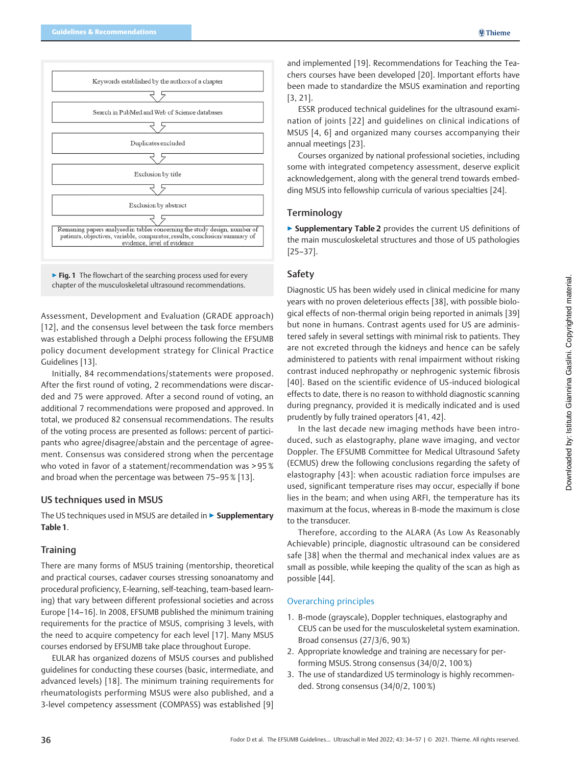Keywords established by the authors of a chapter

Search in PubMed and Web of Science databases

Duplicates excluded

Exclusion by title

Exclusion by abstract

Remaining papers analysed in tables concerning the study design, number of patients, objectives, variable, comparator, results, conclusion/summary of evidence, level of evidence

▶ **Fig. 1** The flowchart of the searching process used for every chapter of the musculoskeletal ultrasound recommendations.

Assessment, Development and Evaluation (GRADE approach) [12], and the consensus level between the task force members was established through a Delphi process following the EFSUMB policy document development strategy for Clinical Practice Guidelines [13].

Initially, 84 recommendations/statements were proposed. After the first round of voting, 2 recommendations were discarded and 75 were approved. After a second round of voting, an additional 7 recommendations were proposed and approved. In total, we produced 82 consensual recommendations. The results of the voting process are presented as follows: percent of participants who agree/disagree/abstain and the percentage of agreement. Consensus was considered strong when the percentage who voted in favor of a statement/recommendation was > 95 % and broad when the percentage was between 75–95 % [13].

## US techniques used in MSUS

The US techniques used in MSUS are detailed in ▶ **Supplementary Table 1**.

## Training

There are many forms of MSUS training (mentorship, theoretical and practical courses, cadaver courses stressing sonoanatomy and procedural proficiency, E-learning, self-teaching, team-based learning) that vary between different professional societies and across Europe [14–16]. In 2008, EFSUMB published the minimum training requirements for the practice of MSUS, comprising 3 levels, with the need to acquire competency for each level [17]. Many MSUS courses endorsed by EFSUMB take place throughout Europe.

EULAR has organized dozens of MSUS courses and published guidelines for conducting these courses (basic, intermediate, and advanced levels) [18]. The minimum training requirements for rheumatologists performing MSUS were also published, and a 3-level competency assessment (COMPASS) was established [9] and implemented [19]. Recommendations for Teaching the Teachers courses have been developed [20]. Important efforts have been made to standardize the MSUS examination and reporting [3, 21].

ESSR produced technical guidelines for the ultrasound examination of joints [22] and guidelines on clinical indications of MSUS [4, 6] and organized many courses accompanying their annual meetings [23].

Courses organized by national professional societies, including some with integrated competency assessment, deserve explicit acknowledgement, along with the general trend towards embedding MSUS into fellowship curricula of various specialties [24].

## Terminology

▶ **Supplementary Table 2** provides the current US definitions of the main musculoskeletal structures and those of US pathologies [25–37].

## Safety

Diagnostic US has been widely used in clinical medicine for many years with no proven deleterious effects [38], with possible biological effects of non-thermal origin being reported in animals [39] but none in humans. Contrast agents used for US are administered safely in several settings with minimal risk to patients. They are not excreted through the kidneys and hence can be safely administered to patients with renal impairment without risking contrast induced nephropathy or nephrogenic systemic fibrosis [40]. Based on the scientific evidence of US-induced biological effects to date, there is no reason to withhold diagnostic scanning during pregnancy, provided it is medically indicated and is used prudently by fully trained operators [41, 42].

In the last decade new imaging methods have been introduced, such as elastography, plane wave imaging, and vector Doppler. The EFSUMB Committee for Medical Ultrasound Safety (ECMUS) drew the following conclusions regarding the safety of elastography [43]: when acoustic radiation force impulses are used, significant temperature rises may occur, especially if bone lies in the beam; and when using ARFI, the temperature has its maximum at the focus, whereas in B-mode the maximum is close to the transducer.

Therefore, according to the ALARA (As Low As Reasonably Achievable) principle, diagnostic ultrasound can be considered safe [38] when the thermal and mechanical index values are as small as possible, while keeping the quality of the scan as high as possible [44].

### Overarching principles

1. B-mode (grayscale), Doppler techniques, elastography and CEUS can be used for the musculoskeletal system examination. Broad consensus (27/3/6, 90 %)
2. Appropriate knowledge and training are necessary for performing MSUS. Strong consensus (34/0/2, 100 %)
3. The use of standardized US terminology is highly recommended. Strong consensus (34/0/2, 100 %)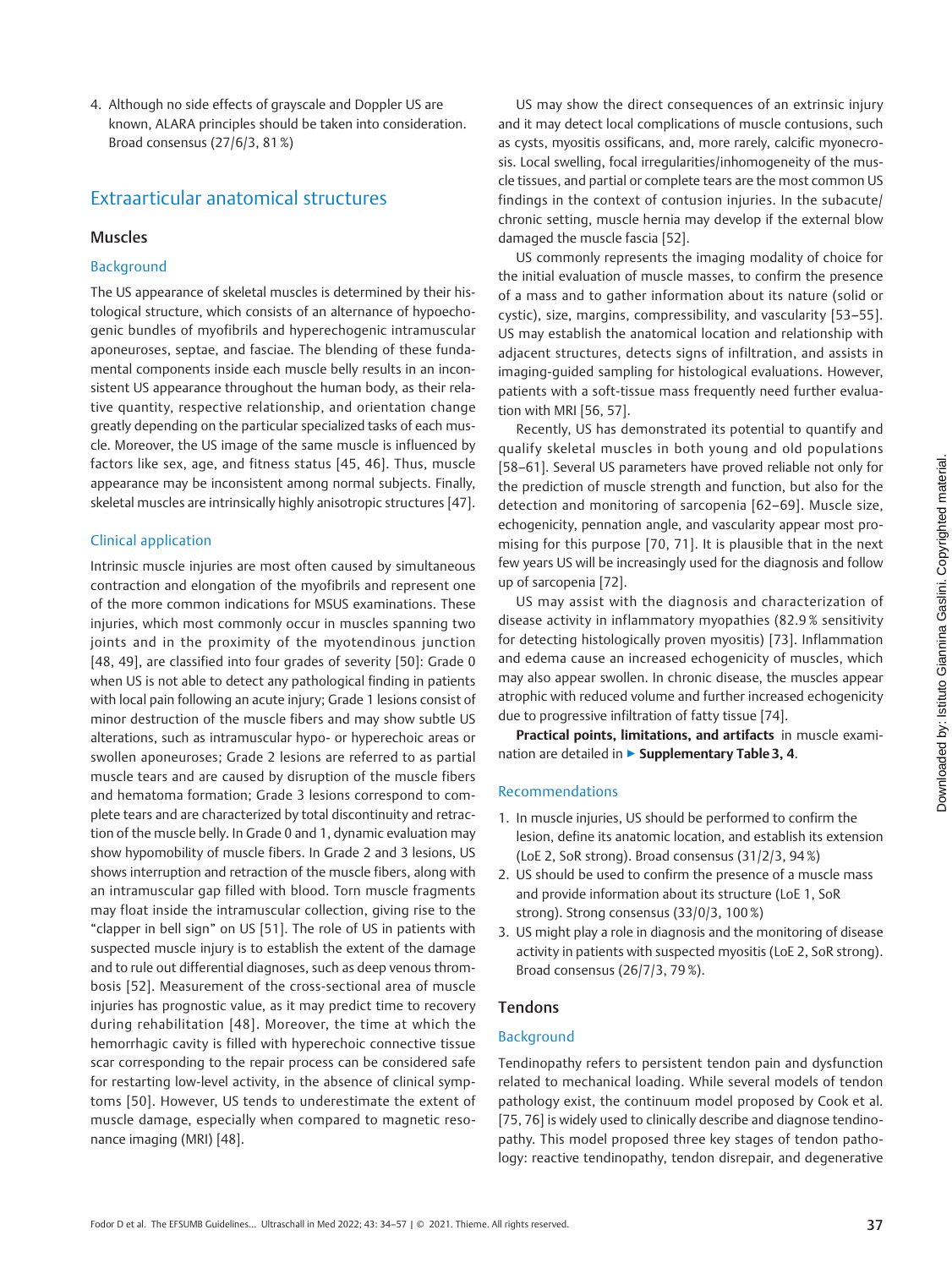4. Although no side effects of grayscale and Doppler US are known, ALARA principles should be taken into consideration. Broad consensus (27/6/3, 81 %)

## Extraarticular anatomical structures

### Muscles

#### Background

The US appearance of skeletal muscles is determined by their histological structure, which consists of an alternance of hypoechogenic bundles of myofibrils and hyperechogenic intramuscular aponeuroses, septae, and fasciae. The blending of these fundamental components inside each muscle belly results in an inconsistent US appearance throughout the human body, as their relative quantity, respective relationship, and orientation change greatly depending on the particular specialized tasks of each muscle. Moreover, the US image of the same muscle is influenced by factors like sex, age, and fitness status [45, 46]. Thus, muscle appearance may be inconsistent among normal subjects. Finally, skeletal muscles are intrinsically highly anisotropic structures [47].

#### Clinical application

Intrinsic muscle injuries are most often caused by simultaneous contraction and elongation of the myofibrils and represent one of the more common indications for MSUS examinations. These injuries, which most commonly occur in muscles spanning two joints and in the proximity of the myotendinous junction [48, 49], are classified into four grades of severity [50]: Grade 0 when US is not able to detect any pathological finding in patients with local pain following an acute injury; Grade 1 lesions consist of minor destruction of the muscle fibers and may show subtle US alterations, such as intramuscular hypo- or hyperechoic areas or swollen aponeuroses; Grade 2 lesions are referred to as partial muscle tears and are caused by disruption of the muscle fibers and hematoma formation; Grade 3 lesions correspond to complete tears and are characterized by total discontinuity and retraction of the muscle belly. In Grade 0 and 1, dynamic evaluation may show hypomobility of muscle fibers. In Grade 2 and 3 lesions, US shows interruption and retraction of the muscle fibers, along with an intramuscular gap filled with blood. Torn muscle fragments may float inside the intramuscular collection, giving rise to the "clapper in bell sign" on US [51]. The role of US in patients with suspected muscle injury is to establish the extent of the damage and to rule out differential diagnoses, such as deep venous thrombosis [52]. Measurement of the cross-sectional area of muscle injuries has prognostic value, as it may predict time to recovery during rehabilitation [48]. Moreover, the time at which the hemorrhagic cavity is filled with hyperechoic connective tissue scar corresponding to the repair process can be considered safe for restarting low-level activity, in the absence of clinical symptoms [50]. However, US tends to underestimate the extent of muscle damage, especially when compared to magnetic resonance imaging (MRI) [48].

US may show the direct consequences of an extrinsic injury and it may detect local complications of muscle contusions, such as cysts, myositis ossificans, and, more rarely, calcific myonecrosis. Local swelling, focal irregularities/inhomogeneity of the muscle tissues, and partial or complete tears are the most common US findings in the context of contusion injuries. In the subacute/chronic setting, muscle hernia may develop if the external blow damaged the muscle fascia [52].

US commonly represents the imaging modality of choice for the initial evaluation of muscle masses, to confirm the presence of a mass and to gather information about its nature (solid or cystic), size, margins, compressibility, and vascularity [53–55]. US may establish the anatomical location and relationship with adjacent structures, detects signs of infiltration, and assists in imaging-guided sampling for histological evaluations. However, patients with a soft-tissue mass frequently need further evaluation with MRI [56, 57].

Recently, US has demonstrated its potential to quantify and qualify skeletal muscles in both young and old populations [58–61]. Several US parameters have proved reliable not only for the prediction of muscle strength and function, but also for the detection and monitoring of sarcopenia [62–69]. Muscle size, echogenicity, pennation angle, and vascularity appear most promising for this purpose [70, 71]. It is plausible that in the next few years US will be increasingly used for the diagnosis and follow up of sarcopenia [72].

US may assist with the diagnosis and characterization of disease activity in inflammatory myopathies (82.9 % sensitivity for detecting histologically proven myositis) [73]. Inflammation and edema cause an increased echogenicity of muscles, which may also appear swollen. In chronic disease, the muscles appear atrophic with reduced volume and further increased echogenicity due to progressive infiltration of fatty tissue [74].

**Practical points, limitations, and artifacts** in muscle examination are detailed in ▶ **Supplementary Table 3, 4**.

#### Recommendations

1. In muscle injuries, US should be performed to confirm the lesion, define its anatomic location, and establish its extension (LoE 2, SoR strong). Broad consensus (31/2/3, 94 %)
2. US should be used to confirm the presence of a muscle mass and provide information about its structure (LoE 1, SoR strong). Strong consensus (33/0/3, 100 %)
3. US might play a role in diagnosis and the monitoring of disease activity in patients with suspected myositis (LoE 2, SoR strong). Broad consensus (26/7/3, 79 %).

### Tendons

#### Background

Tendinopathy refers to persistent tendon pain and dysfunction related to mechanical loading. While several models of tendon pathology exist, the continuum model proposed by Cook et al. [75, 76] is widely used to clinically describe and diagnose tendinopathy. This model proposed three key stages of tendon pathology: reactive tendinopathy, tendon disrepair, and degenerative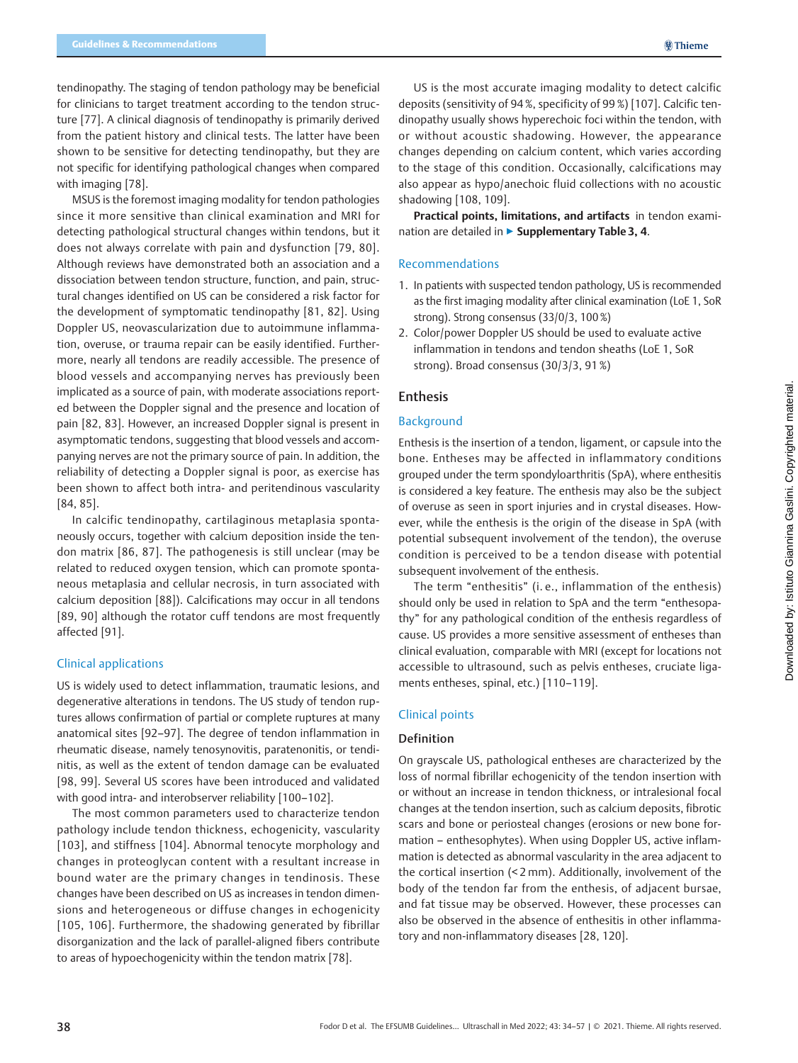tendinopathy. The staging of tendon pathology may be beneficial for clinicians to target treatment according to the tendon structure [77]. A clinical diagnosis of tendinopathy is primarily derived from the patient history and clinical tests. The latter have been shown to be sensitive for detecting tendinopathy, but they are not specific for identifying pathological changes when compared with imaging [78].

MSUS is the foremost imaging modality for tendon pathologies since it more sensitive than clinical examination and MRI for detecting pathological structural changes within tendons, but it does not always correlate with pain and dysfunction [79, 80]. Although reviews have demonstrated both an association and a dissociation between tendon structure, function, and pain, structural changes identified on US can be considered a risk factor for the development of symptomatic tendinopathy [81, 82]. Using Doppler US, neovascularization due to autoimmune inflammation, overuse, or trauma repair can be easily identified. Furthermore, nearly all tendons are readily accessible. The presence of blood vessels and accompanying nerves has previously been implicated as a source of pain, with moderate associations reported between the Doppler signal and the presence and location of pain [82, 83]. However, an increased Doppler signal is present in asymptomatic tendons, suggesting that blood vessels and accompanying nerves are not the primary source of pain. In addition, the reliability of detecting a Doppler signal is poor, as exercise has been shown to affect both intra- and peritendinous vascularity [84, 85].

In calcific tendinopathy, cartilaginous metaplasia spontaneously occurs, together with calcium deposition inside the tendon matrix [86, 87]. The pathogenesis is still unclear (may be related to reduced oxygen tension, which can promote spontaneous metaplasia and cellular necrosis, in turn associated with calcium deposition [88]). Calcifications may occur in all tendons [89, 90] although the rotator cuff tendons are most frequently affected [91].

### Clinical applications

US is widely used to detect inflammation, traumatic lesions, and degenerative alterations in tendons. The US study of tendon ruptures allows confirmation of partial or complete ruptures at many anatomical sites [92–97]. The degree of tendon inflammation in rheumatic disease, namely tenosynovitis, paratenonitis, or tendinitis, as well as the extent of tendon damage can be evaluated [98, 99]. Several US scores have been introduced and validated with good intra- and interobserver reliability [100–102].

The most common parameters used to characterize tendon pathology include tendon thickness, echogenicity, vascularity [103], and stiffness [104]. Abnormal tenocyte morphology and changes in proteoglycan content with a resultant increase in bound water are the primary changes in tendinosis. These changes have been described on US as increases in tendon dimensions and heterogeneous or diffuse changes in echogenicity [105, 106]. Furthermore, the shadowing generated by fibrillar disorganization and the lack of parallel-aligned fibers contribute to areas of hypoechogenicity within the tendon matrix [78].

US is the most accurate imaging modality to detect calcific deposits (sensitivity of 94 %, specificity of 99 %) [107]. Calcific tendinopathy usually shows hyperechoic foci within the tendon, with or without acoustic shadowing. However, the appearance changes depending on calcium content, which varies according to the stage of this condition. Occasionally, calcifications may also appear as hypo/anechoic fluid collections with no acoustic shadowing [108, 109].

**Practical points, limitations, and artifacts** in tendon examination are detailed in ▶ **Supplementary Table 3, 4**.

### Recommendations

1. In patients with suspected tendon pathology, US is recommended as the first imaging modality after clinical examination (LoE 1, SoR strong). Strong consensus (33/0/3, 100 %)
2. Color/power Doppler US should be used to evaluate active inflammation in tendons and tendon sheaths (LoE 1, SoR strong). Broad consensus (30/3/3, 91 %)

## Enthesis

### Background

Enthesis is the insertion of a tendon, ligament, or capsule into the bone. Entheses may be affected in inflammatory conditions grouped under the term spondyloarthritis (SpA), where enthesitis is considered a key feature. The enthesis may also be the subject of overuse as seen in sport injuries and in crystal diseases. However, while the enthesis is the origin of the disease in SpA (with potential subsequent involvement of the tendon), the overuse condition is perceived to be a tendon disease with potential subsequent involvement of the enthesis.

The term "enthesitis" (i. e., inflammation of the enthesis) should only be used in relation to SpA and the term "enthesopathy" for any pathological condition of the enthesis regardless of cause. US provides a more sensitive assessment of entheses than clinical evaluation, comparable with MRI (except for locations not accessible to ultrasound, such as pelvis entheses, cruciate ligaments entheses, spinal, etc.) [110–119].

### Clinical points

#### Definition

On grayscale US, pathological entheses are characterized by the loss of normal fibrillar echogenicity of the tendon insertion with or without an increase in tendon thickness, or intralesional focal changes at the tendon insertion, such as calcium deposits, fibrotic scars and bone or periosteal changes (erosions or new bone formation – enthesophytes). When using Doppler US, active inflammation is detected as abnormal vascularity in the area adjacent to the cortical insertion (< 2 mm). Additionally, involvement of the body of the tendon far from the enthesis, of adjacent bursae, and fat tissue may be observed. However, these processes can also be observed in the absence of enthesitis in other inflammatory and non-inflammatory diseases [28, 120].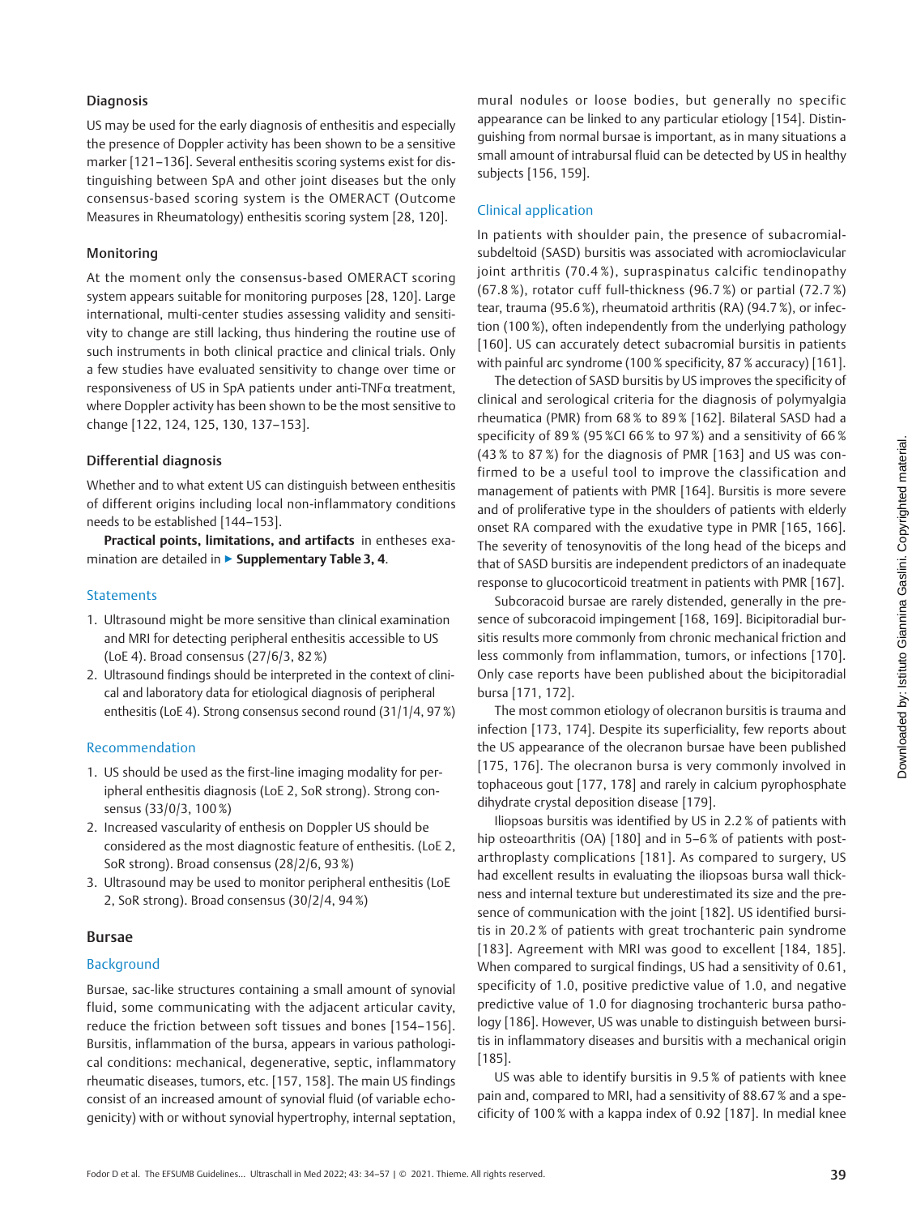### Diagnosis

US may be used for the early diagnosis of enthesitis and especially the presence of Doppler activity has been shown to be a sensitive marker [121–136]. Several enthesitis scoring systems exist for distinguishing between SpA and other joint diseases but the only consensus-based scoring system is the OMERACT (Outcome Measures in Rheumatology) enthesitis scoring system [28, 120].

### Monitoring

At the moment only the consensus-based OMERACT scoring system appears suitable for monitoring purposes [28, 120]. Large international, multi-center studies assessing validity and sensitivity to change are still lacking, thus hindering the routine use of such instruments in both clinical practice and clinical trials. Only a few studies have evaluated sensitivity to change over time or responsiveness of US in SpA patients under anti-TNFα treatment, where Doppler activity has been shown to be the most sensitive to change [122, 124, 125, 130, 137–153].

### Differential diagnosis

Whether and to what extent US can distinguish between enthesitis of different origins including local non-inflammatory conditions needs to be established [144–153].

**Practical points, limitations, and artifacts** in entheses examination are detailed in ▶ **Supplementary Table 3, 4**.

### Statements

1. Ultrasound might be more sensitive than clinical examination and MRI for detecting peripheral enthesitis accessible to US (LoE 4). Broad consensus (27/6/3, 82 %)
2. Ultrasound findings should be interpreted in the context of clinical and laboratory data for etiological diagnosis of peripheral enthesitis (LoE 4). Strong consensus second round (31/1/4, 97 %)

### Recommendation

1. US should be used as the first-line imaging modality for peripheral enthesitis diagnosis (LoE 2, SoR strong). Strong consensus (33/0/3, 100 %)
2. Increased vascularity of enthesis on Doppler US should be considered as the most diagnostic feature of enthesitis. (LoE 2, SoR strong). Broad consensus (28/2/6, 93 %)
3. Ultrasound may be used to monitor peripheral enthesitis (LoE 2, SoR strong). Broad consensus (30/2/4, 94 %)

## Bursae

### Background

Bursae, sac-like structures containing a small amount of synovial fluid, some communicating with the adjacent articular cavity, reduce the friction between soft tissues and bones [154–156]. Bursitis, inflammation of the bursa, appears in various pathological conditions: mechanical, degenerative, septic, inflammatory rheumatic diseases, tumors, etc. [157, 158]. The main US findings consist of an increased amount of synovial fluid (of variable echogenicity) with or without synovial hypertrophy, internal septation, mural nodules or loose bodies, but generally no specific appearance can be linked to any particular etiology [154]. Distinguishing from normal bursae is important, as in many situations a small amount of intrabursal fluid can be detected by US in healthy subjects [156, 159].

### Clinical application

In patients with shoulder pain, the presence of subacromial-subdeltoid (SASD) bursitis was associated with acromioclavicular joint arthritis (70.4 %), supraspinatus calcific tendinopathy (67.8 %), rotator cuff full-thickness (96.7 %) or partial (72.7 %) tear, trauma (95.6 %), rheumatoid arthritis (RA) (94.7 %), or infection (100 %), often independently from the underlying pathology [160]. US can accurately detect subacromial bursitis in patients with painful arc syndrome (100 % specificity, 87 % accuracy) [161].

The detection of SASD bursitis by US improves the specificity of clinical and serological criteria for the diagnosis of polymyalgia rheumatica (PMR) from 68 % to 89 % [162]. Bilateral SASD had a specificity of 89 % (95 %CI 66 % to 97 %) and a sensitivity of 66 % (43 % to 87 %) for the diagnosis of PMR [163] and US was confirmed to be a useful tool to improve the classification and management of patients with PMR [164]. Bursitis is more severe and of proliferative type in the shoulders of patients with elderly onset RA compared with the exudative type in PMR [165, 166]. The severity of tenosynovitis of the long head of the biceps and that of SASD bursitis are independent predictors of an inadequate response to glucocorticoid treatment in patients with PMR [167].

Subcoracoid bursae are rarely distended, generally in the presence of subcoracoid impingement [168, 169]. Bicipitoradial bursitis results more commonly from chronic mechanical friction and less commonly from inflammation, tumors, or infections [170]. Only case reports have been published about the bicipitoradial bursa [171, 172].

The most common etiology of olecranon bursitis is trauma and infection [173, 174]. Despite its superficiality, few reports about the US appearance of the olecranon bursae have been published [175, 176]. The olecranon bursa is very commonly involved in tophaceous gout [177, 178] and rarely in calcium pyrophosphate dihydrate crystal deposition disease [179].

Iliopsoas bursitis was identified by US in 2.2 % of patients with hip osteoarthritis (OA) [180] and in 5–6 % of patients with post-arthroplasty complications [181]. As compared to surgery, US had excellent results in evaluating the iliopsoas bursa wall thickness and internal texture but underestimated its size and the presence of communication with the joint [182]. US identified bursitis in 20.2 % of patients with great trochanteric pain syndrome [183]. Agreement with MRI was good to excellent [184, 185]. When compared to surgical findings, US had a sensitivity of 0.61, specificity of 1.0, positive predictive value of 1.0, and negative predictive value of 1.0 for diagnosing trochanteric bursa pathology [186]. However, US was unable to distinguish between bursitis in inflammatory diseases and bursitis with a mechanical origin [185].

US was able to identify bursitis in 9.5 % of patients with knee pain and, compared to MRI, had a sensitivity of 88.67 % and a specificity of 100 % with a kappa index of 0.92 [187]. In medial knee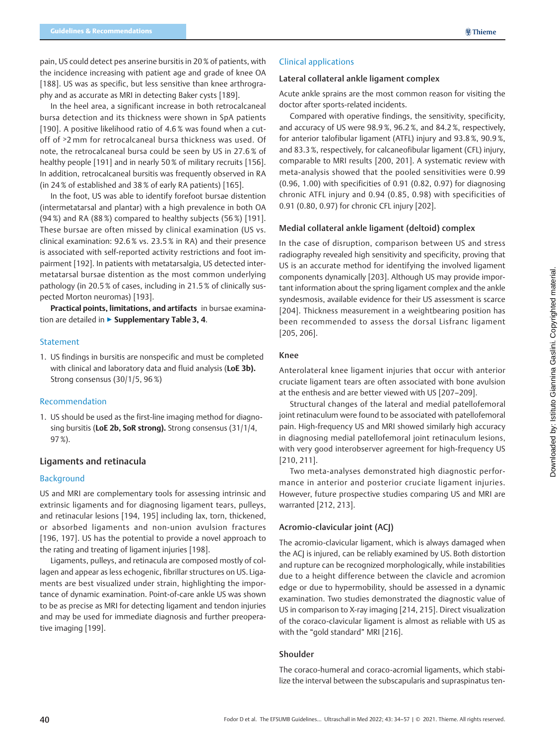pain, US could detect pes anserine bursitis in 20 % of patients, with the incidence increasing with patient age and grade of knee OA [188]. US was as specific, but less sensitive than knee arthrography and as accurate as MRI in detecting Baker cysts [189].

In the heel area, a significant increase in both retrocalcaneal bursa detection and its thickness were shown in SpA patients [190]. A positive likelihood ratio of 4.6 % was found when a cut-off of >2 mm for retrocalcaneal bursa thickness was used. Of note, the retrocalcaneal bursa could be seen by US in 27.6 % of healthy people [191] and in nearly 50 % of military recruits [156]. In addition, retrocalcaneal bursitis was frequently observed in RA (in 24 % of established and 38 % of early RA patients) [165].

In the foot, US was able to identify forefoot bursae distention (intermetatarsal and plantar) with a high prevalence in both OA (94 %) and RA (88 %) compared to healthy subjects (56 %) [191]. These bursae are often missed by clinical examination (US vs. clinical examination: 92.6 % vs. 23.5 % in RA) and their presence is associated with self-reported activity restrictions and foot impairment [192]. In patients with metatarsalgia, US detected intermetatarsal bursae distention as the most common underlying pathology (in 20.5 % of cases, including in 21.5 % of clinically suspected Morton neuromas) [193].

**Practical points, limitations, and artifacts** in bursae examination are detailed in ▶ **Supplementary Table 3, 4**.

### Statement

1. US findings in bursitis are nonspecific and must be completed with clinical and laboratory data and fluid analysis (**LoE 3b).** Strong consensus (30/1/5, 96 %)

### Recommendation

1. US should be used as the first-line imaging method for diagnosing bursitis (**LoE 2b, SoR strong).** Strong consensus (31/1/4, 97 %).

## Ligaments and retinacula

### Background

US and MRI are complementary tools for assessing intrinsic and extrinsic ligaments and for diagnosing ligament tears, pulleys, and retinacular lesions [194, 195] including lax, torn, thickened, or absorbed ligaments and non-union avulsion fractures [196, 197]. US has the potential to provide a novel approach to the rating and treating of ligament injuries [198].

Ligaments, pulleys, and retinacula are composed mostly of collagen and appear as less echogenic, fibrillar structures on US. Ligaments are best visualized under strain, highlighting the importance of dynamic examination. Point-of-care ankle US was shown to be as precise as MRI for detecting ligament and tendon injuries and may be used for immediate diagnosis and further preoperative imaging [199].

### Clinical applications

#### Lateral collateral ankle ligament complex

Acute ankle sprains are the most common reason for visiting the doctor after sports-related incidents.

Compared with operative findings, the sensitivity, specificity, and accuracy of US were 98.9 %, 96.2 %, and 84.2 %, respectively, for anterior talofibular ligament (ATFL) injury and 93.8 %, 90.9 %, and 83.3 %, respectively, for calcaneofibular ligament (CFL) injury, comparable to MRI results [200, 201]. A systematic review with meta-analysis showed that the pooled sensitivities were 0.99 (0.96, 1.00) with specificities of 0.91 (0.82, 0.97) for diagnosing chronic ATFL injury and 0.94 (0.85, 0.98) with specificities of 0.91 (0.80, 0.97) for chronic CFL injury [202].

#### Medial collateral ankle ligament (deltoid) complex

In the case of disruption, comparison between US and stress radiography revealed high sensitivity and specificity, proving that US is an accurate method for identifying the involved ligament components dynamically [203]. Although US may provide important information about the spring ligament complex and the ankle syndesmosis, available evidence for their US assessment is scarce [204]. Thickness measurement in a weightbearing position has been recommended to assess the dorsal Lisfranc ligament [205, 206].

#### Knee

Anterolateral knee ligament injuries that occur with anterior cruciate ligament tears are often associated with bone avulsion at the enthesis and are better viewed with US [207–209].

Structural changes of the lateral and medial patellofemoral joint retinaculum were found to be associated with patellofemoral pain. High-frequency US and MRI showed similarly high accuracy in diagnosing medial patellofemoral joint retinaculum lesions, with very good interobserver agreement for high-frequency US [210, 211].

Two meta-analyses demonstrated high diagnostic performance in anterior and posterior cruciate ligament injuries. However, future prospective studies comparing US and MRI are warranted [212, 213].

#### Acromio-clavicular joint (ACJ)

The acromio-clavicular ligament, which is always damaged when the ACJ is injured, can be reliably examined by US. Both distortion and rupture can be recognized morphologically, while instabilities due to a height difference between the clavicle and acromion edge or due to hypermobility, should be assessed in a dynamic examination. Two studies demonstrated the diagnostic value of US in comparison to X-ray imaging [214, 215]. Direct visualization of the coraco-clavicular ligament is almost as reliable with US as with the "gold standard" MRI [216].

#### Shoulder

The coraco-humeral and coraco-acromial ligaments, which stabilize the interval between the subscapularis and supraspinatus ten-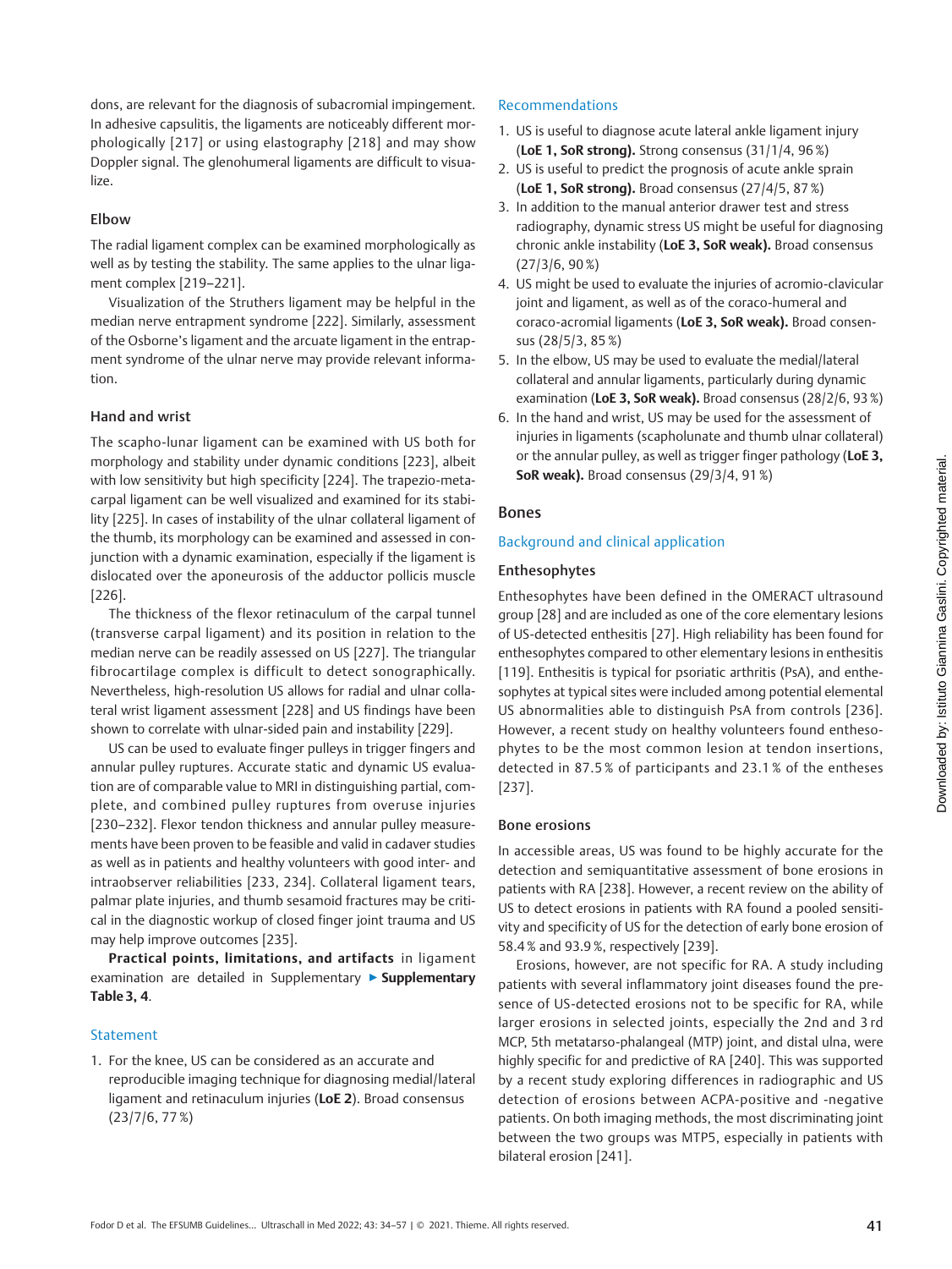dons, are relevant for the diagnosis of subacromial impingement. In adhesive capsulitis, the ligaments are noticeably different morphologically [217] or using elastography [218] and may show Doppler signal. The glenohumeral ligaments are difficult to visualize.

### Elbow

The radial ligament complex can be examined morphologically as well as by testing the stability. The same applies to the ulnar ligament complex [219–221].

Visualization of the Struthers ligament may be helpful in the median nerve entrapment syndrome [222]. Similarly, assessment of the Osborne's ligament and the arcuate ligament in the entrapment syndrome of the ulnar nerve may provide relevant information.

### Hand and wrist

The scapho-lunar ligament can be examined with US both for morphology and stability under dynamic conditions [223], albeit with low sensitivity but high specificity [224]. The trapezio-metacarpal ligament can be well visualized and examined for its stability [225]. In cases of instability of the ulnar collateral ligament of the thumb, its morphology can be examined and assessed in conjunction with a dynamic examination, especially if the ligament is dislocated over the aponeurosis of the adductor pollicis muscle [226].

The thickness of the flexor retinaculum of the carpal tunnel (transverse carpal ligament) and its position in relation to the median nerve can be readily assessed on US [227]. The triangular fibrocartilage complex is difficult to detect sonographically. Nevertheless, high-resolution US allows for radial and ulnar collateral wrist ligament assessment [228] and US findings have been shown to correlate with ulnar-sided pain and instability [229].

US can be used to evaluate finger pulleys in trigger fingers and annular pulley ruptures. Accurate static and dynamic US evaluation are of comparable value to MRI in distinguishing partial, complete, and combined pulley ruptures from overuse injuries [230–232]. Flexor tendon thickness and annular pulley measurements have been proven to be feasible and valid in cadaver studies as well as in patients and healthy volunteers with good inter- and intraobserver reliabilities [233, 234]. Collateral ligament tears, palmar plate injuries, and thumb sesamoid fractures may be critical in the diagnostic workup of closed finger joint trauma and US may help improve outcomes [235].

**Practical points, limitations, and artifacts** in ligament examination are detailed in Supplementary ▶ **Supplementary Table 3, 4**.

### Statement

1. For the knee, US can be considered as an accurate and reproducible imaging technique for diagnosing medial/lateral ligament and retinaculum injuries (**LoE 2**). Broad consensus (23/7/6, 77 %)

### Recommendations

1. US is useful to diagnose acute lateral ankle ligament injury (**LoE 1, SoR strong).** Strong consensus (31/1/4, 96 %)
2. US is useful to predict the prognosis of acute ankle sprain (**LoE 1, SoR strong).** Broad consensus (27/4/5, 87 %)
3. In addition to the manual anterior drawer test and stress radiography, dynamic stress US might be useful for diagnosing chronic ankle instability (**LoE 3, SoR weak).** Broad consensus (27/3/6, 90 %)
4. US might be used to evaluate the injuries of acromio-clavicular joint and ligament, as well as of the coraco-humeral and coraco-acromial ligaments (**LoE 3, SoR weak).** Broad consensus (28/5/3, 85 %)
5. In the elbow, US may be used to evaluate the medial/lateral collateral and annular ligaments, particularly during dynamic examination (**LoE 3, SoR weak).** Broad consensus (28/2/6, 93 %)
6. In the hand and wrist, US may be used for the assessment of injuries in ligaments (scapholunate and thumb ulnar collateral) or the annular pulley, as well as trigger finger pathology (**LoE 3, SoR weak).** Broad consensus (29/3/4, 91 %)

## Bones

### Background and clinical application

### Enthesophytes

Enthesophytes have been defined in the OMERACT ultrasound group [28] and are included as one of the core elementary lesions of US-detected enthesitis [27]. High reliability has been found for enthesophytes compared to other elementary lesions in enthesitis [119]. Enthesitis is typical for psoriatic arthritis (PsA), and enthesophytes at typical sites were included among potential elemental US abnormalities able to distinguish PsA from controls [236]. However, a recent study on healthy volunteers found enthesophytes to be the most common lesion at tendon insertions, detected in 87.5 % of participants and 23.1 % of the entheses [237].

### Bone erosions

In accessible areas, US was found to be highly accurate for the detection and semiquantitative assessment of bone erosions in patients with RA [238]. However, a recent review on the ability of US to detect erosions in patients with RA found a pooled sensitivity and specificity of US for the detection of early bone erosion of 58.4 % and 93.9 %, respectively [239].

Erosions, however, are not specific for RA. A study including patients with several inflammatory joint diseases found the presence of US-detected erosions not to be specific for RA, while larger erosions in selected joints, especially the 2nd and 3 rd MCP, 5th metatarso-phalangeal (MTP) joint, and distal ulna, were highly specific for and predictive of RA [240]. This was supported by a recent study exploring differences in radiographic and US detection of erosions between ACPA-positive and -negative patients. On both imaging methods, the most discriminating joint between the two groups was MTP5, especially in patients with bilateral erosion [241].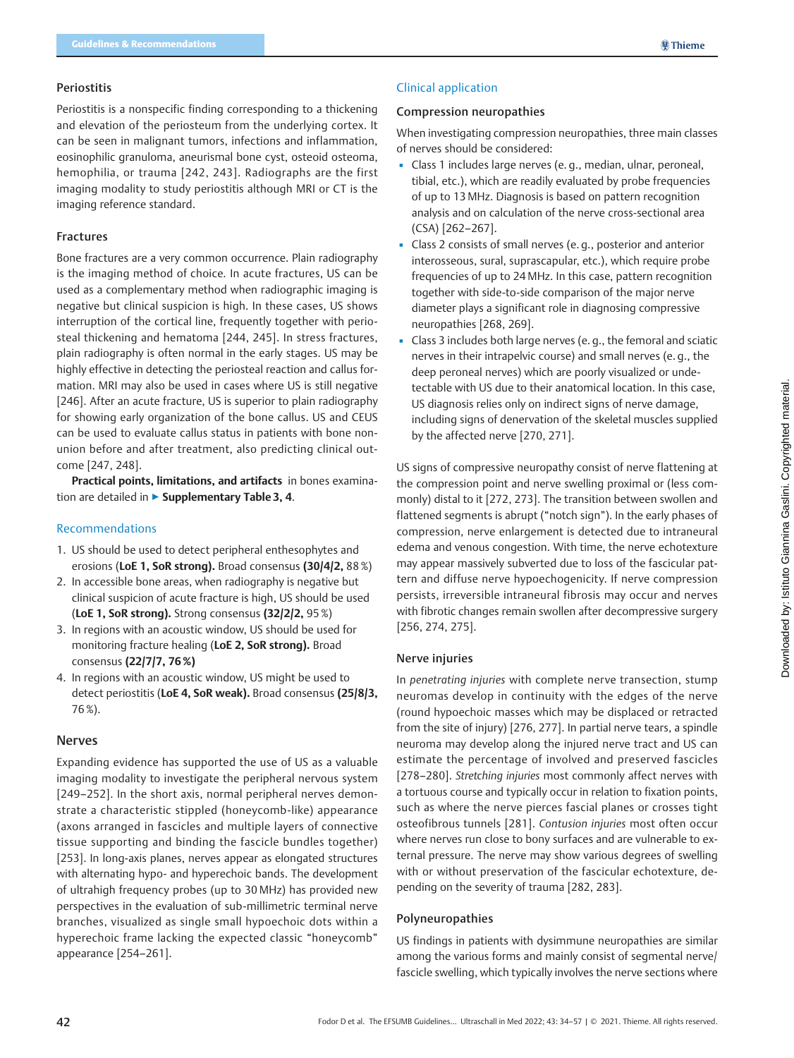### Periostitis

Periostitis is a nonspecific finding corresponding to a thickening and elevation of the periosteum from the underlying cortex. It can be seen in malignant tumors, infections and inflammation, eosinophilic granuloma, aneurismal bone cyst, osteoid osteoma, hemophilia, or trauma [242, 243]. Radiographs are the first imaging modality to study periostitis although MRI or CT is the imaging reference standard.

### Fractures

Bone fractures are a very common occurrence. Plain radiography is the imaging method of choice. In acute fractures, US can be used as a complementary method when radiographic imaging is negative but clinical suspicion is high. In these cases, US shows interruption of the cortical line, frequently together with periosteal thickening and hematoma [244, 245]. In stress fractures, plain radiography is often normal in the early stages. US may be highly effective in detecting the periosteal reaction and callus formation. MRI may also be used in cases where US is still negative [246]. After an acute fracture, US is superior to plain radiography for showing early organization of the bone callus. US and CEUS can be used to evaluate callus status in patients with bone nonunion before and after treatment, also predicting clinical outcome [247, 248].

**Practical points, limitations, and artifacts** in bones examination are detailed in ▶ **Supplementary Table 3, 4**.

### Recommendations

1. US should be used to detect peripheral enthesophytes and erosions (**LoE 1, SoR strong).** Broad consensus **(30/4/2,** 88 %)
2. In accessible bone areas, when radiography is negative but clinical suspicion of acute fracture is high, US should be used (**LoE 1, SoR strong).** Strong consensus **(32/2/2,** 95 %)
3. In regions with an acoustic window, US should be used for monitoring fracture healing (**LoE 2, SoR strong)**. Broad consensus **(22/7/7, 76 %)**
4. In regions with an acoustic window, US might be used to detect periostitis (**LoE 4, SoR weak).** Broad consensus **(25/8/3,** 76 %).

## Nerves

Expanding evidence has supported the use of US as a valuable imaging modality to investigate the peripheral nervous system [249–252]. In the short axis, normal peripheral nerves demonstrate a characteristic stippled (honeycomb-like) appearance (axons arranged in fascicles and multiple layers of connective tissue supporting and binding the fascicle bundles together) [253]. In long-axis planes, nerves appear as elongated structures with alternating hypo- and hyperechoic bands. The development of ultrahigh frequency probes (up to 30 MHz) has provided new perspectives in the evaluation of sub-millimetric terminal nerve branches, visualized as single small hypoechoic dots within a hyperechoic frame lacking the expected classic "honeycomb" appearance [254–261].

### Clinical application

#### Compression neuropathies

When investigating compression neuropathies, three main classes of nerves should be considered:

- Class 1 includes large nerves (e. g., median, ulnar, peroneal, tibial, etc.), which are readily evaluated by probe frequencies of up to 13 MHz. Diagnosis is based on pattern recognition analysis and on calculation of the nerve cross-sectional area (CSA) [262–267].
- Class 2 consists of small nerves (e. g., posterior and anterior interosseous, sural, suprascapular, etc.), which require probe frequencies of up to 24 MHz. In this case, pattern recognition together with side-to-side comparison of the major nerve diameter plays a significant role in diagnosing compressive neuropathies [268, 269].
- Class 3 includes both large nerves (e. g., the femoral and sciatic nerves in their intrapelvic course) and small nerves (e. g., the deep peroneal nerves) which are poorly visualized or undetectable with US due to their anatomical location. In this case, US diagnosis relies only on indirect signs of nerve damage, including signs of denervation of the skeletal muscles supplied by the affected nerve [270, 271].

US signs of compressive neuropathy consist of nerve flattening at the compression point and nerve swelling proximal or (less commonly) distal to it [272, 273]. The transition between swollen and flattened segments is abrupt ("notch sign"). In the early phases of compression, nerve enlargement is detected due to intraneural edema and venous congestion. With time, the nerve echotexture may appear massively subverted due to loss of the fascicular pattern and diffuse nerve hypoechogenicity. If nerve compression persists, irreversible intraneural fibrosis may occur and nerves with fibrotic changes remain swollen after decompressive surgery [256, 274, 275].

#### Nerve injuries

In *penetrating injuries* with complete nerve transection, stump neuromas develop in continuity with the edges of the nerve (round hypoechoic masses which may be displaced or retracted from the site of injury) [276, 277]. In partial nerve tears, a spindle neuroma may develop along the injured nerve tract and US can estimate the percentage of involved and preserved fascicles [278–280]. *Stretching injuries* most commonly affect nerves with a tortuous course and typically occur in relation to fixation points, such as where the nerve pierces fascial planes or crosses tight osteofibrous tunnels [281]. *Contusion injuries* most often occur where nerves run close to bony surfaces and are vulnerable to external pressure. The nerve may show various degrees of swelling with or without preservation of the fascicular echotexture, depending on the severity of trauma [282, 283].

#### Polyneuropathies

US findings in patients with dysimmune neuropathies are similar among the various forms and mainly consist of segmental nerve/fascicle swelling, which typically involves the nerve sections where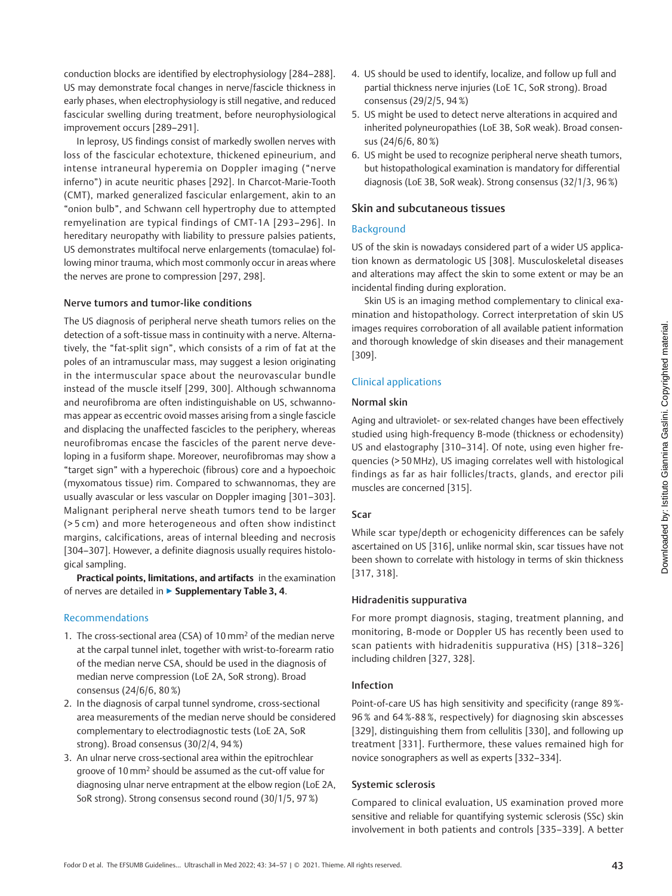conduction blocks are identified by electrophysiology [284–288]. US may demonstrate focal changes in nerve/fascicle thickness in early phases, when electrophysiology is still negative, and reduced fascicular swelling during treatment, before neurophysiological improvement occurs [289–291].

In leprosy, US findings consist of markedly swollen nerves with loss of the fascicular echotexture, thickened epineurium, and intense intraneural hyperemia on Doppler imaging ("nerve inferno") in acute neuritic phases [292]. In Charcot-Marie-Tooth (CMT), marked generalized fascicular enlargement, akin to an "onion bulb", and Schwann cell hypertrophy due to attempted remyelination are typical findings of CMT-1A [293–296]. In hereditary neuropathy with liability to pressure palsies patients, US demonstrates multifocal nerve enlargements (tomaculae) following minor trauma, which most commonly occur in areas where the nerves are prone to compression [297, 298].

### Nerve tumors and tumor-like conditions

The US diagnosis of peripheral nerve sheath tumors relies on the detection of a soft-tissue mass in continuity with a nerve. Alternatively, the "fat-split sign", which consists of a rim of fat at the poles of an intramuscular mass, may suggest a lesion originating in the intermuscular space about the neurovascular bundle instead of the muscle itself [299, 300]. Although schwannoma and neurofibroma are often indistinguishable on US, schwannomas appear as eccentric ovoid masses arising from a single fascicle and displacing the unaffected fascicles to the periphery, whereas neurofibromas encase the fascicles of the parent nerve developing in a fusiform shape. Moreover, neurofibromas may show a "target sign" with a hyperechoic (fibrous) core and a hypoechoic (myxomatous tissue) rim. Compared to schwannomas, they are usually avascular or less vascular on Doppler imaging [301–303]. Malignant peripheral nerve sheath tumors tend to be larger (> 5 cm) and more heterogeneous and often show indistinct margins, calcifications, areas of internal bleeding and necrosis [304–307]. However, a definite diagnosis usually requires histological sampling.

**Practical points, limitations, and artifacts** in the examination of nerves are detailed in ► **Supplementary Table 3, 4**.

### Recommendations

1. The cross-sectional area (CSA) of 10 mm$^2$ of the median nerve at the carpal tunnel inlet, together with wrist-to-forearm ratio of the median nerve CSA, should be used in the diagnosis of median nerve compression (LoE 2A, SoR strong). Broad consensus (24/6/6, 80 %)
2. In the diagnosis of carpal tunnel syndrome, cross-sectional area measurements of the median nerve should be considered complementary to electrodiagnostic tests (LoE 2A, SoR strong). Broad consensus (30/2/4, 94 %)
3. An ulnar nerve cross-sectional area within the epitrochlear groove of 10 mm$^2$ should be assumed as the cut-off value for diagnosing ulnar nerve entrapment at the elbow region (LoE 2A, SoR strong). Strong consensus second round (30/1/5, 97 %)
4. US should be used to identify, localize, and follow up full and partial thickness nerve injuries (LoE 1C, SoR strong). Broad consensus (29/2/5, 94 %)
5. US might be used to detect nerve alterations in acquired and inherited polyneuropathies (LoE 3B, SoR weak). Broad consensus (24/6/6, 80 %)
6. US might be used to recognize peripheral nerve sheath tumors, but histopathological examination is mandatory for differential diagnosis (LoE 3B, SoR weak). Strong consensus (32/1/3, 96 %)

## Skin and subcutaneous tissues

### Background

US of the skin is nowadays considered part of a wider US application known as dermatologic US [308]. Musculoskeletal diseases and alterations may affect the skin to some extent or may be an incidental finding during exploration.

Skin US is an imaging method complementary to clinical examination and histopathology. Correct interpretation of skin US images requires corroboration of all available patient information and thorough knowledge of skin diseases and their management [309].

### Clinical applications

#### Normal skin

Aging and ultraviolet- or sex-related changes have been effectively studied using high-frequency B-mode (thickness or echodensity) US and elastography [310–314]. Of note, using even higher frequencies (> 50 MHz), US imaging correlates well with histological findings as far as hair follicles/tracts, glands, and erector pili muscles are concerned [315].

#### Scar

While scar type/depth or echogenicity differences can be safely ascertained on US [316], unlike normal skin, scar tissues have not been shown to correlate with histology in terms of skin thickness [317, 318].

#### Hidradenitis suppurativa

For more prompt diagnosis, staging, treatment planning, and monitoring, B-mode or Doppler US has recently been used to scan patients with hidradenitis suppurativa (HS) [318–326] including children [327, 328].

#### Infection

Point-of-care US has high sensitivity and specificity (range 89 %-96 % and 64 %-88 %, respectively) for diagnosing skin abscesses [329], distinguishing them from cellulitis [330], and following up treatment [331]. Furthermore, these values remained high for novice sonographers as well as experts [332–334].

#### Systemic sclerosis

Compared to clinical evaluation, US examination proved more sensitive and reliable for quantifying systemic sclerosis (SSc) skin involvement in both patients and controls [335–339]. A better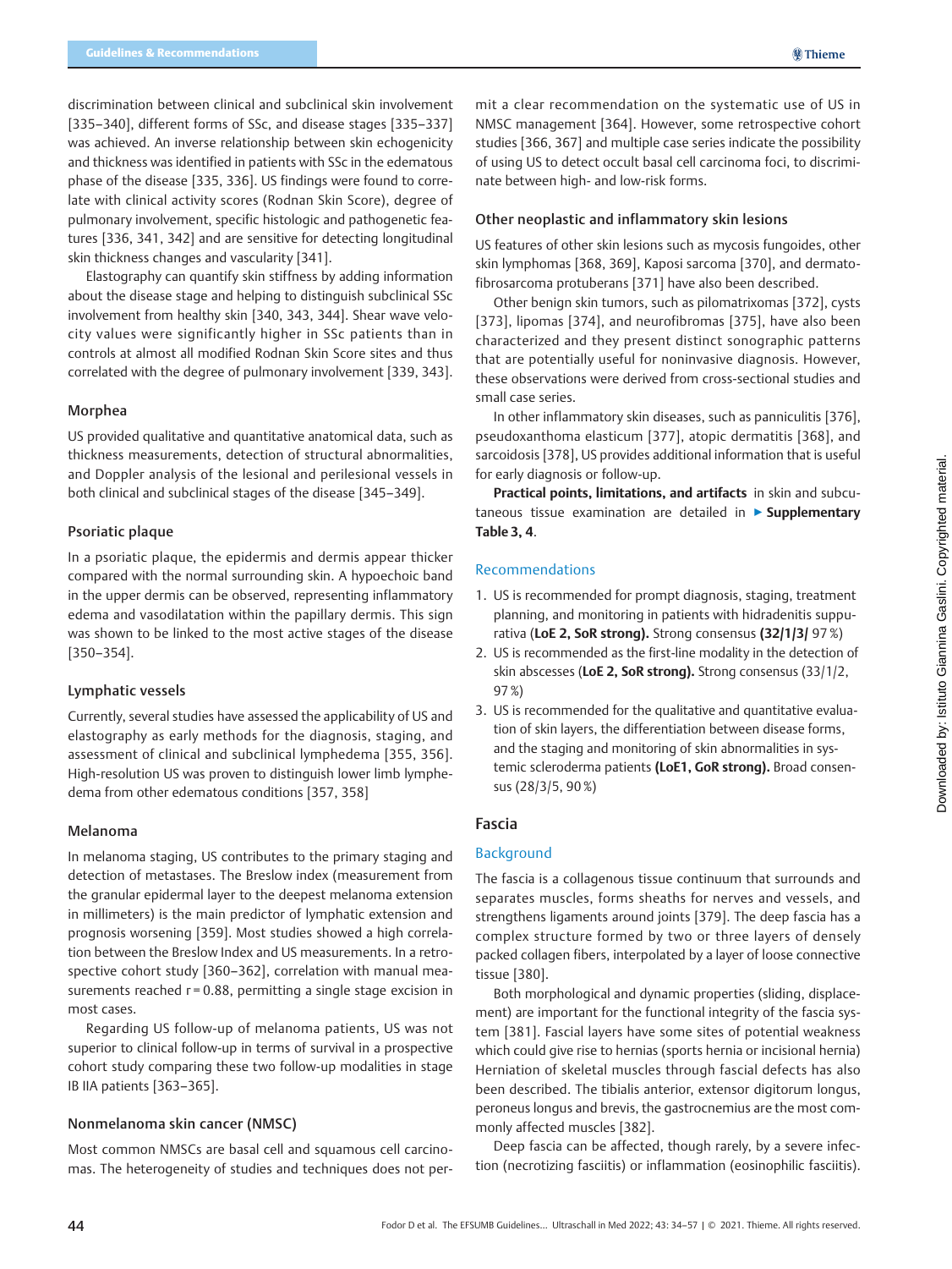discrimination between clinical and subclinical skin involvement [335–340], different forms of SSc, and disease stages [335–337] was achieved. An inverse relationship between skin echogenicity and thickness was identified in patients with SSc in the edematous phase of the disease [335, 336]. US findings were found to correlate with clinical activity scores (Rodnan Skin Score), degree of pulmonary involvement, specific histologic and pathogenetic features [336, 341, 342] and are sensitive for detecting longitudinal skin thickness changes and vascularity [341].

Elastography can quantify skin stiffness by adding information about the disease stage and helping to distinguish subclinical SSc involvement from healthy skin [340, 343, 344]. Shear wave velocity values were significantly higher in SSc patients than in controls at almost all modified Rodnan Skin Score sites and thus correlated with the degree of pulmonary involvement [339, 343].

### Morphea

US provided qualitative and quantitative anatomical data, such as thickness measurements, detection of structural abnormalities, and Doppler analysis of the lesional and perilesional vessels in both clinical and subclinical stages of the disease [345–349].

### Psoriatic plaque

In a psoriatic plaque, the epidermis and dermis appear thicker compared with the normal surrounding skin. A hypoechoic band in the upper dermis can be observed, representing inflammatory edema and vasodilatation within the papillary dermis. This sign was shown to be linked to the most active stages of the disease [350–354].

### Lymphatic vessels

Currently, several studies have assessed the applicability of US and elastography as early methods for the diagnosis, staging, and assessment of clinical and subclinical lymphedema [355, 356]. High-resolution US was proven to distinguish lower limb lymphedema from other edematous conditions [357, 358]

### Melanoma

In melanoma staging, US contributes to the primary staging and detection of metastases. The Breslow index (measurement from the granular epidermal layer to the deepest melanoma extension in millimeters) is the main predictor of lymphatic extension and prognosis worsening [359]. Most studies showed a high correlation between the Breslow Index and US measurements. In a retrospective cohort study [360–362], correlation with manual measurements reached r = 0.88, permitting a single stage excision in most cases.

Regarding US follow-up of melanoma patients, US was not superior to clinical follow-up in terms of survival in a prospective cohort study comparing these two follow-up modalities in stage IB IIA patients [363–365].

### Nonmelanoma skin cancer (NMSC)

Most common NMSCs are basal cell and squamous cell carcinomas. The heterogeneity of studies and techniques does not permit a clear recommendation on the systematic use of US in NMSC management [364]. However, some retrospective cohort studies [366, 367] and multiple case series indicate the possibility of using US to detect occult basal cell carcinoma foci, to discriminate between high- and low-risk forms.

### Other neoplastic and inflammatory skin lesions

US features of other skin lesions such as mycosis fungoides, other skin lymphomas [368, 369], Kaposi sarcoma [370], and dermatofibrosarcoma protuberans [371] have also been described.

Other benign skin tumors, such as pilomatrixomas [372], cysts [373], lipomas [374], and neurofibromas [375], have also been characterized and they present distinct sonographic patterns that are potentially useful for noninvasive diagnosis. However, these observations were derived from cross-sectional studies and small case series.

In other inflammatory skin diseases, such as panniculitis [376], pseudoxanthoma elasticum [377], atopic dermatitis [368], and sarcoidosis [378], US provides additional information that is useful for early diagnosis or follow-up.

**Practical points, limitations, and artifacts** in skin and subcutaneous tissue examination are detailed in ▶ **Supplementary Table 3, 4**.

### Recommendations

1. US is recommended for prompt diagnosis, staging, treatment planning, and monitoring in patients with hidradenitis suppurativa (**LoE 2, SoR strong).** Strong consensus **(32/1/3/** 97 %)
2. US is recommended as the first-line modality in the detection of skin abscesses (**LoE 2, SoR strong).** Strong consensus (33/1/2, 97 %)
3. US is recommended for the qualitative and quantitative evaluation of skin layers, the differentiation between disease forms, and the staging and monitoring of skin abnormalities in systemic scleroderma patients **(LoE1, GoR strong).** Broad consensus (28/3/5, 90 %)

## Fascia

### Background

The fascia is a collagenous tissue continuum that surrounds and separates muscles, forms sheaths for nerves and vessels, and strengthens ligaments around joints [379]. The deep fascia has a complex structure formed by two or three layers of densely packed collagen fibers, interpolated by a layer of loose connective tissue [380].

Both morphological and dynamic properties (sliding, displacement) are important for the functional integrity of the fascia system [381]. Fascial layers have some sites of potential weakness which could give rise to hernias (sports hernia or incisional hernia) Herniation of skeletal muscles through fascial defects has also been described. The tibialis anterior, extensor digitorum longus, peroneus longus and brevis, the gastrocnemius are the most commonly affected muscles [382].

Deep fascia can be affected, though rarely, by a severe infection (necrotizing fasciitis) or inflammation (eosinophilic fasciitis).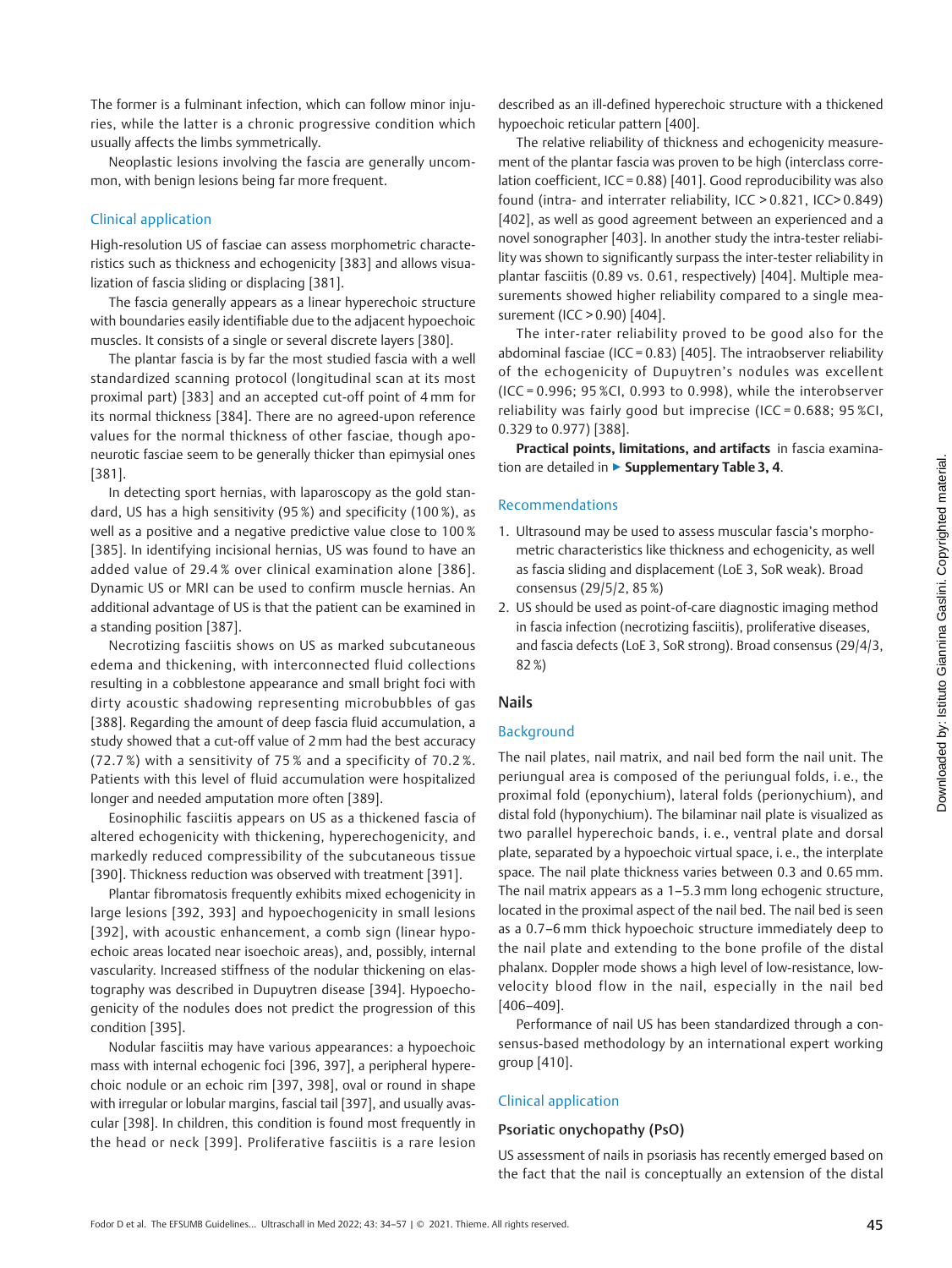The former is a fulminant infection, which can follow minor injuries, while the latter is a chronic progressive condition which usually affects the limbs symmetrically.

Neoplastic lesions involving the fascia are generally uncommon, with benign lesions being far more frequent.

### Clinical application

High-resolution US of fasciae can assess morphometric characteristics such as thickness and echogenicity [383] and allows visualization of fascia sliding or displacing [381].

The fascia generally appears as a linear hyperechoic structure with boundaries easily identifiable due to the adjacent hypoechoic muscles. It consists of a single or several discrete layers [380].

The plantar fascia is by far the most studied fascia with a well standardized scanning protocol (longitudinal scan at its most proximal part) [383] and an accepted cut-off point of 4 mm for its normal thickness [384]. There are no agreed-upon reference values for the normal thickness of other fasciae, though aponeurotic fasciae seem to be generally thicker than epimysial ones [381].

In detecting sport hernias, with laparoscopy as the gold standard, US has a high sensitivity (95 %) and specificity (100 %), as well as a positive and a negative predictive value close to 100 % [385]. In identifying incisional hernias, US was found to have an added value of 29.4 % over clinical examination alone [386]. Dynamic US or MRI can be used to confirm muscle hernias. An additional advantage of US is that the patient can be examined in a standing position [387].

Necrotizing fasciitis shows on US as marked subcutaneous edema and thickening, with interconnected fluid collections resulting in a cobblestone appearance and small bright foci with dirty acoustic shadowing representing microbubbles of gas [388]. Regarding the amount of deep fascia fluid accumulation, a study showed that a cut-off value of 2 mm had the best accuracy (72.7 %) with a sensitivity of 75 % and a specificity of 70.2 %. Patients with this level of fluid accumulation were hospitalized longer and needed amputation more often [389].

Eosinophilic fasciitis appears on US as a thickened fascia of altered echogenicity with thickening, hyperechogenicity, and markedly reduced compressibility of the subcutaneous tissue [390]. Thickness reduction was observed with treatment [391].

Plantar fibromatosis frequently exhibits mixed echogenicity in large lesions [392, 393] and hypoechogenicity in small lesions [392], with acoustic enhancement, a comb sign (linear hypoechoic areas located near isoechoic areas), and, possibly, internal vascularity. Increased stiffness of the nodular thickening on elastography was described in Dupuytren disease [394]. Hypoechogenicity of the nodules does not predict the progression of this condition [395].

Nodular fasciitis may have various appearances: a hypoechoic mass with internal echogenic foci [396, 397], a peripheral hyperechoic nodule or an echoic rim [397, 398], oval or round in shape with irregular or lobular margins, fascial tail [397], and usually avascular [398]. In children, this condition is found most frequently in the head or neck [399]. Proliferative fasciitis is a rare lesion described as an ill-defined hyperechoic structure with a thickened hypoechoic reticular pattern [400].

The relative reliability of thickness and echogenicity measurement of the plantar fascia was proven to be high (interclass correlation coefficient, ICC = 0.88) [401]. Good reproducibility was also found (intra- and interrater reliability, ICC > 0.821, ICC > 0.849) [402], as well as good agreement between an experienced and a novel sonographer [403]. In another study the intra-tester reliability was shown to significantly surpass the inter-tester reliability in plantar fasciitis (0.89 vs. 0.61, respectively) [404]. Multiple measurements showed higher reliability compared to a single measurement (ICC > 0.90) [404].

The inter-rater reliability proved to be good also for the abdominal fasciae (ICC = 0.83) [405]. The intraobserver reliability of the echogenicity of Dupuytren's nodules was excellent (ICC = 0.996; 95 %CI, 0.993 to 0.998), while the interobserver reliability was fairly good but imprecise (ICC = 0.688; 95 %CI, 0.329 to 0.977) [388].

**Practical points, limitations, and artifacts** in fascia examination are detailed in ▶ **Supplementary Table 3, 4**.

### Recommendations

1. Ultrasound may be used to assess muscular fascia's morphometric characteristics like thickness and echogenicity, as well as fascia sliding and displacement (LoE 3, SoR weak). Broad consensus (29/5/2, 85 %)
2. US should be used as point-of-care diagnostic imaging method in fascia infection (necrotizing fasciitis), proliferative diseases, and fascia defects (LoE 3, SoR strong). Broad consensus (29/4/3, 82 %)

## Nails

### Background

The nail plates, nail matrix, and nail bed form the nail unit. The periungual area is composed of the periungual folds, i. e., the proximal fold (eponychium), lateral folds (perionychium), and distal fold (hyponychium). The bilaminar nail plate is visualized as two parallel hyperechoic bands, i. e., ventral plate and dorsal plate, separated by a hypoechoic virtual space, i. e., the interplate space. The nail plate thickness varies between 0.3 and 0.65 mm. The nail matrix appears as a 1–5.3 mm long echogenic structure, located in the proximal aspect of the nail bed. The nail bed is seen as a 0.7–6 mm thick hypoechoic structure immediately deep to the nail plate and extending to the bone profile of the distal phalanx. Doppler mode shows a high level of low-resistance, low-velocity blood flow in the nail, especially in the nail bed [406–409].

Performance of nail US has been standardized through a consensus-based methodology by an international expert working group [410].

### Clinical application

#### Psoriatic onychopathy (PsO)

US assessment of nails in psoriasis has recently emerged based on the fact that the nail is conceptually an extension of the distal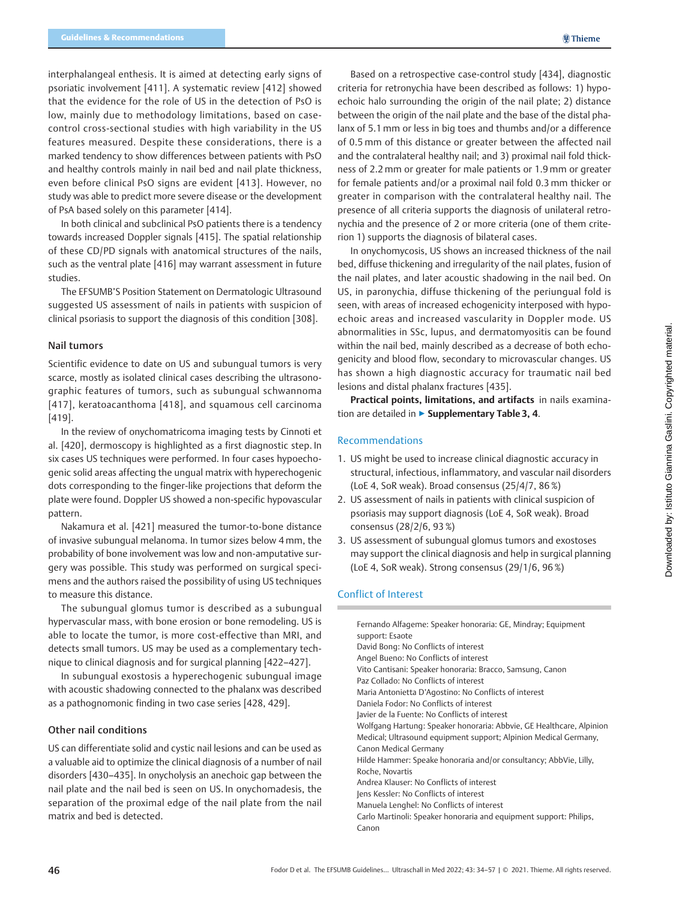interphalangeal enthesis. It is aimed at detecting early signs of psoriatic involvement [411]. A systematic review [412] showed that the evidence for the role of US in the detection of PsO is low, mainly due to methodology limitations, based on case-control cross-sectional studies with high variability in the US features measured. Despite these considerations, there is a marked tendency to show differences between patients with PsO and healthy controls mainly in nail bed and nail plate thickness, even before clinical PsO signs are evident [413]. However, no study was able to predict more severe disease or the development of PsA based solely on this parameter [414].

In both clinical and subclinical PsO patients there is a tendency towards increased Doppler signals [415]. The spatial relationship of these CD/PD signals with anatomical structures of the nails, such as the ventral plate [416] may warrant assessment in future studies.

The EFSUMB'S Position Statement on Dermatologic Ultrasound suggested US assessment of nails in patients with suspicion of clinical psoriasis to support the diagnosis of this condition [308].

### Nail tumors

Scientific evidence to date on US and subungual tumors is very scarce, mostly as isolated clinical cases describing the ultrasonographic features of tumors, such as subungual schwannoma [417], keratoacanthoma [418], and squamous cell carcinoma [419].

In the review of onychomatricoma imaging tests by Cinnoti et al. [420], dermoscopy is highlighted as a first diagnostic step. In six cases US techniques were performed. In four cases hypoechogenic solid areas affecting the ungual matrix with hyperechogenic dots corresponding to the finger-like projections that deform the plate were found. Doppler US showed a non-specific hypovascular pattern.

Nakamura et al. [421] measured the tumor-to-bone distance of invasive subungual melanoma. In tumor sizes below 4 mm, the probability of bone involvement was low and non-amputative surgery was possible. This study was performed on surgical specimens and the authors raised the possibility of using US techniques to measure this distance.

The subungual glomus tumor is described as a subungual hypervascular mass, with bone erosion or bone remodeling. US is able to locate the tumor, is more cost-effective than MRI, and detects small tumors. US may be used as a complementary technique to clinical diagnosis and for surgical planning [422–427].

In subungual exostosis a hyperechogenic subungual image with acoustic shadowing connected to the phalanx was described as a pathognomonic finding in two case series [428, 429].

### Other nail conditions

US can differentiate solid and cystic nail lesions and can be used as a valuable aid to optimize the clinical diagnosis of a number of nail disorders [430–435]. In onycholysis an anechoic gap between the nail plate and the nail bed is seen on US. In onychomadesis, the separation of the proximal edge of the nail plate from the nail matrix and bed is detected.

Based on a retrospective case-control study [434], diagnostic criteria for retronychia have been described as follows: 1) hypoechoic halo surrounding the origin of the nail plate; 2) distance between the origin of the nail plate and the base of the distal phalanx of 5.1 mm or less in big toes and thumbs and/or a difference of 0.5 mm of this distance or greater between the affected nail and the contralateral healthy nail; and 3) proximal nail fold thickness of 2.2 mm or greater for male patients or 1.9 mm or greater for female patients and/or a proximal nail fold 0.3 mm thicker or greater in comparison with the contralateral healthy nail. The presence of all criteria supports the diagnosis of unilateral retronychia and the presence of 2 or more criteria (one of them criterion 1) supports the diagnosis of bilateral cases.

In onychomycosis, US shows an increased thickness of the nail bed, diffuse thickening and irregularity of the nail plates, fusion of the nail plates, and later acoustic shadowing in the nail bed. On US, in paronychia, diffuse thickening of the periungual fold is seen, with areas of increased echogenicity interposed with hypoechoic areas and increased vascularity in Doppler mode. US abnormalities in SSc, lupus, and dermatomyositis can be found within the nail bed, mainly described as a decrease of both echogenicity and blood flow, secondary to microvascular changes. US has shown a high diagnostic accuracy for traumatic nail bed lesions and distal phalanx fractures [435].

**Practical points, limitations, and artifacts** in nails examination are detailed in ► **Supplementary Table 3, 4**.

## Recommendations

1. US might be used to increase clinical diagnostic accuracy in structural, infectious, inflammatory, and vascular nail disorders (LoE 4, SoR weak). Broad consensus (25/4/7, 86 %)
2. US assessment of nails in patients with clinical suspicion of psoriasis may support diagnosis (LoE 4, SoR weak). Broad consensus (28/2/6, 93 %)
3. US assessment of subungual glomus tumors and exostoses may support the clinical diagnosis and help in surgical planning (LoE 4, SoR weak). Strong consensus (29/1/6, 96 %)

## Conflict of Interest

Fernando Alfageme: Speaker honoraria: GE, Mindray; Equipment support: Esaote
David Bong: No Conflicts of interest
Angel Bueno: No Conflicts of interest
Vito Cantisani: Speaker honoraria: Bracco, Samsung, Canon
Paz Collado: No Conflicts of interest
Maria Antonietta D'Agostino: No Conflicts of interest
Daniela Fodor: No Conflicts of interest
Javier de la Fuente: No Conflicts of interest
Wolfgang Hartung: Speaker honoraria: Abbvie, GE Healthcare, Alpinion Medical; Ultrasound equipment support; Alpinion Medical Germany, Canon Medical Germany
Hilde Hammer: Speake honoraria and/or consultancy; AbbVie, Lilly, Roche, Novartis
Andrea Klauser: No Conflicts of interest
Jens Kessler: No Conflicts of interest
Manuela Lenghel: No Conflicts of interest
Carlo Martinoli: Speaker honoraria and equipment support: Philips, Canon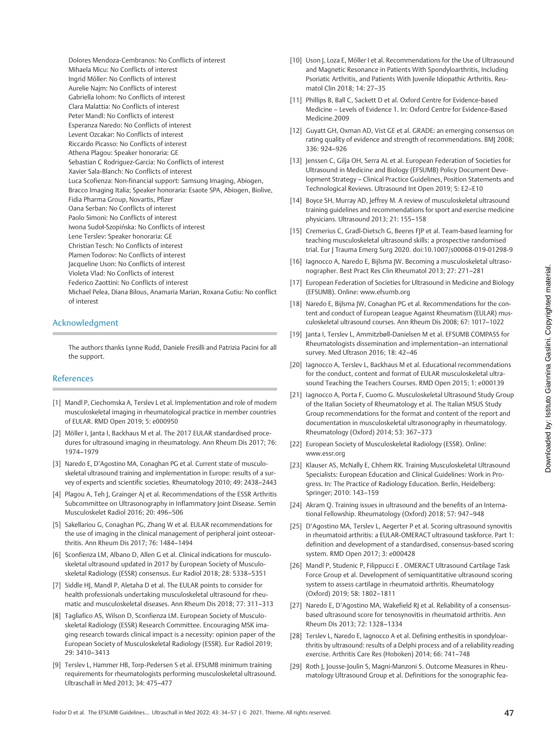Dolores Mendoza-Cembranos: No Conflicts of interest
Mihaela Micu: No Conflicts of interest
Ingrid Möller: No Conflicts of interest
Aurelie Najm: No Conflicts of interest
Gabriella Iohom: No Conflicts of interest
Clara Malattia: No Conflicts of interest
Peter Mandl: No Conflicts of interest
Esperanza Naredo: No Conflicts of interest
Levent Ozcakar: No Conflicts of interest
Riccardo Picasso: No Conflicts of interest
Athena Plagou: Speaker honoraria: GE
Sebastian C Rodriguez-Garcia: No Conflicts of interest
Xavier Sala-Blanch: No Conflicts of interest
Luca Scofienza: Non-financial support: Samsung Imaging, Abiogen, Bracco Imaging Italia; Speaker honoraria: Esaote SPA, Abiogen, Biolive, Fidia Pharma Group, Novartis, Pfizer
Oana Serban: No Conflicts of interest
Paolo Simoni: No Conflicts of interest
Iwona Sudoł-Szopińska: No Conflicts of interest
Lene Terslev: Speaker honoraria: GE
Christian Tesch: No Conflicts of interest
Plamen Todorov: No Conflicts of interest
Jacqueline Uson: No Conflicts of interest
Violeta Vlad: No Conflicts of interest
Federico Zaottini: No Conflicts of interest
Michael Pelea, Diana Bilous, Anamaria Marian, Roxana Gutiu: No conflict of interest

## Acknowledgment

The authors thanks Lynne Rudd, Daniele Fresilli and Patrizia Pacini for all the support.

## References

[1] Mandl P, Ciechomska A, Terslev L et al. Implementation and role of modern musculoskeletal imaging in rheumatological practice in member countries of EULAR. RMD Open 2019; 5: e000950

[2] Möller I, Janta I, Backhaus M et al. The 2017 EULAR standardised procedures for ultrasound imaging in rheumatology. Ann Rheum Dis 2017; 76: 1974–1979

[3] Naredo E, D'Agostino MA, Conaghan PG et al. Current state of musculoskeletal ultrasound training and implementation in Europe: results of a survey of experts and scientific societies. Rheumatology 2010; 49: 2438–2443

[4] Plagou A, Teh J, Grainger AJ et al. Recommendations of the ESSR Arthritis Subcommittee on Ultrasonography in Inflammatory Joint Disease. Semin Musculoskelet Radiol 2016; 20: 496–506

[5] Sakellariou G, Conaghan PG, Zhang W et al. EULAR recommendations for the use of imaging in the clinical management of peripheral joint osteoarthritis. Ann Rheum Dis 2017; 76: 1484–1494

[6] Sconfienza LM, Albano D, Allen G et al. Clinical indications for musculoskeletal ultrasound updated in 2017 by European Society of Musculoskeletal Radiology (ESSR) consensus. Eur Radiol 2018; 28: 5338–5351

[7] Siddle HJ, Mandl P, Aletaha D et al. The EULAR points to consider for health professionals undertaking musculoskeletal ultrasound for rheumatic and musculoskeletal diseases. Ann Rheum Dis 2018; 77: 311–313

[8] Tagliafico AS, Wilson D, Sconfienza LM. European Society of Musculoskeletal Radiology (ESSR) Research Committee. Encouraging MSK imaging research towards clinical impact is a necessity: opinion paper of the European Society of Musculoskeletal Radiology (ESSR). Eur Radiol 2019; 29: 3410–3413

[9] Terslev L, Hammer HB, Torp-Pedersen S et al. EFSUMB minimum training requirements for rheumatologists performing musculoskeletal ultrasound. Ultraschall in Med 2013; 34: 475–477

[10] Uson J, Loza E, Möller I et al. Recommendations for the Use of Ultrasound and Magnetic Resonance in Patients With Spondyloarthritis, Including Psoriatic Arthritis, and Patients With Juvenile Idiopathic Arthritis. Reumatol Clin 2018; 14: 27–35

[11] Phillips B, Ball C, Sackett D et al. Oxford Centre for Evidence-based Medicine – Levels of Evidence 1. In: Oxford Centre for Evidence-Based Medicine.2009

[12] Guyatt GH, Oxman AD, Vist GE et al. GRADE: an emerging consensus on rating quality of evidence and strength of recommendations. BMJ 2008; 336: 924–926

[13] Jenssen C, Gilja OH, Serra AL et al. European Federation of Societies for Ultrasound in Medicine and Biology (EFSUMB) Policy Document Development Strategy – Clinical Practice Guidelines, Position Statements and Technological Reviews. Ultrasound Int Open 2019; 5: E2–E10

[14] Boyce SH, Murray AD, Jeffrey M. A review of musculoskeletal ultrasound training guidelines and recommendations for sport and exercise medicine physicians. Ultrasound 2013; 21: 155–158

[15] Cremerius C, Gradl-Dietsch G, Beeres FJP et al. Team-based learning for teaching musculoskeletal ultrasound skills: a prospective randomised trial. Eur J Trauma Emerg Surg 2020. doi:10.1007/s00068-019-01298-9

[16] Iagnocco A, Naredo E, Bijlsma JW. Becoming a musculoskeletal ultrasonographer. Best Pract Res Clin Rheumatol 2013; 27: 271–281

[17] European Federation of Societies for Ultrasound in Medicine and Biology (EFSUMB). Online: www.efsumb.org

[18] Naredo E, Bijlsma JW, Conaghan PG et al. Recommendations for the content and conduct of European League Against Rheumatism (EULAR) musculoskeletal ultrasound courses. Ann Rheum Dis 2008; 67: 1017–1022

[19] Janta I, Terslev L, Ammitzbøll-Danielsen M et al. EFSUMB COMPASS for Rheumatologists dissemination and implementation–an international survey. Med Ultrason 2016; 18: 42–46

[20] Iagnocco A, Terslev L, Backhaus M et al. Educational recommendations for the conduct, content and format of EULAR musculoskeletal ultrasound Teaching the Teachers Courses. RMD Open 2015; 1: e000139

[21] Iagnocco A, Porta F, Cuomo G. Musculoskeletal Ultrasound Study Group of the Italian Society of Rheumatology et al. The Italian MSUS Study Group recommendations for the format and content of the report and documentation in musculoskeletal ultrasonography in rheumatology. Rheumatology (Oxford) 2014; 53: 367–373

[22] European Society of Musculoskeletal Radiology (ESSR). Online: www.essr.org

[23] Klauser AS, McNally E, Chhem RK. Training Musculoskeletal Ultrasound Specialists: European Education and Clinical Guidelines: Work in Progress. In: The Practice of Radiology Education. Berlin, Heidelberg: Springer; 2010: 143–159

[24] Akram Q. Training issues in ultrasound and the benefits of an International Fellowship. Rheumatology (Oxford) 2018; 57: 947–948

[25] D'Agostino MA, Terslev L, Aegerter P et al. Scoring ultrasound synovitis in rheumatoid arthritis: a EULAR-OMERACT ultrasound taskforce. Part 1: definition and development of a standardised, consensus-based scoring system. RMD Open 2017; 3: e000428

[26] Mandl P, Studenic P, Filippucci E . OMERACT Ultrasound Cartilage Task Force Group et al. Development of semiquantitative ultrasound scoring system to assess cartilage in rheumatoid arthritis. Rheumatology (Oxford) 2019; 58: 1802–1811

[27] Naredo E, D'Agostino MA, Wakefield RJ et al. Reliability of a consensus-based ultrasound score for tenosynovitis in rheumatoid arthritis. Ann Rheum Dis 2013; 72: 1328–1334

[28] Terslev L, Naredo E, Iagnocco A et al. Defining enthesitis in spondyloarthritis by ultrasound: results of a Delphi process and of a reliability reading exercise. Arthritis Care Res (Hoboken) 2014; 66: 741–748

[29] Roth J, Jousse-Joulin S, Magni-Manzoni S. Outcome Measures in Rheumatology Ultrasound Group et al. Definitions for the sonographic fea-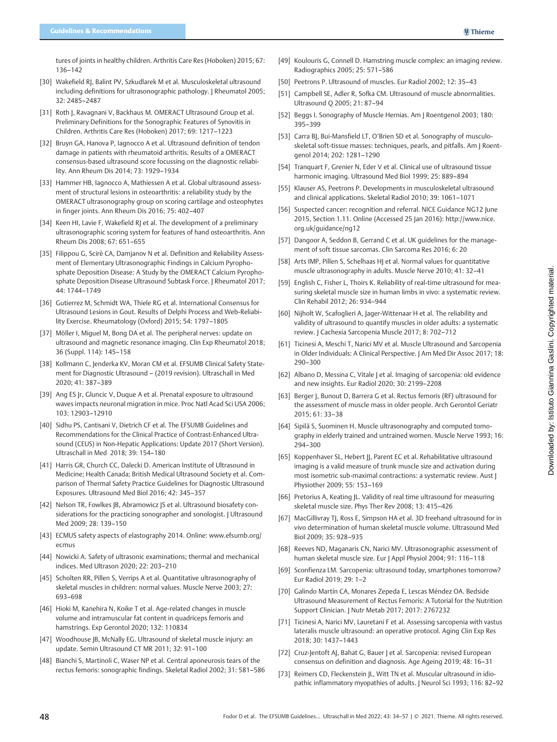tures of joints in healthy children. Arthritis Care Res (Hoboken) 2015; 67: 136–142

[30] Wakefield RJ, Balint PV, Szkudlarek M et al. Musculoskeletal ultrasound including definitions for ultrasonographic pathology. J Rheumatol 2005; 32: 2485–2487

[31] Roth J, Ravagnani V, Backhaus M. OMERACT Ultrasound Group et al. Preliminary Definitions for the Sonographic Features of Synovitis in Children. Arthritis Care Res (Hoboken) 2017; 69: 1217–1223

[32] Bruyn GA, Hanova P, Iagnocco A et al. Ultrasound definition of tendon damage in patients with rheumatoid arthritis. Results of a OMERACT consensus-based ultrasound score focussing on the diagnostic reliability. Ann Rheum Dis 2014; 73: 1929–1934

[33] Hammer HB, Iagnocco A, Mathiessen A et al. Global ultrasound assessment of structural lesions in osteoarthritis: a reliability study by the OMERACT ultrasonography group on scoring cartilage and osteophytes in finger joints. Ann Rheum Dis 2016; 75: 402–407

[34] Keen HI, Lavie F, Wakefield RJ et al. The development of a preliminary ultrasonographic scoring system for features of hand osteoarthritis. Ann Rheum Dis 2008; 67: 651–655

[35] Filippou G, Scirè CA, Damjanov N et al. Definition and Reliability Assessment of Elementary Ultrasonographic Findings in Calcium Pyrophosphate Deposition Disease: A Study by the OMERACT Calcium Pyrophosphate Deposition Disease Ultrasound Subtask Force. J Rheumatol 2017; 44: 1744–1749

[36] Gutierrez M, Schmidt WA, Thiele RG et al. International Consensus for Ultrasound Lesions in Gout. Results of Delphi Process and Web-Reliability Exercise. Rheumatology (Oxford) 2015; 54: 1797–1805

[37] Möller I, Miguel M, Bong DA et al. The peripheral nerves: update on ultrasound and magnetic resonance imaging. Clin Exp Rheumatol 2018; 36 (Suppl. 114): 145–158

[38] Kollmann C, Jenderka KV, Moran CM et al. EFSUMB Clinical Safety Statement for Diagnostic Ultrasound – (2019 revision). Ultraschall in Med 2020; 41: 387–389

[39] Ang ES Jr, Gluncic V, Duque A et al. Prenatal exposure to ultrasound waves impacts neuronal migration in mice. Proc Natl Acad Sci USA 2006; 103: 12903–12910

[40] Sidhu PS, Cantisani V, Dietrich CF et al. The EFSUMB Guidelines and Recommendations for the Clinical Practice of Contrast-Enhanced Ultrasound (CEUS) in Non-Hepatic Applications: Update 2017 (Short Version). Ultraschall in Med 2018; 39: 154–180

[41] Harris GR, Church CC, Dalecki D. American Institute of Ultrasound in Medicine; Health Canada; British Medical Ultrasound Society et al. Comparison of Thermal Safety Practice Guidelines for Diagnostic Ultrasound Exposures. Ultrasound Med Biol 2016; 42: 345–357

[42] Nelson TR, Fowlkes JB, Abramowicz JS et al. Ultrasound biosafety considerations for the practicing sonographer and sonologist. J Ultrasound Med 2009; 28: 139–150

[43] ECMUS safety aspects of elastography 2014. Online: www.efsumb.org/ecmus

[44] Nowicki A. Safety of ultrasonic examinations; thermal and mechanical indices. Med Ultrason 2020; 22: 203–210

[45] Scholten RR, Pillen S, Verrips A et al. Quantitative ultrasonography of skeletal muscles in children: normal values. Muscle Nerve 2003; 27: 693–698

[46] Hioki M, Kanehira N, Koike T et al. Age-related changes in muscle volume and intramuscular fat content in quadriceps femoris and hamstrings. Exp Gerontol 2020; 132: 110834

[47] Woodhouse JB, McNally EG. Ultrasound of skeletal muscle injury: an update. Semin Ultrasound CT MR 2011; 32: 91–100

[48] Bianchi S, Martinoli C, Waser NP et al. Central aponeurosis tears of the rectus femoris: sonographic findings. Skeletal Radiol 2002; 31: 581–586

[49] Koulouris G, Connell D. Hamstring muscle complex: an imaging review. Radiographics 2005; 25: 571–586

[50] Peetrons P. Ultrasound of muscles. Eur Radiol 2002; 12: 35–43

[51] Campbell SE, Adler R, Sofka CM. Ultrasound of muscle abnormalities. Ultrasound Q 2005; 21: 87–94

[52] Beggs I. Sonography of Muscle Hernias. Am J Roentgenol 2003; 180: 395–399

[53] Carra BJ, Bui-Mansfield LT, O'Brien SD et al. Sonography of musculoskeletal soft-tissue masses: techniques, pearls, and pitfalls. Am J Roentgenol 2014; 202: 1281–1290

[54] Tranquart F, Grenier N, Eder V et al. Clinical use of ultrasound tissue harmonic imaging. Ultrasound Med Biol 1999; 25: 889–894

[55] Klauser AS, Peetrons P. Developments in musculoskeletal ultrasound and clinical applications. Skeletal Radiol 2010; 39: 1061–1071

[56] Suspected cancer: recognition and referral. NICE Guidance NG12 June 2015, Section 1.11. Online (Accessed 25 Jan 2016): http://www.nice.org.uk/guidance/ng12

[57] Dangoor A, Seddon B, Gerrand C et al. UK guidelines for the management of soft tissue sarcomas. Clin Sarcoma Res 2016; 6: 20

[58] Arts IMP, Pillen S, Schelhaas HJ et al. Normal values for quantitative muscle ultrasonography in adults. Muscle Nerve 2010; 41: 32–41

[59] English C, Fisher L, Thoirs K. Reliability of real-time ultrasound for measuring skeletal muscle size in human limbs in vivo: a systematic review. Clin Rehabil 2012; 26: 934–944

[60] Nijholt W, Scafoglieri A, Jager-Wittenaar H et al. The reliability and validity of ultrasound to quantify muscles in older adults: a systematic review. J Cachexia Sarcopenia Muscle 2017; 8: 702–712

[61] Ticinesi A, Meschi T, Narici MV et al. Muscle Ultrasound and Sarcopenia in Older Individuals: A Clinical Perspective. J Am Med Dir Assoc 2017; 18: 290–300

[62] Albano D, Messina C, Vitale J et al. Imaging of sarcopenia: old evidence and new insights. Eur Radiol 2020; 30: 2199–2208

[63] Berger J, Bunout D, Barrera G et al. Rectus femoris (RF) ultrasound for the assessment of muscle mass in older people. Arch Gerontol Geriatr 2015; 61: 33–38

[64] Sipilä S, Suominen H. Muscle ultrasonography and computed tomography in elderly trained and untrained women. Muscle Nerve 1993; 16: 294–300

[65] Koppenhaver SL, Hebert JJ, Parent EC et al. Rehabilitative ultrasound imaging is a valid measure of trunk muscle size and activation during most isometric sub-maximal contractions: a systematic review. Aust J Physiother 2009; 55: 153–169

[66] Pretorius A, Keating JL. Validity of real time ultrasound for measuring skeletal muscle size. Phys Ther Rev 2008; 13: 415–426

[67] MacGillivray TJ, Ross E, Simpson HA et al. 3D freehand ultrasound for in vivo determination of human skeletal muscle volume. Ultrasound Med Biol 2009; 35: 928–935

[68] Reeves ND, Maganaris CN, Narici MV. Ultrasonographic assessment of human skeletal muscle size. Eur J Appl Physiol 2004; 91: 116–118

[69] Sconfienza LM. Sarcopenia: ultrasound today, smartphones tomorrow? Eur Radiol 2019; 29: 1–2

[70] Galindo Martín CA, Monares Zepeda E, Lescas Méndez OA. Bedside Ultrasound Measurement of Rectus Femoris: A Tutorial for the Nutrition Support Clinician. J Nutr Metab 2017; 2017: 2767232

[71] Ticinesi A, Narici MV, Lauretani F et al. Assessing sarcopenia with vastus lateralis muscle ultrasound: an operative protocol. Aging Clin Exp Res 2018; 30: 1437–1443

[72] Cruz-Jentoft AJ, Bahat G, Bauer J et al. Sarcopenia: revised European consensus on definition and diagnosis. Age Ageing 2019; 48: 16–31

[73] Reimers CD, Fleckenstein JL, Witt TN et al. Muscular ultrasound in idiopathic inflammatory myopathies of adults. J Neurol Sci 1993; 116: 82–92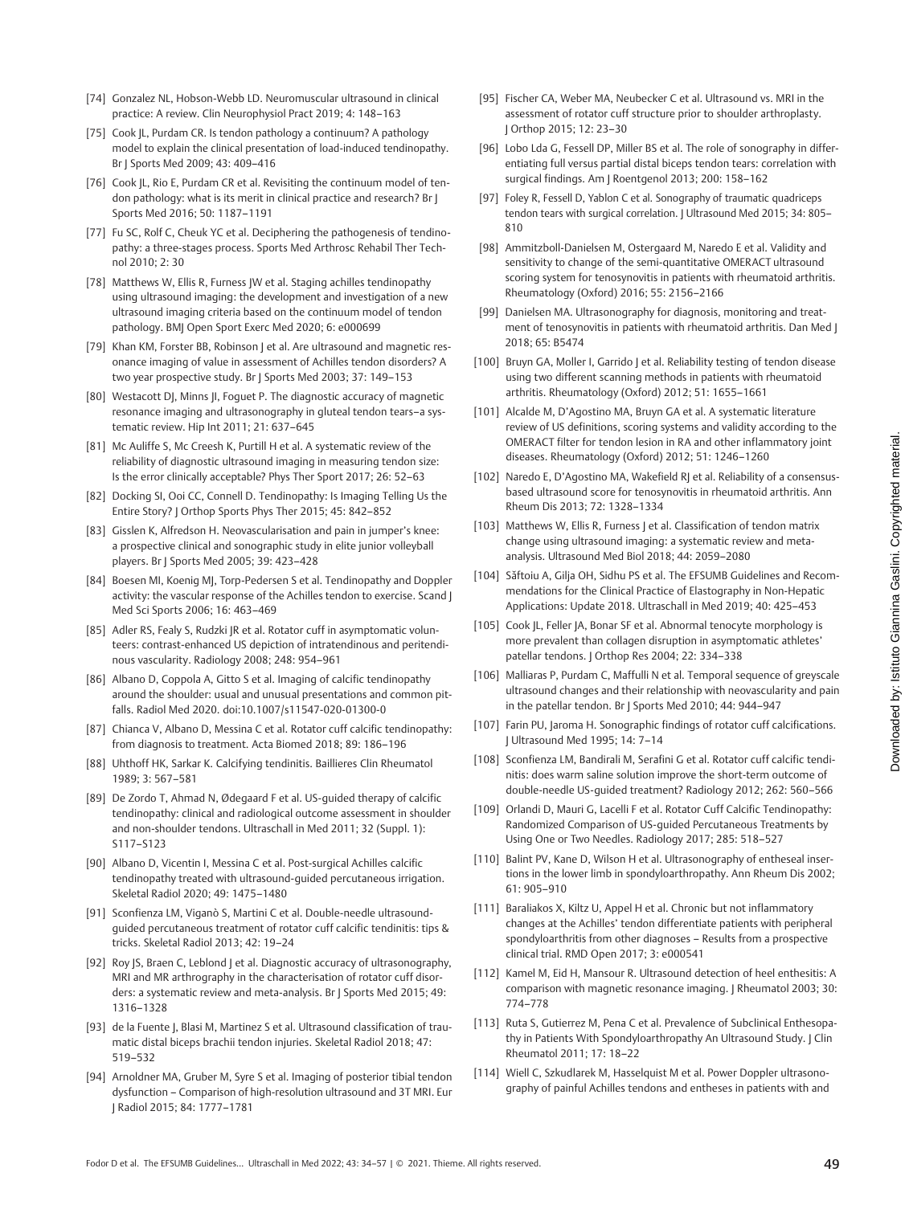[74] Gonzalez NL, Hobson-Webb LD. Neuromuscular ultrasound in clinical practice: A review. Clin Neurophysiol Pract 2019; 4: 148–163

[75] Cook JL, Purdam CR. Is tendon pathology a continuum? A pathology model to explain the clinical presentation of load-induced tendinopathy. Br J Sports Med 2009; 43: 409–416

[76] Cook JL, Rio E, Purdam CR et al. Revisiting the continuum model of tendon pathology: what is its merit in clinical practice and research? Br J Sports Med 2016; 50: 1187–1191

[77] Fu SC, Rolf C, Cheuk YC et al. Deciphering the pathogenesis of tendinopathy: a three-stages process. Sports Med Arthrosc Rehabil Ther Technol 2010; 2: 30

[78] Matthews W, Ellis R, Furness JW et al. Staging achilles tendinopathy using ultrasound imaging: the development and investigation of a new ultrasound imaging criteria based on the continuum model of tendon pathology. BMJ Open Sport Exerc Med 2020; 6: e000699

[79] Khan KM, Forster BB, Robinson J et al. Are ultrasound and magnetic resonance imaging of value in assessment of Achilles tendon disorders? A two year prospective study. Br J Sports Med 2003; 37: 149–153

[80] Westacott DJ, Minns JI, Foguet P. The diagnostic accuracy of magnetic resonance imaging and ultrasonography in gluteal tendon tears–a systematic review. Hip Int 2011; 21: 637–645

[81] Mc Auliffe S, Mc Creesh K, Purtill H et al. A systematic review of the reliability of diagnostic ultrasound imaging in measuring tendon size: Is the error clinically acceptable? Phys Ther Sport 2017; 26: 52–63

[82] Docking SI, Ooi CC, Connell D. Tendinopathy: Is Imaging Telling Us the Entire Story? J Orthop Sports Phys Ther 2015; 45: 842–852

[83] Gisslen K, Alfredson H. Neovascularisation and pain in jumper's knee: a prospective clinical and sonographic study in elite junior volleyball players. Br J Sports Med 2005; 39: 423–428

[84] Boesen MI, Koenig MJ, Torp-Pedersen S et al. Tendinopathy and Doppler activity: the vascular response of the Achilles tendon to exercise. Scand J Med Sci Sports 2006; 16: 463–469

[85] Adler RS, Fealy S, Rudzki JR et al. Rotator cuff in asymptomatic volunteers: contrast-enhanced US depiction of intratendinous and peritendinous vascularity. Radiology 2008; 248: 954–961

[86] Albano D, Coppola A, Gitto S et al. Imaging of calcific tendinopathy around the shoulder: usual and unusual presentations and common pitfalls. Radiol Med 2020. doi:10.1007/s11547-020-01300-0

[87] Chianca V, Albano D, Messina C et al. Rotator cuff calcific tendinopathy: from diagnosis to treatment. Acta Biomed 2018; 89: 186–196

[88] Uhthoff HK, Sarkar K. Calcifying tendinitis. Baillieres Clin Rheumatol 1989; 3: 567–581

[89] De Zordo T, Ahmad N, Ødegaard F et al. US-guided therapy of calcific tendinopathy: clinical and radiological outcome assessment in shoulder and non-shoulder tendons. Ultraschall in Med 2011; 32 (Suppl. 1): S117–S123

[90] Albano D, Vicentin I, Messina C et al. Post-surgical Achilles calcific tendinopathy treated with ultrasound-guided percutaneous irrigation. Skeletal Radiol 2020; 49: 1475–1480

[91] Sconfienza LM, Viganò S, Martini C et al. Double-needle ultrasound-guided percutaneous treatment of rotator cuff calcific tendinitis: tips & tricks. Skeletal Radiol 2013; 42: 19–24

[92] Roy JS, Braen C, Leblond J et al. Diagnostic accuracy of ultrasonography, MRI and MR arthrography in the characterisation of rotator cuff disorders: a systematic review and meta-analysis. Br J Sports Med 2015; 49: 1316–1328

[93] de la Fuente J, Blasi M, Martinez S et al. Ultrasound classification of traumatic distal biceps brachii tendon injuries. Skeletal Radiol 2018; 47: 519–532

[94] Arnoldner MA, Gruber M, Syre S et al. Imaging of posterior tibial tendon dysfunction – Comparison of high-resolution ultrasound and 3T MRI. Eur J Radiol 2015; 84: 1777–1781

[95] Fischer CA, Weber MA, Neubecker C et al. Ultrasound vs. MRI in the assessment of rotator cuff structure prior to shoulder arthroplasty. J Orthop 2015; 12: 23–30

[96] Lobo Lda G, Fessell DP, Miller BS et al. The role of sonography in differentiating full versus partial distal biceps tendon tears: correlation with surgical findings. Am J Roentgenol 2013; 200: 158–162

[97] Foley R, Fessell D, Yablon C et al. Sonography of traumatic quadriceps tendon tears with surgical correlation. J Ultrasound Med 2015; 34: 805–810

[98] Ammitzboll-Danielsen M, Ostergaard M, Naredo E et al. Validity and sensitivity to change of the semi-quantitative OMERACT ultrasound scoring system for tenosynovitis in patients with rheumatoid arthritis. Rheumatology (Oxford) 2016; 55: 2156–2166

[99] Danielsen MA. Ultrasonography for diagnosis, monitoring and treatment of tenosynovitis in patients with rheumatoid arthritis. Dan Med J 2018; 65: B5474

[100] Bruyn GA, Moller I, Garrido J et al. Reliability testing of tendon disease using two different scanning methods in patients with rheumatoid arthritis. Rheumatology (Oxford) 2012; 51: 1655–1661

[101] Alcalde M, D'Agostino MA, Bruyn GA et al. A systematic literature review of US definitions, scoring systems and validity according to the OMERACT filter for tendon lesion in RA and other inflammatory joint diseases. Rheumatology (Oxford) 2012; 51: 1246–1260

[102] Naredo E, D'Agostino MA, Wakefield RJ et al. Reliability of a consensus-based ultrasound score for tenosynovitis in rheumatoid arthritis. Ann Rheum Dis 2013; 72: 1328–1334

[103] Matthews W, Ellis R, Furness J et al. Classification of tendon matrix change using ultrasound imaging: a systematic review and meta-analysis. Ultrasound Med Biol 2018; 44: 2059–2080

[104] Săftoiu A, Gilja OH, Sidhu PS et al. The EFSUMB Guidelines and Recommendations for the Clinical Practice of Elastography in Non-Hepatic Applications: Update 2018. Ultraschall in Med 2019; 40: 425–453

[105] Cook JL, Feller JA, Bonar SF et al. Abnormal tenocyte morphology is more prevalent than collagen disruption in asymptomatic athletes' patellar tendons. J Orthop Res 2004; 22: 334–338

[106] Malliaras P, Purdam C, Maffulli N et al. Temporal sequence of greyscale ultrasound changes and their relationship with neovascularity and pain in the patellar tendon. Br J Sports Med 2010; 44: 944–947

[107] Farin PU, Jaroma H. Sonographic findings of rotator cuff calcifications. J Ultrasound Med 1995; 14: 7–14

[108] Sconfienza LM, Bandirali M, Serafini G et al. Rotator cuff calcific tendinitis: does warm saline solution improve the short-term outcome of double-needle US-guided treatment? Radiology 2012; 262: 560–566

[109] Orlandi D, Mauri G, Lacelli F et al. Rotator Cuff Calcific Tendinopathy: Randomized Comparison of US-guided Percutaneous Treatments by Using One or Two Needles. Radiology 2017; 285: 518–527

[110] Balint PV, Kane D, Wilson H et al. Ultrasonography of entheseal insertions in the lower limb in spondyloarthropathy. Ann Rheum Dis 2002; 61: 905–910

[111] Baraliakos X, Kiltz U, Appel H et al. Chronic but not inflammatory changes at the Achilles' tendon differentiate patients with peripheral spondyloarthritis from other diagnoses – Results from a prospective clinical trial. RMD Open 2017; 3: e000541

[112] Kamel M, Eid H, Mansour R. Ultrasound detection of heel enthesitis: A comparison with magnetic resonance imaging. J Rheumatol 2003; 30: 774–778

[113] Ruta S, Gutierrez M, Pena C et al. Prevalence of Subclinical Enthesopathy in Patients With Spondyloarthropathy An Ultrasound Study. J Clin Rheumatol 2011; 17: 18–22

[114] Wiell C, Szkudlarek M, Hasselquist M et al. Power Doppler ultrasonography of painful Achilles tendons and entheses in patients with and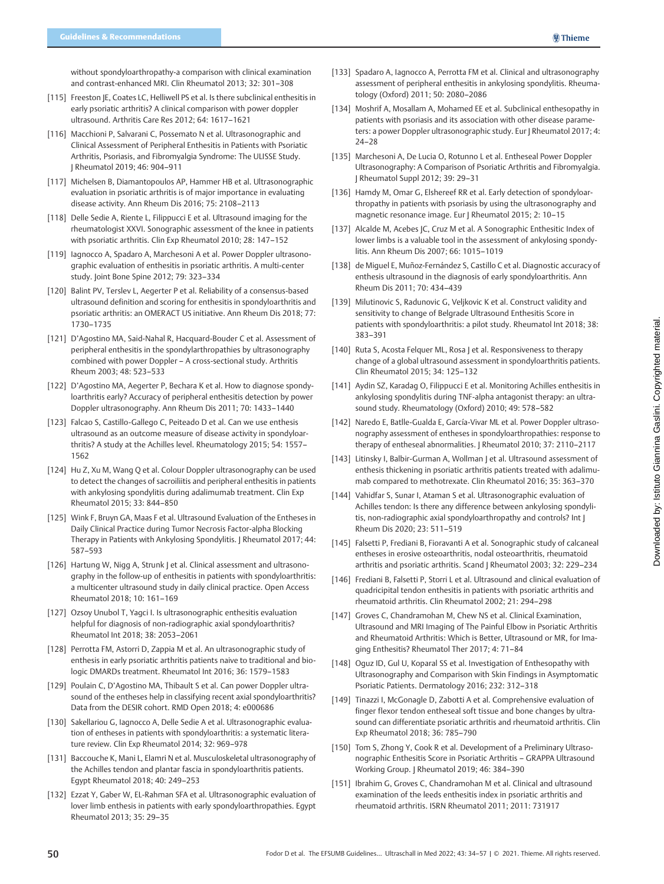without spondyloarthropathy-a comparison with clinical examination and contrast-enhanced MRI. Clin Rheumatol 2013; 32: 301–308

[115] Freeston JE, Coates LC, Helliwell PS et al. Is there subclinical enthesitis in early psoriatic arthritis? A clinical comparison with power doppler ultrasound. Arthritis Care Res 2012; 64: 1617–1621

[116] Macchioni P, Salvarani C, Possemato N et al. Ultrasonographic and Clinical Assessment of Peripheral Enthesitis in Patients with Psoriatic Arthritis, Psoriasis, and Fibromyalgia Syndrome: The ULISSE Study. J Rheumatol 2019; 46: 904–911

[117] Michelsen B, Diamantopoulos AP, Hammer HB et al. Ultrasonographic evaluation in psoriatic arthritis is of major importance in evaluating disease activity. Ann Rheum Dis 2016; 75: 2108–2113

[118] Delle Sedie A, Riente L, Filippucci E et al. Ultrasound imaging for the rheumatologist XXVI. Sonographic assessment of the knee in patients with psoriatic arthritis. Clin Exp Rheumatol 2010; 28: 147–152

[119] Iagnocco A, Spadaro A, Marchesoni A et al. Power Doppler ultrasonographic evaluation of enthesitis in psoriatic arthritis. A multi-center study. Joint Bone Spine 2012; 79: 323–334

[120] Balint PV, Terslev L, Aegerter P et al. Reliability of a consensus-based ultrasound definition and scoring for enthesitis in spondyloarthritis and psoriatic arthritis: an OMERACT US initiative. Ann Rheum Dis 2018; 77: 1730–1735

[121] D'Agostino MA, Said-Nahal R, Hacquard-Bouder C et al. Assessment of peripheral enthesitis in the spondylarthropathies by ultrasonography combined with power Doppler – A cross-sectional study. Arthritis Rheum 2003; 48: 523–533

[122] D'Agostino MA, Aegerter P, Bechara K et al. How to diagnose spondyloarthritis early? Accuracy of peripheral enthesitis detection by power Doppler ultrasonography. Ann Rheum Dis 2011; 70: 1433–1440

[123] Falcao S, Castillo-Gallego C, Peiteado D et al. Can we use enthesis ultrasound as an outcome measure of disease activity in spondyloarthritis? A study at the Achilles level. Rheumatology 2015; 54: 1557–1562

[124] Hu Z, Xu M, Wang Q et al. Colour Doppler ultrasonography can be used to detect the changes of sacroiliitis and peripheral enthesitis in patients with ankylosing spondylitis during adalimumab treatment. Clin Exp Rheumatol 2015; 33: 844–850

[125] Wink F, Bruyn GA, Maas F et al. Ultrasound Evaluation of the Entheses in Daily Clinical Practice during Tumor Necrosis Factor-alpha Blocking Therapy in Patients with Ankylosing Spondylitis. J Rheumatol 2017; 44: 587–593

[126] Hartung W, Nigg A, Strunk J et al. Clinical assessment and ultrasonography in the follow-up of enthesitis in patients with spondyloarthritis: a multicenter ultrasound study in daily clinical practice. Open Access Rheumatol 2018; 10: 161–169

[127] Ozsoy Unubol T, Yagci I. Is ultrasonographic enthesitis evaluation helpful for diagnosis of non-radiographic axial spondyloarthritis? Rheumatol Int 2018; 38: 2053–2061

[128] Perrotta FM, Astorri D, Zappia M et al. An ultrasonographic study of enthesis in early psoriatic arthritis patients naive to traditional and biologic DMARDs treatment. Rheumatol Int 2016; 36: 1579–1583

[129] Poulain C, D'Agostino MA, Thibault S et al. Can power Doppler ultrasound of the entheses help in classifying recent axial spondyloarthritis? Data from the DESIR cohort. RMD Open 2018; 4: e000686

[130] Sakellariou G, Iagnocco A, Delle Sedie A et al. Ultrasonographic evaluation of entheses in patients with spondyloarthritis: a systematic literature review. Clin Exp Rheumatol 2014; 32: 969–978

[131] Baccouche K, Mani L, Elamri N et al. Musculoskeletal ultrasonography of the Achilles tendon and plantar fascia in spondyloarthritis patients. Egypt Rheumatol 2018; 40: 249–253

[132] Ezzat Y, Gaber W, EL-Rahman SFA et al. Ultrasonographic evaluation of lover limb enthesis in patients with early spondyloarthropathies. Egypt Rheumatol 2013; 35: 29–35

[133] Spadaro A, Iagnocco A, Perrotta FM et al. Clinical and ultrasonography assessment of peripheral enthesitis in ankylosing spondylitis. Rheumatology (Oxford) 2011; 50: 2080–2086

[134] Moshrif A, Mosallam A, Mohamed EE et al. Subclinical enthesopathy in patients with psoriasis and its association with other disease parameters: a power Doppler ultrasonographic study. Eur J Rheumatol 2017; 4: 24–28

[135] Marchesoni A, De Lucia O, Rotunno L et al. Entheseal Power Doppler Ultrasonography: A Comparison of Psoriatic Arthritis and Fibromyalgia. J Rheumatol Suppl 2012; 39: 29–31

[136] Hamdy M, Omar G, Elshereef RR et al. Early detection of spondyloarthropathy in patients with psoriasis by using the ultrasonography and magnetic resonance image. Eur J Rheumatol 2015; 2: 10–15

[137] Alcalde M, Acebes JC, Cruz M et al. A Sonographic Enthesitic Index of lower limbs is a valuable tool in the assessment of ankylosing spondylitis. Ann Rheum Dis 2007; 66: 1015–1019

[138] de Miguel E, Muñoz-Fernández S, Castillo C et al. Diagnostic accuracy of enthesis ultrasound in the diagnosis of early spondyloarthritis. Ann Rheum Dis 2011; 70: 434–439

[139] Milutinovic S, Radunovic G, Veljkovic K et al. Construct validity and sensitivity to change of Belgrade Ultrasound Enthesitis Score in patients with spondyloarthritis: a pilot study. Rheumatol Int 2018; 38: 383–391

[140] Ruta S, Acosta Felquer ML, Rosa J et al. Responsiveness to therapy change of a global ultrasound assessment in spondyloarthritis patients. Clin Rheumatol 2015; 34: 125–132

[141] Aydin SZ, Karadag O, Filippucci E et al. Monitoring Achilles enthesitis in ankylosing spondylitis during TNF-alpha antagonist therapy: an ultrasound study. Rheumatology (Oxford) 2010; 49: 578–582

[142] Naredo E, Batlle-Gualda E, García-Vivar ML et al. Power Doppler ultrasonography assessment of entheses in spondyloarthropathies: response to therapy of entheseal abnormalities. J Rheumatol 2010; 37: 2110–2117

[143] Litinsky I, Balbir-Gurman A, Wollman J et al. Ultrasound assessment of enthesis thickening in psoriatic arthritis patients treated with adalimumab compared to methotrexate. Clin Rheumatol 2016; 35: 363–370

[144] Vahidfar S, Sunar I, Ataman S et al. Ultrasonographic evaluation of Achilles tendon: Is there any difference between ankylosing spondylitis, non-radiographic axial spondyloarthropathy and controls? Int J Rheum Dis 2020; 23: 511–519

[145] Falsetti P, Frediani B, Fioravanti A et al. Sonographic study of calcaneal entheses in erosive osteoarthritis, nodal osteoarthritis, rheumatoid arthritis and psoriatic arthritis. Scand J Rheumatol 2003; 32: 229–234

[146] Frediani B, Falsetti P, Storri L et al. Ultrasound and clinical evaluation of quadricipital tendon enthesitis in patients with psoriatic arthritis and rheumatoid arthritis. Clin Rheumatol 2002; 21: 294–298

[147] Groves C, Chandramohan M, Chew NS et al. Clinical Examination, Ultrasound and MRI Imaging of The Painful Elbow in Psoriatic Arthritis and Rheumatoid Arthritis: Which is Better, Ultrasound or MR, for Imaging Enthesitis? Rheumatol Ther 2017; 4: 71–84

[148] Oguz ID, Gul U, Koparal SS et al. Investigation of Enthesopathy with Ultrasonography and Comparison with Skin Findings in Asymptomatic Psoriatic Patients. Dermatology 2016; 232: 312–318

[149] Tinazzi I, McGonagle D, Zabotti A et al. Comprehensive evaluation of finger flexor tendon entheseal soft tissue and bone changes by ultrasound can differentiate psoriatic arthritis and rheumatoid arthritis. Clin Exp Rheumatol 2018; 36: 785–790

[150] Tom S, Zhong Y, Cook R et al. Development of a Preliminary Ultrasonographic Enthesitis Score in Psoriatic Arthritis – GRAPPA Ultrasound Working Group. J Rheumatol 2019; 46: 384–390

[151] Ibrahim G, Groves C, Chandramohan M et al. Clinical and ultrasound examination of the leeds enthesitis index in psoriatic arthritis and rheumatoid arthritis. ISRN Rheumatol 2011; 2011: 731917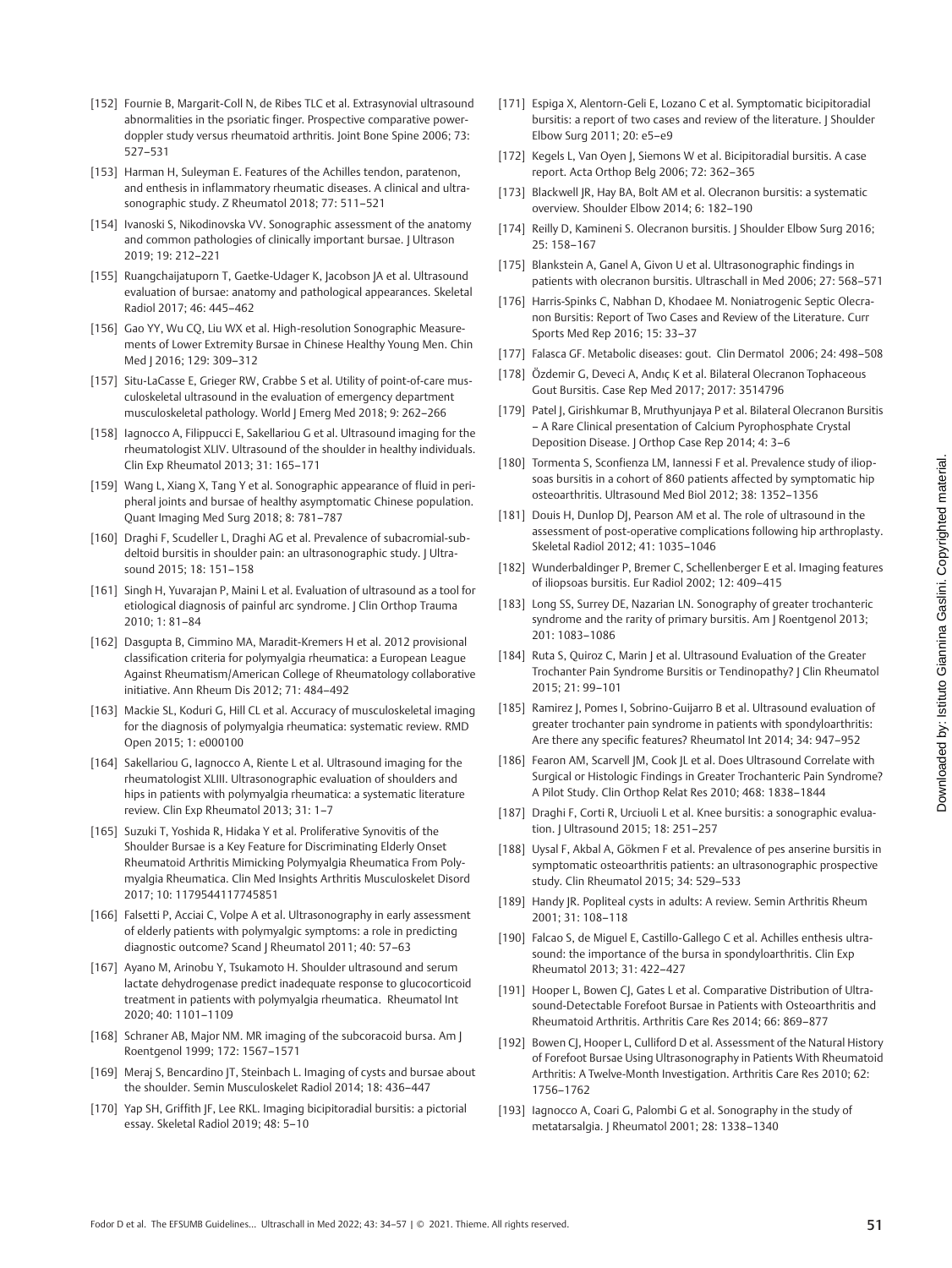[152] Fournie B, Margarit-Coll N, de Ribes TLC et al. Extrasynovial ultrasound abnormalities in the psoriatic finger. Prospective comparative power-doppler study versus rheumatoid arthritis. Joint Bone Spine 2006; 73: 527–531

[153] Harman H, Suleyman E. Features of the Achilles tendon, paratenon, and enthesis in inflammatory rheumatic diseases. A clinical and ultrasonographic study. Z Rheumatol 2018; 77: 511–521

[154] Ivanoski S, Nikodinovska VV. Sonographic assessment of the anatomy and common pathologies of clinically important bursae. J Ultrason 2019; 19: 212–221

[155] Ruangchaijatuporn T, Gaetke-Udager K, Jacobson JA et al. Ultrasound evaluation of bursae: anatomy and pathological appearances. Skeletal Radiol 2017; 46: 445–462

[156] Gao YY, Wu CQ, Liu WX et al. High-resolution Sonographic Measurements of Lower Extremity Bursae in Chinese Healthy Young Men. Chin Med J 2016; 129: 309–312

[157] Situ-LaCasse E, Grieger RW, Crabbe S et al. Utility of point-of-care musculoskeletal ultrasound in the evaluation of emergency department musculoskeletal pathology. World J Emerg Med 2018; 9: 262–266

[158] Iagnocco A, Filippucci E, Sakellariou G et al. Ultrasound imaging for the rheumatologist XLIV. Ultrasound of the shoulder in healthy individuals. Clin Exp Rheumatol 2013; 31: 165–171

[159] Wang L, Xiang X, Tang Y et al. Sonographic appearance of fluid in peripheral joints and bursae of healthy asymptomatic Chinese population. Quant Imaging Med Surg 2018; 8: 781–787

[160] Draghi F, Scudeller L, Draghi AG et al. Prevalence of subacromial-subdeltoid bursitis in shoulder pain: an ultrasonographic study. J Ultrasound 2015; 18: 151–158

[161] Singh H, Yuvarajan P, Maini L et al. Evaluation of ultrasound as a tool for etiological diagnosis of painful arc syndrome. J Clin Orthop Trauma 2010; 1: 81–84

[162] Dasgupta B, Cimmino MA, Maradit-Kremers H et al. 2012 provisional classification criteria for polymyalgia rheumatica: a European League Against Rheumatism/American College of Rheumatology collaborative initiative. Ann Rheum Dis 2012; 71: 484–492

[163] Mackie SL, Koduri G, Hill CL et al. Accuracy of musculoskeletal imaging for the diagnosis of polymyalgia rheumatica: systematic review. RMD Open 2015; 1: e000100

[164] Sakellariou G, Iagnocco A, Riente L et al. Ultrasound imaging for the rheumatologist XLIII. Ultrasonographic evaluation of shoulders and hips in patients with polymyalgia rheumatica: a systematic literature review. Clin Exp Rheumatol 2013; 31: 1–7

[165] Suzuki T, Yoshida R, Hidaka Y et al. Proliferative Synovitis of the Shoulder Bursae is a Key Feature for Discriminating Elderly Onset Rheumatoid Arthritis Mimicking Polymyalgia Rheumatica From Polymyalgia Rheumatica. Clin Med Insights Arthritis Musculoskelet Disord 2017; 10: 1179544117745851

[166] Falsetti P, Acciai C, Volpe A et al. Ultrasonography in early assessment of elderly patients with polymyalgic symptoms: a role in predicting diagnostic outcome? Scand J Rheumatol 2011; 40: 57–63

[167] Ayano M, Arinobu Y, Tsukamoto H. Shoulder ultrasound and serum lactate dehydrogenase predict inadequate response to glucocorticoid treatment in patients with polymyalgia rheumatica. Rheumatol Int 2020; 40: 1101–1109

[168] Schraner AB, Major NM. MR imaging of the subcoracoid bursa. Am J Roentgenol 1999; 172: 1567–1571

[169] Meraj S, Bencardino JT, Steinbach L. Imaging of cysts and bursae about the shoulder. Semin Musculoskelet Radiol 2014; 18: 436–447

[170] Yap SH, Griffith JF, Lee RKL. Imaging bicipitoradial bursitis: a pictorial essay. Skeletal Radiol 2019; 48: 5–10

[171] Espiga X, Alentorn-Geli E, Lozano C et al. Symptomatic bicipitoradial bursitis: a report of two cases and review of the literature. J Shoulder Elbow Surg 2011; 20: e5–e9

[172] Kegels L, Van Oyen J, Siemons W et al. Bicipitoradial bursitis. A case report. Acta Orthop Belg 2006; 72: 362–365

[173] Blackwell JR, Hay BA, Bolt AM et al. Olecranon bursitis: a systematic overview. Shoulder Elbow 2014; 6: 182–190

[174] Reilly D, Kamineni S. Olecranon bursitis. J Shoulder Elbow Surg 2016; 25: 158–167

[175] Blankstein A, Ganel A, Givon U et al. Ultrasonographic findings in patients with olecranon bursitis. Ultraschall in Med 2006; 27: 568–571

[176] Harris-Spinks C, Nabhan D, Khodaee M. Noniatrogenic Septic Olecranon Bursitis: Report of Two Cases and Review of the Literature. Curr Sports Med Rep 2016; 15: 33–37

[177] Falasca GF. Metabolic diseases: gout. Clin Dermatol 2006; 24: 498–508

[178] Özdemir G, Deveci A, Andıç K et al. Bilateral Olecranon Tophaceous Gout Bursitis. Case Rep Med 2017; 2017: 3514796

[179] Patel J, Girishkumar B, Mruthyunjaya P et al. Bilateral Olecranon Bursitis – A Rare Clinical presentation of Calcium Pyrophosphate Crystal Deposition Disease. J Orthop Case Rep 2014; 4: 3–6

[180] Tormenta S, Sconfienza LM, Iannessi F et al. Prevalence study of iliopsoas bursitis in a cohort of 860 patients affected by symptomatic hip osteoarthritis. Ultrasound Med Biol 2012; 38: 1352–1356

[181] Douis H, Dunlop DJ, Pearson AM et al. The role of ultrasound in the assessment of post-operative complications following hip arthroplasty. Skeletal Radiol 2012; 41: 1035–1046

[182] Wunderbaldinger P, Bremer C, Schellenberger E et al. Imaging features of iliopsoas bursitis. Eur Radiol 2002; 12: 409–415

[183] Long SS, Surrey DE, Nazarian LN. Sonography of greater trochanteric syndrome and the rarity of primary bursitis. Am J Roentgenol 2013; 201: 1083–1086

[184] Ruta S, Quiroz C, Marin J et al. Ultrasound Evaluation of the Greater Trochanter Pain Syndrome Bursitis or Tendinopathy? J Clin Rheumatol 2015; 21: 99–101

[185] Ramirez J, Pomes I, Sobrino-Guijarro B et al. Ultrasound evaluation of greater trochanter pain syndrome in patients with spondyloarthritis: Are there any specific features? Rheumatol Int 2014; 34: 947–952

[186] Fearon AM, Scarvell JM, Cook JL et al. Does Ultrasound Correlate with Surgical or Histologic Findings in Greater Trochanteric Pain Syndrome? A Pilot Study. Clin Orthop Relat Res 2010; 468: 1838–1844

[187] Draghi F, Corti R, Urciuoli L et al. Knee bursitis: a sonographic evaluation. J Ultrasound 2015; 18: 251–257

[188] Uysal F, Akbal A, Gökmen F et al. Prevalence of pes anserine bursitis in symptomatic osteoarthritis patients: an ultrasonographic prospective study. Clin Rheumatol 2015; 34: 529–533

[189] Handy JR. Popliteal cysts in adults: A review. Semin Arthritis Rheum 2001; 31: 108–118

[190] Falcao S, de Miguel E, Castillo-Gallego C et al. Achilles enthesis ultrasound: the importance of the bursa in spondyloarthritis. Clin Exp Rheumatol 2013; 31: 422–427

[191] Hooper L, Bowen CJ, Gates L et al. Comparative Distribution of Ultrasound-Detectable Forefoot Bursae in Patients with Osteoarthritis and Rheumatoid Arthritis. Arthritis Care Res 2014; 66: 869–877

[192] Bowen CJ, Hooper L, Culliford D et al. Assessment of the Natural History of Forefoot Bursae Using Ultrasonography in Patients With Rheumatoid Arthritis: A Twelve-Month Investigation. Arthritis Care Res 2010; 62: 1756–1762

[193] Iagnocco A, Coari G, Palombi G et al. Sonography in the study of metatarsalgia. J Rheumatol 2001; 28: 1338–1340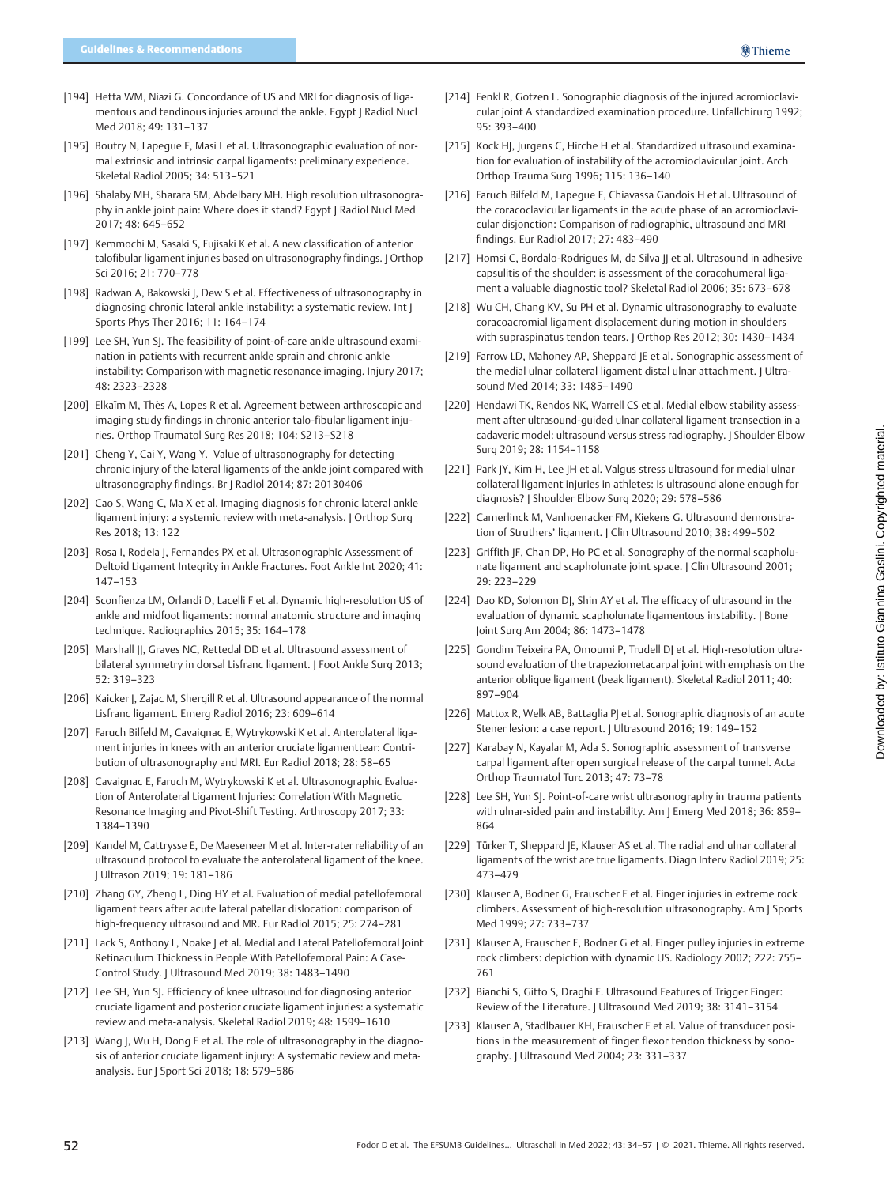[194] Hetta WM, Niazi G. Concordance of US and MRI for diagnosis of ligamentous and tendinous injuries around the ankle. Egypt J Radiol Nucl Med 2018; 49: 131–137

[195] Boutry N, Lapegue F, Masi L et al. Ultrasonographic evaluation of normal extrinsic and intrinsic carpal ligaments: preliminary experience. Skeletal Radiol 2005; 34: 513–521

[196] Shalaby MH, Sharara SM, Abdelbary MH. High resolution ultrasonography in ankle joint pain: Where does it stand? Egypt J Radiol Nucl Med 2017; 48: 645–652

[197] Kemmochi M, Sasaki S, Fujisaki K et al. A new classification of anterior talofibular ligament injuries based on ultrasonography findings. J Orthop Sci 2016; 21: 770–778

[198] Radwan A, Bakowski J, Dew S et al. Effectiveness of ultrasonography in diagnosing chronic lateral ankle instability: a systematic review. Int J Sports Phys Ther 2016; 11: 164–174

[199] Lee SH, Yun SJ. The feasibility of point-of-care ankle ultrasound examination in patients with recurrent ankle sprain and chronic ankle instability: Comparison with magnetic resonance imaging. Injury 2017; 48: 2323–2328

[200] Elkaïm M, Thès A, Lopes R et al. Agreement between arthroscopic and imaging study findings in chronic anterior talo-fibular ligament injuries. Orthop Traumatol Surg Res 2018; 104: S213–S218

[201] Cheng Y, Cai Y, Wang Y. Value of ultrasonography for detecting chronic injury of the lateral ligaments of the ankle joint compared with ultrasonography findings. Br J Radiol 2014; 87: 20130406

[202] Cao S, Wang C, Ma X et al. Imaging diagnosis for chronic lateral ankle ligament injury: a systemic review with meta-analysis. J Orthop Surg Res 2018; 13: 122

[203] Rosa I, Rodeia J, Fernandes PX et al. Ultrasonographic Assessment of Deltoid Ligament Integrity in Ankle Fractures. Foot Ankle Int 2020; 41: 147–153

[204] Sconfienza LM, Orlandi D, Lacelli F et al. Dynamic high-resolution US of ankle and midfoot ligaments: normal anatomic structure and imaging technique. Radiographics 2015; 35: 164–178

[205] Marshall JJ, Graves NC, Rettedal DD et al. Ultrasound assessment of bilateral symmetry in dorsal Lisfranc ligament. J Foot Ankle Surg 2013; 52: 319–323

[206] Kaicker J, Zajac M, Shergill R et al. Ultrasound appearance of the normal Lisfranc ligament. Emerg Radiol 2016; 23: 609–614

[207] Faruch Bilfeld M, Cavaignac E, Wytrykowski K et al. Anterolateral ligament injuries in knees with an anterior cruciate ligamenttear: Contribution of ultrasonography and MRI. Eur Radiol 2018; 28: 58–65

[208] Cavaignac E, Faruch M, Wytrykowski K et al. Ultrasonographic Evaluation of Anterolateral Ligament Injuries: Correlation With Magnetic Resonance Imaging and Pivot-Shift Testing. Arthroscopy 2017; 33: 1384–1390

[209] Kandel M, Cattrysse E, De Maeseneer M et al. Inter-rater reliability of an ultrasound protocol to evaluate the anterolateral ligament of the knee. J Ultrason 2019; 19: 181–186

[210] Zhang GY, Zheng L, Ding HY et al. Evaluation of medial patellofemoral ligament tears after acute lateral patellar dislocation: comparison of high-frequency ultrasound and MR. Eur Radiol 2015; 25: 274–281

[211] Lack S, Anthony L, Noake J et al. Medial and Lateral Patellofemoral Joint Retinaculum Thickness in People With Patellofemoral Pain: A Case-Control Study. J Ultrasound Med 2019; 38: 1483–1490

[212] Lee SH, Yun SJ. Efficiency of knee ultrasound for diagnosing anterior cruciate ligament and posterior cruciate ligament injuries: a systematic review and meta-analysis. Skeletal Radiol 2019; 48: 1599–1610

[213] Wang J, Wu H, Dong F et al. The role of ultrasonography in the diagnosis of anterior cruciate ligament injury: A systematic review and meta-analysis. Eur J Sport Sci 2018; 18: 579–586

[214] Fenkl R, Gotzen L. Sonographic diagnosis of the injured acromioclavicular joint A standardized examination procedure. Unfallchirurg 1992; 95: 393–400

[215] Kock HJ, Jurgens C, Hirche H et al. Standardized ultrasound examination for evaluation of instability of the acromioclavicular joint. Arch Orthop Trauma Surg 1996; 115: 136–140

[216] Faruch Bilfeld M, Lapegue F, Chiavassa Gandois H et al. Ultrasound of the coracoclavicular ligaments in the acute phase of an acromioclavicular disjonction: Comparison of radiographic, ultrasound and MRI findings. Eur Radiol 2017; 27: 483–490

[217] Homsi C, Bordalo-Rodrigues M, da Silva JJ et al. Ultrasound in adhesive capsulitis of the shoulder: is assessment of the coracohumeral ligament a valuable diagnostic tool? Skeletal Radiol 2006; 35: 673–678

[218] Wu CH, Chang KV, Su PH et al. Dynamic ultrasonography to evaluate coracoacromial ligament displacement during motion in shoulders with supraspinatus tendon tears. J Orthop Res 2012; 30: 1430–1434

[219] Farrow LD, Mahoney AP, Sheppard JE et al. Sonographic assessment of the medial ulnar collateral ligament distal ulnar attachment. J Ultrasound Med 2014; 33: 1485–1490

[220] Hendawi TK, Rendos NK, Warrell CS et al. Medial elbow stability assessment after ultrasound-guided ulnar collateral ligament transection in a cadaveric model: ultrasound versus stress radiography. J Shoulder Elbow Surg 2019; 28: 1154–1158

[221] Park JY, Kim H, Lee JH et al. Valgus stress ultrasound for medial ulnar collateral ligament injuries in athletes: is ultrasound alone enough for diagnosis? J Shoulder Elbow Surg 2020; 29: 578–586

[222] Camerlinck M, Vanhoenacker FM, Kiekens G. Ultrasound demonstration of Struthers' ligament. J Clin Ultrasound 2010; 38: 499–502

[223] Griffith JF, Chan DP, Ho PC et al. Sonography of the normal scapholunate ligament and scapholunate joint space. J Clin Ultrasound 2001; 29: 223–229

[224] Dao KD, Solomon DJ, Shin AY et al. The efficacy of ultrasound in the evaluation of dynamic scapholunate ligamentous instability. J Bone Joint Surg Am 2004; 86: 1473–1478

[225] Gondim Teixeira PA, Omoumi P, Trudell DJ et al. High-resolution ultrasound evaluation of the trapeziometacarpal joint with emphasis on the anterior oblique ligament (beak ligament). Skeletal Radiol 2011; 40: 897–904

[226] Mattox R, Welk AB, Battaglia PJ et al. Sonographic diagnosis of an acute Stener lesion: a case report. J Ultrasound 2016; 19: 149–152

[227] Karabay N, Kayalar M, Ada S. Sonographic assessment of transverse carpal ligament after open surgical release of the carpal tunnel. Acta Orthop Traumatol Turc 2013; 47: 73–78

[228] Lee SH, Yun SJ. Point-of-care wrist ultrasonography in trauma patients with ulnar-sided pain and instability. Am J Emerg Med 2018; 36: 859–864

[229] Türker T, Sheppard JE, Klauser AS et al. The radial and ulnar collateral ligaments of the wrist are true ligaments. Diagn Interv Radiol 2019; 25: 473–479

[230] Klauser A, Bodner G, Frauscher F et al. Finger injuries in extreme rock climbers. Assessment of high-resolution ultrasonography. Am J Sports Med 1999; 27: 733–737

[231] Klauser A, Frauscher F, Bodner G et al. Finger pulley injuries in extreme rock climbers: depiction with dynamic US. Radiology 2002; 222: 755–761

[232] Bianchi S, Gitto S, Draghi F. Ultrasound Features of Trigger Finger: Review of the Literature. J Ultrasound Med 2019; 38: 3141–3154

[233] Klauser A, Stadlbauer KH, Frauscher F et al. Value of transducer positions in the measurement of finger flexor tendon thickness by sonography. J Ultrasound Med 2004; 23: 331–337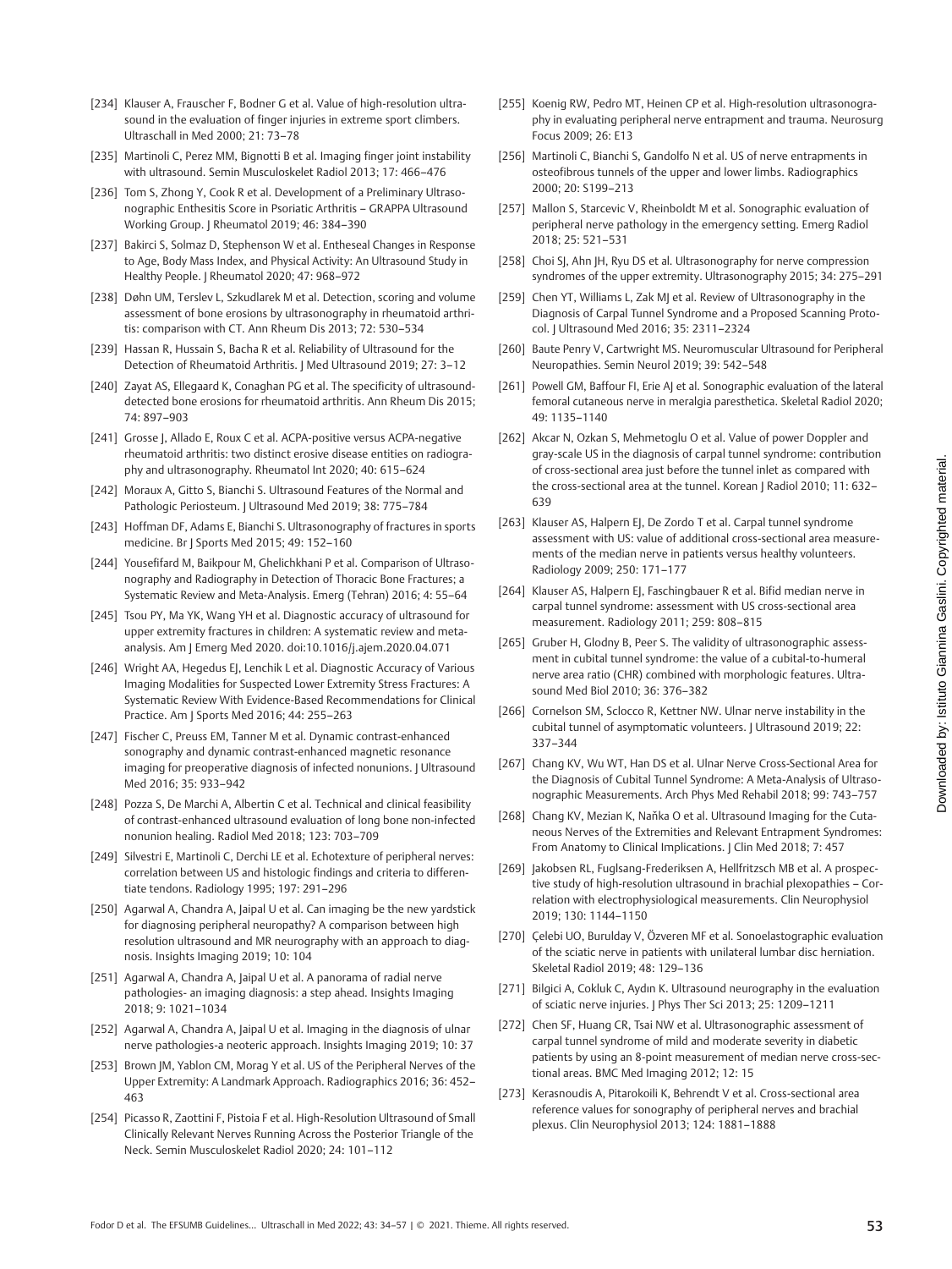[234] Klauser A, Frauscher F, Bodner G et al. Value of high-resolution ultrasound in the evaluation of finger injuries in extreme sport climbers. Ultraschall in Med 2000; 21: 73–78

[235] Martinoli C, Perez MM, Bignotti B et al. Imaging finger joint instability with ultrasound. Semin Musculoskelet Radiol 2013; 17: 466–476

[236] Tom S, Zhong Y, Cook R et al. Development of a Preliminary Ultrasonographic Enthesitis Score in Psoriatic Arthritis – GRAPPA Ultrasound Working Group. J Rheumatol 2019; 46: 384–390

[237] Bakirci S, Solmaz D, Stephenson W et al. Entheseal Changes in Response to Age, Body Mass Index, and Physical Activity: An Ultrasound Study in Healthy People. J Rheumatol 2020; 47: 968–972

[238] Døhn UM, Terslev L, Szkudlarek M et al. Detection, scoring and volume assessment of bone erosions by ultrasonography in rheumatoid arthritis: comparison with CT. Ann Rheum Dis 2013; 72: 530–534

[239] Hassan R, Hussain S, Bacha R et al. Reliability of Ultrasound for the Detection of Rheumatoid Arthritis. J Med Ultrasound 2019; 27: 3–12

[240] Zayat AS, Ellegaard K, Conaghan PG et al. The specificity of ultrasound-detected bone erosions for rheumatoid arthritis. Ann Rheum Dis 2015; 74: 897–903

[241] Grosse J, Allado E, Roux C et al. ACPA-positive versus ACPA-negative rheumatoid arthritis: two distinct erosive disease entities on radiography and ultrasonography. Rheumatol Int 2020; 40: 615–624

[242] Moraux A, Gitto S, Bianchi S. Ultrasound Features of the Normal and Pathologic Periosteum. J Ultrasound Med 2019; 38: 775–784

[243] Hoffman DF, Adams E, Bianchi S. Ultrasonography of fractures in sports medicine. Br J Sports Med 2015; 49: 152–160

[244] Yousefifard M, Baikpour M, Ghelichkhani P et al. Comparison of Ultrasonography and Radiography in Detection of Thoracic Bone Fractures; a Systematic Review and Meta-Analysis. Emerg (Tehran) 2016; 4: 55–64

[245] Tsou PY, Ma YK, Wang YH et al. Diagnostic accuracy of ultrasound for upper extremity fractures in children: A systematic review and meta-analysis. Am J Emerg Med 2020. doi:10.1016/j.ajem.2020.04.071

[246] Wright AA, Hegedus EJ, Lenchik L et al. Diagnostic Accuracy of Various Imaging Modalities for Suspected Lower Extremity Stress Fractures: A Systematic Review With Evidence-Based Recommendations for Clinical Practice. Am J Sports Med 2016; 44: 255–263

[247] Fischer C, Preuss EM, Tanner M et al. Dynamic contrast-enhanced sonography and dynamic contrast-enhanced magnetic resonance imaging for preoperative diagnosis of infected nonunions. J Ultrasound Med 2016; 35: 933–942

[248] Pozza S, De Marchi A, Albertin C et al. Technical and clinical feasibility of contrast-enhanced ultrasound evaluation of long bone non-infected nonunion healing. Radiol Med 2018; 123: 703–709

[249] Silvestri E, Martinoli C, Derchi LE et al. Echotexture of peripheral nerves: correlation between US and histologic findings and criteria to differentiate tendons. Radiology 1995; 197: 291–296

[250] Agarwal A, Chandra A, Jaipal U et al. Can imaging be the new yardstick for diagnosing peripheral neuropathy? A comparison between high resolution ultrasound and MR neurography with an approach to diagnosis. Insights Imaging 2019; 10: 104

[251] Agarwal A, Chandra A, Jaipal U et al. A panorama of radial nerve pathologies- an imaging diagnosis: a step ahead. Insights Imaging 2018; 9: 1021–1034

[252] Agarwal A, Chandra A, Jaipal U et al. Imaging in the diagnosis of ulnar nerve pathologies-a neoteric approach. Insights Imaging 2019; 10: 37

[253] Brown JM, Yablon CM, Morag Y et al. US of the Peripheral Nerves of the Upper Extremity: A Landmark Approach. Radiographics 2016; 36: 452–463

[254] Picasso R, Zaottini F, Pistoia F et al. High-Resolution Ultrasound of Small Clinically Relevant Nerves Running Across the Posterior Triangle of the Neck. Semin Musculoskelet Radiol 2020; 24: 101–112

[255] Koenig RW, Pedro MT, Heinen CP et al. High-resolution ultrasonography in evaluating peripheral nerve entrapment and trauma. Neurosurg Focus 2009; 26: E13

[256] Martinoli C, Bianchi S, Gandolfo N et al. US of nerve entrapments in osteofibrous tunnels of the upper and lower limbs. Radiographics 2000; 20: S199–213

[257] Mallon S, Starcevic V, Rheinboldt M et al. Sonographic evaluation of peripheral nerve pathology in the emergency setting. Emerg Radiol 2018; 25: 521–531

[258] Choi SJ, Ahn JH, Ryu DS et al. Ultrasonography for nerve compression syndromes of the upper extremity. Ultrasonography 2015; 34: 275–291

[259] Chen YT, Williams L, Zak MJ et al. Review of Ultrasonography in the Diagnosis of Carpal Tunnel Syndrome and a Proposed Scanning Protocol. J Ultrasound Med 2016; 35: 2311–2324

[260] Baute Penry V, Cartwright MS. Neuromuscular Ultrasound for Peripheral Neuropathies. Semin Neurol 2019; 39: 542–548

[261] Powell GM, Baffour FI, Erie AJ et al. Sonographic evaluation of the lateral femoral cutaneous nerve in meralgia paresthetica. Skeletal Radiol 2020; 49: 1135–1140

[262] Akcar N, Ozkan S, Mehmetoglu O et al. Value of power Doppler and gray-scale US in the diagnosis of carpal tunnel syndrome: contribution of cross-sectional area just before the tunnel inlet as compared with the cross-sectional area at the tunnel. Korean J Radiol 2010; 11: 632–639

[263] Klauser AS, Halpern EJ, De Zordo T et al. Carpal tunnel syndrome assessment with US: value of additional cross-sectional area measurements of the median nerve in patients versus healthy volunteers. Radiology 2009; 250: 171–177

[264] Klauser AS, Halpern EJ, Faschingbauer R et al. Bifid median nerve in carpal tunnel syndrome: assessment with US cross-sectional area measurement. Radiology 2011; 259: 808–815

[265] Gruber H, Glodny B, Peer S. The validity of ultrasonographic assessment in cubital tunnel syndrome: the value of a cubital-to-humeral nerve area ratio (CHR) combined with morphologic features. Ultrasound Med Biol 2010; 36: 376–382

[266] Cornelson SM, Sclocco R, Kettner NW. Ulnar nerve instability in the cubital tunnel of asymptomatic volunteers. J Ultrasound 2019; 22: 337–344

[267] Chang KV, Wu WT, Han DS et al. Ulnar Nerve Cross-Sectional Area for the Diagnosis of Cubital Tunnel Syndrome: A Meta-Analysis of Ultrasonographic Measurements. Arch Phys Med Rehabil 2018; 99: 743–757

[268] Chang KV, Mezian K, Naňka O et al. Ultrasound Imaging for the Cutaneous Nerves of the Extremities and Relevant Entrapment Syndromes: From Anatomy to Clinical Implications. J Clin Med 2018; 7: 457

[269] Jakobsen RL, Fuglsang-Frederiksen A, Hellfritzsch MB et al. A prospective study of high-resolution ultrasound in brachial plexopathies – Correlation with electrophysiological measurements. Clin Neurophysiol 2019; 130: 1144–1150

[270] Çelebi UO, Burulday V, Özveren MF et al. Sonoelastographic evaluation of the sciatic nerve in patients with unilateral lumbar disc herniation. Skeletal Radiol 2019; 48: 129–136

[271] Bilgici A, Cokluk C, Aydın K. Ultrasound neurography in the evaluation of sciatic nerve injuries. J Phys Ther Sci 2013; 25: 1209–1211

[272] Chen SF, Huang CR, Tsai NW et al. Ultrasonographic assessment of carpal tunnel syndrome of mild and moderate severity in diabetic patients by using an 8-point measurement of median nerve cross-sectional areas. BMC Med Imaging 2012; 12: 15

[273] Kerasnoudis A, Pitarokoili K, Behrendt V et al. Cross-sectional area reference values for sonography of peripheral nerves and brachial plexus. Clin Neurophysiol 2013; 124: 1881–1888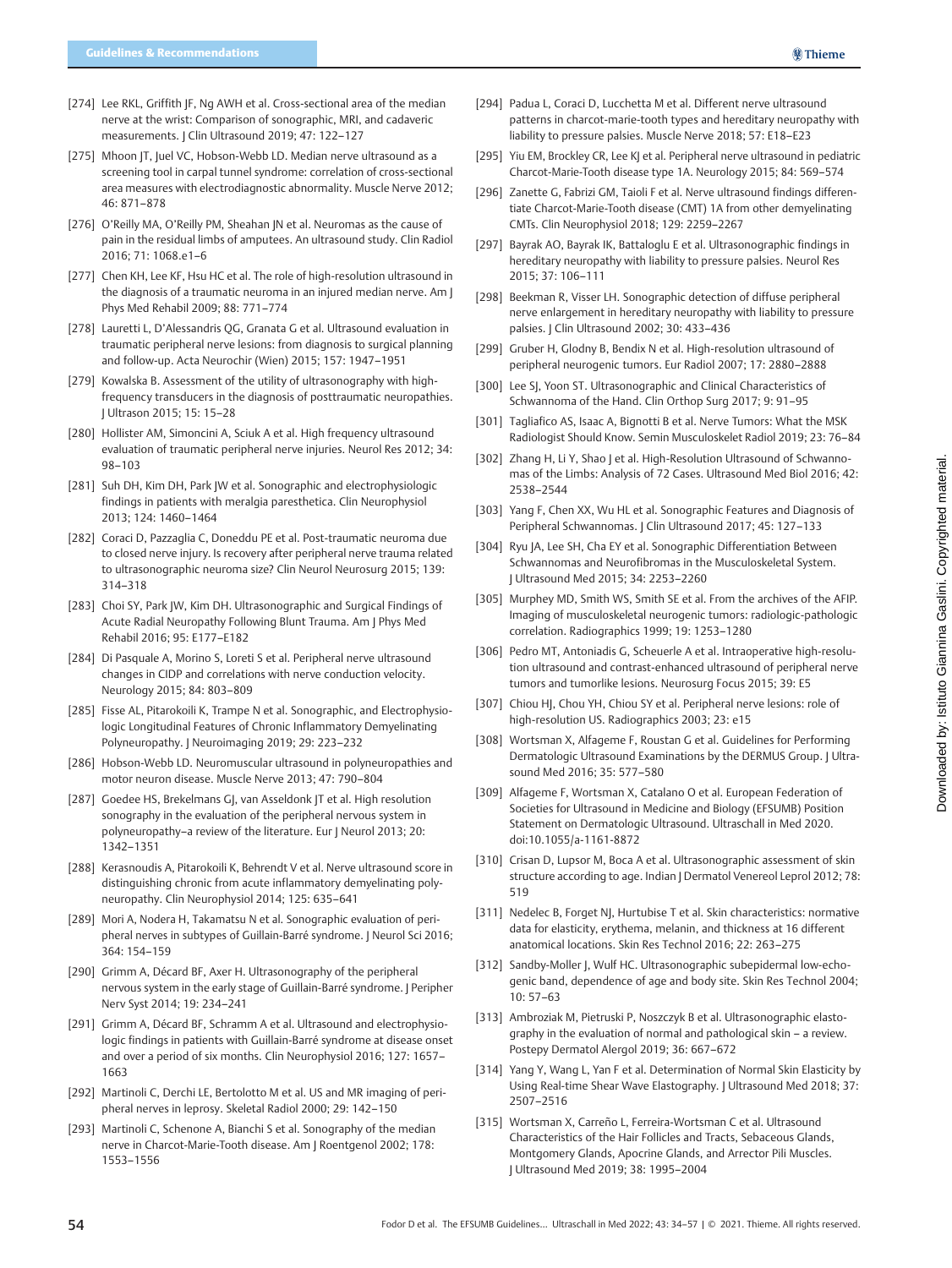[274] Lee RKL, Griffith JF, Ng AWH et al. Cross-sectional area of the median nerve at the wrist: Comparison of sonographic, MRI, and cadaveric measurements. J Clin Ultrasound 2019; 47: 122–127

[275] Mhoon JT, Juel VC, Hobson-Webb LD. Median nerve ultrasound as a screening tool in carpal tunnel syndrome: correlation of cross-sectional area measures with electrodiagnostic abnormality. Muscle Nerve 2012; 46: 871–878

[276] O'Reilly MA, O'Reilly PM, Sheahan JN et al. Neuromas as the cause of pain in the residual limbs of amputees. An ultrasound study. Clin Radiol 2016; 71: 1068.e1–6

[277] Chen KH, Lee KF, Hsu HC et al. The role of high-resolution ultrasound in the diagnosis of a traumatic neuroma in an injured median nerve. Am J Phys Med Rehabil 2009; 88: 771–774

[278] Lauretti L, D'Alessandris QG, Granata G et al. Ultrasound evaluation in traumatic peripheral nerve lesions: from diagnosis to surgical planning and follow-up. Acta Neurochir (Wien) 2015; 157: 1947–1951

[279] Kowalska B. Assessment of the utility of ultrasonography with high-frequency transducers in the diagnosis of posttraumatic neuropathies. J Ultrason 2015; 15: 15–28

[280] Hollister AM, Simoncini A, Sciuk A et al. High frequency ultrasound evaluation of traumatic peripheral nerve injuries. Neurol Res 2012; 34: 98–103

[281] Suh DH, Kim DH, Park JW et al. Sonographic and electrophysiologic findings in patients with meralgia paresthetica. Clin Neurophysiol 2013; 124: 1460–1464

[282] Coraci D, Pazzaglia C, Doneddu PE et al. Post-traumatic neuroma due to closed nerve injury. Is recovery after peripheral nerve trauma related to ultrasonographic neuroma size? Clin Neurol Neurosurg 2015; 139: 314–318

[283] Choi SY, Park JW, Kim DH. Ultrasonographic and Surgical Findings of Acute Radial Neuropathy Following Blunt Trauma. Am J Phys Med Rehabil 2016; 95: E177–E182

[284] Di Pasquale A, Morino S, Loreti S et al. Peripheral nerve ultrasound changes in CIDP and correlations with nerve conduction velocity. Neurology 2015; 84: 803–809

[285] Fisse AL, Pitarokoili K, Trampe N et al. Sonographic, and Electrophysiologic Longitudinal Features of Chronic Inflammatory Demyelinating Polyneuropathy. J Neuroimaging 2019; 29: 223–232

[286] Hobson-Webb LD. Neuromuscular ultrasound in polyneuropathies and motor neuron disease. Muscle Nerve 2013; 47: 790–804

[287] Goedee HS, Brekelmans GJ, van Asseldonk JT et al. High resolution sonography in the evaluation of the peripheral nervous system in polyneuropathy–a review of the literature. Eur J Neurol 2013; 20: 1342–1351

[288] Kerasnoudis A, Pitarokoili K, Behrendt V et al. Nerve ultrasound score in distinguishing chronic from acute inflammatory demyelinating polyneuropathy. Clin Neurophysiol 2014; 125: 635–641

[289] Mori A, Nodera H, Takamatsu N et al. Sonographic evaluation of peripheral nerves in subtypes of Guillain-Barré syndrome. J Neurol Sci 2016; 364: 154–159

[290] Grimm A, Décard BF, Axer H. Ultrasonography of the peripheral nervous system in the early stage of Guillain-Barré syndrome. J Peripher Nerv Syst 2014; 19: 234–241

[291] Grimm A, Décard BF, Schramm A et al. Ultrasound and electrophysiologic findings in patients with Guillain-Barré syndrome at disease onset and over a period of six months. Clin Neurophysiol 2016; 127: 1657–1663

[292] Martinoli C, Derchi LE, Bertolotto M et al. US and MR imaging of peripheral nerves in leprosy. Skeletal Radiol 2000; 29: 142–150

[293] Martinoli C, Schenone A, Bianchi S et al. Sonography of the median nerve in Charcot-Marie-Tooth disease. Am J Roentgenol 2002; 178: 1553–1556

[294] Padua L, Coraci D, Lucchetta M et al. Different nerve ultrasound patterns in charcot-marie-tooth types and hereditary neuropathy with liability to pressure palsies. Muscle Nerve 2018; 57: E18–E23

[295] Yiu EM, Brockley CR, Lee KJ et al. Peripheral nerve ultrasound in pediatric Charcot-Marie-Tooth disease type 1A. Neurology 2015; 84: 569–574

[296] Zanette G, Fabrizi GM, Taioli F et al. Nerve ultrasound findings differentiate Charcot-Marie-Tooth disease (CMT) 1A from other demyelinating CMTs. Clin Neurophysiol 2018; 129: 2259–2267

[297] Bayrak AO, Bayrak IK, Battaloglu E et al. Ultrasonographic findings in hereditary neuropathy with liability to pressure palsies. Neurol Res 2015; 37: 106–111

[298] Beekman R, Visser LH. Sonographic detection of diffuse peripheral nerve enlargement in hereditary neuropathy with liability to pressure palsies. J Clin Ultrasound 2002; 30: 433–436

[299] Gruber H, Glodny B, Bendix N et al. High-resolution ultrasound of peripheral neurogenic tumors. Eur Radiol 2007; 17: 2880–2888

[300] Lee SJ, Yoon ST. Ultrasonographic and Clinical Characteristics of Schwannoma of the Hand. Clin Orthop Surg 2017; 9: 91–95

[301] Tagliafico AS, Isaac A, Bignotti B et al. Nerve Tumors: What the MSK Radiologist Should Know. Semin Musculoskelet Radiol 2019; 23: 76–84

[302] Zhang H, Li Y, Shao J et al. High-Resolution Ultrasound of Schwannomas of the Limbs: Analysis of 72 Cases. Ultrasound Med Biol 2016; 42: 2538–2544

[303] Yang F, Chen XX, Wu HL et al. Sonographic Features and Diagnosis of Peripheral Schwannomas. J Clin Ultrasound 2017; 45: 127–133

[304] Ryu JA, Lee SH, Cha EY et al. Sonographic Differentiation Between Schwannomas and Neurofibromas in the Musculoskeletal System. J Ultrasound Med 2015; 34: 2253–2260

[305] Murphey MD, Smith WS, Smith SE et al. From the archives of the AFIP. Imaging of musculoskeletal neurogenic tumors: radiologic-pathologic correlation. Radiographics 1999; 19: 1253–1280

[306] Pedro MT, Antoniadis G, Scheuerle A et al. Intraoperative high-resolution ultrasound and contrast-enhanced ultrasound of peripheral nerve tumors and tumorlike lesions. Neurosurg Focus 2015; 39: E5

[307] Chiou HJ, Chou YH, Chiou SY et al. Peripheral nerve lesions: role of high-resolution US. Radiographics 2003; 23: e15

[308] Wortsman X, Alfageme F, Roustan G et al. Guidelines for Performing Dermatologic Ultrasound Examinations by the DERMUS Group. J Ultrasound Med 2016; 35: 577–580

[309] Alfageme F, Wortsman X, Catalano O et al. European Federation of Societies for Ultrasound in Medicine and Biology (EFSUMB) Position Statement on Dermatologic Ultrasound. Ultraschall in Med 2020. doi:10.1055/a-1161-8872

[310] Crisan D, Lupsor M, Boca A et al. Ultrasonographic assessment of skin structure according to age. Indian J Dermatol Venereol Leprol 2012; 78: 519

[311] Nedelec B, Forget NJ, Hurtubise T et al. Skin characteristics: normative data for elasticity, erythema, melanin, and thickness at 16 different anatomical locations. Skin Res Technol 2016; 22: 263–275

[312] Sandby-Moller J, Wulf HC. Ultrasonographic subepidermal low-echogenic band, dependence of age and body site. Skin Res Technol 2004; 10: 57–63

[313] Ambroziak M, Pietruski P, Noszczyk B et al. Ultrasonographic elastography in the evaluation of normal and pathological skin – a review. Postepy Dermatol Alergol 2019; 36: 667–672

[314] Yang Y, Wang L, Yan F et al. Determination of Normal Skin Elasticity by Using Real-time Shear Wave Elastography. J Ultrasound Med 2018; 37: 2507–2516

[315] Wortsman X, Carreño L, Ferreira-Wortsman C et al. Ultrasound Characteristics of the Hair Follicles and Tracts, Sebaceous Glands, Montgomery Glands, Apocrine Glands, and Arrector Pili Muscles. J Ultrasound Med 2019; 38: 1995–2004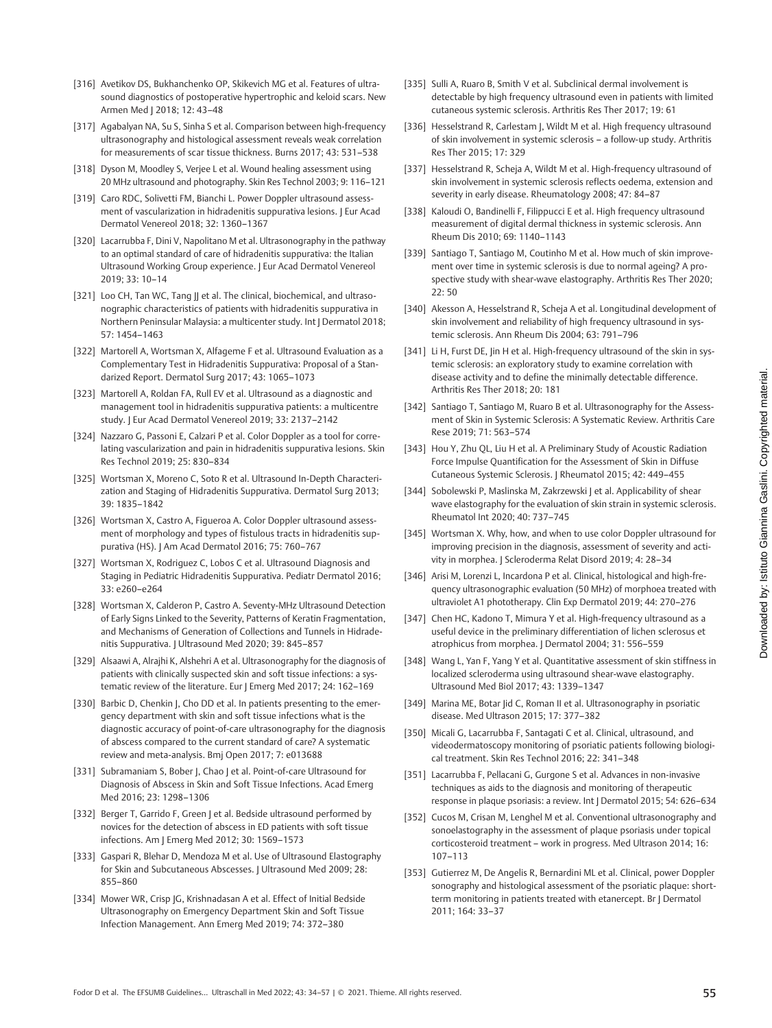[316] Avetikov DS, Bukhanchenko OP, Skikevich MG et al. Features of ultrasound diagnostics of postoperative hypertrophic and keloid scars. New Armen Med J 2018; 12: 43–48

[317] Agabalyan NA, Su S, Sinha S et al. Comparison between high-frequency ultrasonography and histological assessment reveals weak correlation for measurements of scar tissue thickness. Burns 2017; 43: 531–538

[318] Dyson M, Moodley S, Verjee L et al. Wound healing assessment using 20 MHz ultrasound and photography. Skin Res Technol 2003; 9: 116–121

[319] Caro RDC, Solivetti FM, Bianchi L. Power Doppler ultrasound assessment of vascularization in hidradenitis suppurativa lesions. J Eur Acad Dermatol Venereol 2018; 32: 1360–1367

[320] Lacarrubba F, Dini V, Napolitano M et al. Ultrasonography in the pathway to an optimal standard of care of hidradenitis suppurativa: the Italian Ultrasound Working Group experience. J Eur Acad Dermatol Venereol 2019; 33: 10–14

[321] Loo CH, Tan WC, Tang JJ et al. The clinical, biochemical, and ultrasonographic characteristics of patients with hidradenitis suppurativa in Northern Peninsular Malaysia: a multicenter study. Int J Dermatol 2018; 57: 1454–1463

[322] Martorell A, Wortsman X, Alfageme F et al. Ultrasound Evaluation as a Complementary Test in Hidradenitis Suppurativa: Proposal of a Standarized Report. Dermatol Surg 2017; 43: 1065–1073

[323] Martorell A, Roldan FA, Rull EV et al. Ultrasound as a diagnostic and management tool in hidradenitis suppurativa patients: a multicentre study. J Eur Acad Dermatol Venereol 2019; 33: 2137–2142

[324] Nazzaro G, Passoni E, Calzari P et al. Color Doppler as a tool for correlating vascularization and pain in hidradenitis suppurativa lesions. Skin Res Technol 2019; 25: 830–834

[325] Wortsman X, Moreno C, Soto R et al. Ultrasound In-Depth Characterization and Staging of Hidradenitis Suppurativa. Dermatol Surg 2013; 39: 1835–1842

[326] Wortsman X, Castro A, Figueroa A. Color Doppler ultrasound assessment of morphology and types of fistulous tracts in hidradenitis suppurativa (HS). J Am Acad Dermatol 2016; 75: 760–767

[327] Wortsman X, Rodriguez C, Lobos C et al. Ultrasound Diagnosis and Staging in Pediatric Hidradenitis Suppurativa. Pediatr Dermatol 2016; 33: e260–e264

[328] Wortsman X, Calderon P, Castro A. Seventy-MHz Ultrasound Detection of Early Signs Linked to the Severity, Patterns of Keratin Fragmentation, and Mechanisms of Generation of Collections and Tunnels in Hidradenitis Suppurativa. J Ultrasound Med 2020; 39: 845–857

[329] Alsaawi A, Alrajhi K, Alshehri A et al. Ultrasonography for the diagnosis of patients with clinically suspected skin and soft tissue infections: a systematic review of the literature. Eur J Emerg Med 2017; 24: 162–169

[330] Barbic D, Chenkin J, Cho DD et al. In patients presenting to the emergency department with skin and soft tissue infections what is the diagnostic accuracy of point-of-care ultrasonography for the diagnosis of abscess compared to the current standard of care? A systematic review and meta-analysis. Bmj Open 2017; 7: e013688

[331] Subramaniam S, Bober J, Chao J et al. Point-of-care Ultrasound for Diagnosis of Abscess in Skin and Soft Tissue Infections. Acad Emerg Med 2016; 23: 1298–1306

[332] Berger T, Garrido F, Green J et al. Bedside ultrasound performed by novices for the detection of abscess in ED patients with soft tissue infections. Am J Emerg Med 2012; 30: 1569–1573

[333] Gaspari R, Blehar D, Mendoza M et al. Use of Ultrasound Elastography for Skin and Subcutaneous Abscesses. J Ultrasound Med 2009; 28: 855–860

[334] Mower WR, Crisp JG, Krishnadasan A et al. Effect of Initial Bedside Ultrasonography on Emergency Department Skin and Soft Tissue Infection Management. Ann Emerg Med 2019; 74: 372–380

[335] Sulli A, Ruaro B, Smith V et al. Subclinical dermal involvement is detectable by high frequency ultrasound even in patients with limited cutaneous systemic sclerosis. Arthritis Res Ther 2017; 19: 61

[336] Hesselstrand R, Carlestam J, Wildt M et al. High frequency ultrasound of skin involvement in systemic sclerosis – a follow-up study. Arthritis Res Ther 2015; 17: 329

[337] Hesselstrand R, Scheja A, Wildt M et al. High-frequency ultrasound of skin involvement in systemic sclerosis reflects oedema, extension and severity in early disease. Rheumatology 2008; 47: 84–87

[338] Kaloudi O, Bandinelli F, Filippucci E et al. High frequency ultrasound measurement of digital dermal thickness in systemic sclerosis. Ann Rheum Dis 2010; 69: 1140–1143

[339] Santiago T, Santiago M, Coutinho M et al. How much of skin improvement over time in systemic sclerosis is due to normal ageing? A prospective study with shear-wave elastography. Arthritis Res Ther 2020; 22: 50

[340] Akesson A, Hesselstrand R, Scheja A et al. Longitudinal development of skin involvement and reliability of high frequency ultrasound in systemic sclerosis. Ann Rheum Dis 2004; 63: 791–796

[341] Li H, Furst DE, Jin H et al. High-frequency ultrasound of the skin in systemic sclerosis: an exploratory study to examine correlation with disease activity and to define the minimally detectable difference. Arthritis Res Ther 2018; 20: 181

[342] Santiago T, Santiago M, Ruaro B et al. Ultrasonography for the Assessment of Skin in Systemic Sclerosis: A Systematic Review. Arthritis Care Rese 2019; 71: 563–574

[343] Hou Y, Zhu QL, Liu H et al. A Preliminary Study of Acoustic Radiation Force Impulse Quantification for the Assessment of Skin in Diffuse Cutaneous Systemic Sclerosis. J Rheumatol 2015; 42: 449–455

[344] Sobolewski P, Maslinska M, Zakrzewski J et al. Applicability of shear wave elastography for the evaluation of skin strain in systemic sclerosis. Rheumatol Int 2020; 40: 737–745

[345] Wortsman X. Why, how, and when to use color Doppler ultrasound for improving precision in the diagnosis, assessment of severity and activity in morphea. J Scleroderma Relat Disord 2019; 4: 28–34

[346] Arisi M, Lorenzi L, Incardona P et al. Clinical, histological and high-frequency ultrasonographic evaluation (50 MHz) of morphoea treated with ultraviolet A1 phototherapy. Clin Exp Dermatol 2019; 44: 270–276

[347] Chen HC, Kadono T, Mimura Y et al. High-frequency ultrasound as a useful device in the preliminary differentiation of lichen sclerosus et atrophicus from morphea. J Dermatol 2004; 31: 556–559

[348] Wang L, Yan F, Yang Y et al. Quantitative assessment of skin stiffness in localized scleroderma using ultrasound shear-wave elastography. Ultrasound Med Biol 2017; 43: 1339–1347

[349] Marina ME, Botar Jid C, Roman II et al. Ultrasonography in psoriatic disease. Med Ultrason 2015; 17: 377–382

[350] Micali G, Lacarrubba F, Santagati C et al. Clinical, ultrasound, and videodermatoscopy monitoring of psoriatic patients following biological treatment. Skin Res Technol 2016; 22: 341–348

[351] Lacarrubba F, Pellacani G, Gurgone S et al. Advances in non-invasive techniques as aids to the diagnosis and monitoring of therapeutic response in plaque psoriasis: a review. Int J Dermatol 2015; 54: 626–634

[352] Cucos M, Crisan M, Lenghel M et al. Conventional ultrasonography and sonoelastography in the assessment of plaque psoriasis under topical corticosteroid treatment – work in progress. Med Ultrason 2014; 16: 107–113

[353] Gutierrez M, De Angelis R, Bernardini ML et al. Clinical, power Doppler sonography and histological assessment of the psoriatic plaque: short-term monitoring in patients treated with etanercept. Br J Dermatol 2011; 164: 33–37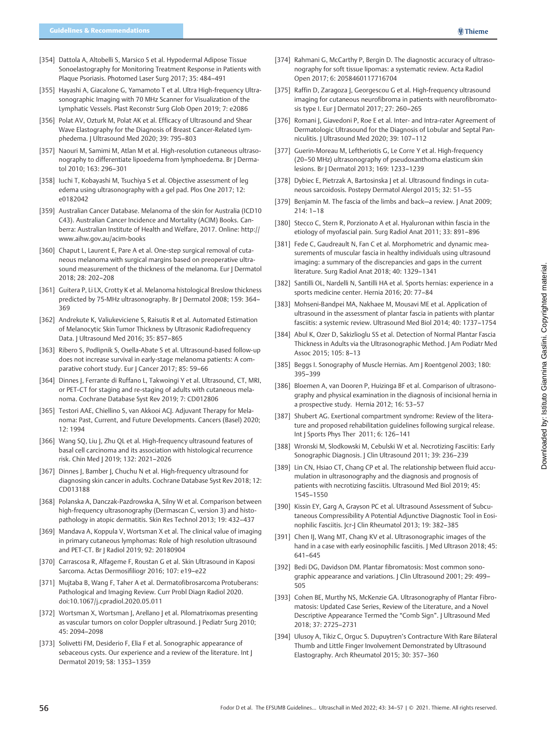[354] Dattola A, Altobelli S, Marsico S et al. Hypodermal Adipose Tissue Sonoelastography for Monitoring Treatment Response in Patients with Plaque Psoriasis. Photomed Laser Surg 2017; 35: 484–491

[355] Hayashi A, Giacalone G, Yamamoto T et al. Ultra High-frequency Ultrasonographic Imaging with 70 MHz Scanner for Visualization of the Lymphatic Vessels. Plast Reconstr Surg Glob Open 2019; 7: e2086

[356] Polat AV, Ozturk M, Polat AK et al. Efficacy of Ultrasound and Shear Wave Elastography for the Diagnosis of Breast Cancer-Related Lymphedema. J Ultrasound Med 2020; 39: 795–803

[357] Naouri M, Samimi M, Atlan M et al. High-resolution cutaneous ultrasonography to differentiate lipoedema from lymphoedema. Br J Dermatol 2010; 163: 296–301

[358] Iuchi T, Kobayashi M, Tsuchiya S et al. Objective assessment of leg edema using ultrasonography with a gel pad. Plos One 2017; 12: e0182042

[359] Australian Cancer Database. Melanoma of the skin for Australia (ICD10 C43). Australian Cancer Incidence and Mortality (ACIM) Books. Canberra: Australian Institute of Health and Welfare, 2017. Online: http://www.aihw.gov.au/acim-books

[360] Chaput L, Laurent E, Pare A et al. One-step surgical removal of cutaneous melanoma with surgical margins based on preoperative ultrasound measurement of the thickness of the melanoma. Eur J Dermatol 2018; 28: 202–208

[361] Guitera P, Li LX, Crotty K et al. Melanoma histological Breslow thickness predicted by 75-MHz ultrasonography. Br J Dermatol 2008; 159: 364–369

[362] Andrekute K, Valiukeviciene S, Raisutis R et al. Automated Estimation of Melanocytic Skin Tumor Thickness by Ultrasonic Radiofrequency Data. J Ultrasound Med 2016; 35: 857–865

[363] Ribero S, Podlipnik S, Osella-Abate S et al. Ultrasound-based follow-up does not increase survival in early-stage melanoma patients: A comparative cohort study. Eur J Cancer 2017; 85: 59–66

[364] Dinnes J, Ferrante di Ruffano L, Takwoingi Y et al. Ultrasound, CT, MRI, or PET-CT for staging and re-staging of adults with cutaneous melanoma. Cochrane Database Syst Rev 2019; 7: CD012806

[365] Testori AAE, Chiellino S, van Akkooi ACJ. Adjuvant Therapy for Melanoma: Past, Current, and Future Developments. Cancers (Basel) 2020; 12: 1994

[366] Wang SQ, Liu J, Zhu QL et al. High-frequency ultrasound features of basal cell carcinoma and its association with histological recurrence risk. Chin Med J 2019; 132: 2021–2026

[367] Dinnes J, Bamber J, Chuchu N et al. High-frequency ultrasound for diagnosing skin cancer in adults. Cochrane Database Syst Rev 2018; 12: CD013188

[368] Polanska A, Danczak-Pazdrowska A, Silny W et al. Comparison between high-frequency ultrasonography (Dermascan C, version 3) and histopathology in atopic dermatitis. Skin Res Technol 2013; 19: 432–437

[369] Mandava A, Koppula V, Wortsman X et al. The clinical value of imaging in primary cutaneous lymphomas: Role of high resolution ultrasound and PET-CT. Br J Radiol 2019; 92: 20180904

[370] Carrascosa R, Alfageme F, Roustan G et al. Skin Ultrasound in Kaposi Sarcoma. Actas Dermosifiliogr 2016; 107: e19–e22

[371] Mujtaba B, Wang F, Taher A et al. Dermatofibrosarcoma Protuberans: Pathological and Imaging Review. Curr Probl Diagn Radiol 2020. doi:10.1067/j.cpradiol.2020.05.011

[372] Wortsman X, Wortsman J, Arellano J et al. Pilomatrixomas presenting as vascular tumors on color Doppler ultrasound. J Pediatr Surg 2010; 45: 2094–2098

[373] Solivetti FM, Desiderio F, Elia F et al. Sonographic appearance of sebaceous cysts. Our experience and a review of the literature. Int J Dermatol 2019; 58: 1353–1359

[374] Rahmani G, McCarthy P, Bergin D. The diagnostic accuracy of ultrasonography for soft tissue lipomas: a systematic review. Acta Radiol Open 2017; 6: 2058460117716704

[375] Raffin D, Zaragoza J, Georgescou G et al. High-frequency ultrasound imaging for cutaneous neurofibroma in patients with neurofibromatosis type I. Eur J Dermatol 2017; 27: 260–265

[376] Romani J, Giavedoni P, Roe E et al. Inter- and Intra-rater Agreement of Dermatologic Ultrasound for the Diagnosis of Lobular and Septal Panniculitis. J Ultrasound Med 2020; 39: 107–112

[377] Guerin-Moreau M, Leftheriotis G, Le Corre Y et al. High-frequency (20–50 MHz) ultrasonography of pseudoxanthoma elasticum skin lesions. Br J Dermatol 2013; 169: 1233–1239

[378] Dybiec E, Pietrzak A, Bartosinska J et al. Ultrasound findings in cutaneous sarcoidosis. Postepy Dermatol Alergol 2015; 32: 51–55

[379] Benjamin M. The fascia of the limbs and back—a review. J Anat 2009; 214: 1–18

[380] Stecco C, Stern R, Porzionato A et al. Hyaluronan within fascia in the etiology of myofascial pain. Surg Radiol Anat 2011; 33: 891–896

[381] Fede C, Gaudreault N, Fan C et al. Morphometric and dynamic measurements of muscular fascia in healthy individuals using ultrasound imaging: a summary of the discrepancies and gaps in the current literature. Surg Radiol Anat 2018; 40: 1329–1341

[382] Santilli OL, Nardelli N, Santilli HA et al. Sports hernias: experience in a sports medicine center. Hernia 2016; 20: 77–84

[383] Mohseni-Bandpei MA, Nakhaee M, Mousavi ME et al. Application of ultrasound in the assessment of plantar fascia in patients with plantar fasciitis: a systemic review. Ultrasound Med Biol 2014; 40: 1737–1754

[384] Abul K, Ozer D, Sakizlioglu SS et al. Detection of Normal Plantar Fascia Thickness in Adults via the Ultrasonographic Method. J Am Podiatr Med Assoc 2015; 105: 8–13

[385] Beggs I. Sonography of Muscle Hernias. Am J Roentgenol 2003; 180: 395–399

[386] Bloemen A, van Dooren P, Huizinga BF et al. Comparison of ultrasonography and physical examination in the diagnosis of incisional hernia in a prospective study. Hernia 2012; 16: 53–57

[387] Shubert AG. Exertional compartment syndrome: Review of the literature and proposed rehabilitation guidelines following surgical release. Int J Sports Phys Ther 2011; 6: 126–141

[388] Wronski M, Slodkowski M, Cebulski W et al. Necrotizing Fasciitis: Early Sonographic Diagnosis. J Clin Ultrasound 2011; 39: 236–239

[389] Lin CN, Hsiao CT, Chang CP et al. The relationship between fluid accumulation in ultrasonography and the diagnosis and prognosis of patients with necrotizing fasciitis. Ultrasound Med Biol 2019; 45: 1545–1550

[390] Kissin EY, Garg A, Grayson PC et al. Ultrasound Assessment of Subcutaneous Compressibility A Potential Adjunctive Diagnostic Tool in Eosinophilic Fasciitis. Jcr-J Clin Rheumatol 2013; 19: 382–385

[391] Chen IJ, Wang MT, Chang KV et al. Ultrasonographic images of the hand in a case with early eosinophilic fasciitis. J Med Ultrason 2018; 45: 641–645

[392] Bedi DG, Davidson DM. Plantar fibromatosis: Most common sonographic appearance and variations. J Clin Ultrasound 2001; 29: 499–505

[393] Cohen BE, Murthy NS, McKenzie GA. Ultrasonography of Plantar Fibromatosis: Updated Case Series, Review of the Literature, and a Novel Descriptive Appearance Termed the "Comb Sign". J Ultrasound Med 2018; 37: 2725–2731

[394] Ulusoy A, Tikiz C, Orguc S. Dupuytren's Contracture With Rare Bilateral Thumb and Little Finger Involvement Demonstrated by Ultrasound Elastography. Arch Rheumatol 2015; 30: 357–360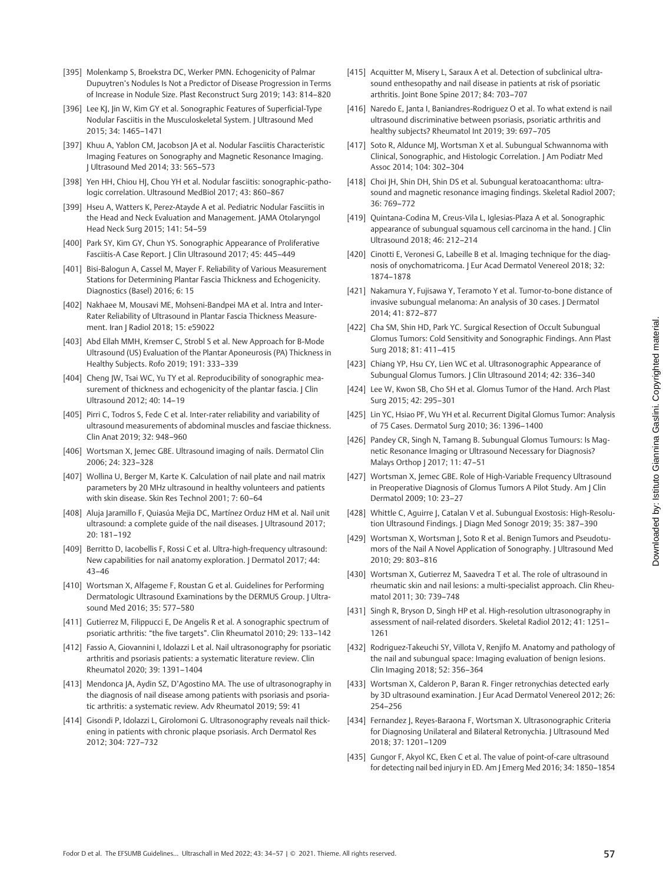[395] Molenkamp S, Broekstra DC, Werker PMN. Echogenicity of Palmar Dupuytren's Nodules Is Not a Predictor of Disease Progression in Terms of Increase in Nodule Size. Plast Reconstruct Surg 2019; 143: 814–820

[396] Lee KJ, Jin W, Kim GY et al. Sonographic Features of Superficial-Type Nodular Fasciitis in the Musculoskeletal System. J Ultrasound Med 2015; 34: 1465–1471

[397] Khuu A, Yablon CM, Jacobson JA et al. Nodular Fasciitis Characteristic Imaging Features on Sonography and Magnetic Resonance Imaging. J Ultrasound Med 2014; 33: 565–573

[398] Yen HH, Chiou HJ, Chou YH et al. Nodular fasciitis: sonographic-pathologic correlation. Ultrasound MedBiol 2017; 43: 860–867

[399] Hseu A, Watters K, Perez-Atayde A et al. Pediatric Nodular Fasciitis in the Head and Neck Evaluation and Management. JAMA Otolaryngol Head Neck Surg 2015; 141: 54–59

[400] Park SY, Kim GY, Chun YS. Sonographic Appearance of Proliferative Fasciitis-A Case Report. J Clin Ultrasound 2017; 45: 445–449

[401] Bisi-Balogun A, Cassel M, Mayer F. Reliability of Various Measurement Stations for Determining Plantar Fascia Thickness and Echogenicity. Diagnostics (Basel) 2016; 6: 15

[402] Nakhaee M, Mousavi ME, Mohseni-Bandpei MA et al. Intra and Inter-Rater Reliability of Ultrasound in Plantar Fascia Thickness Measurement. Iran J Radiol 2018; 15: e59022

[403] Abd Ellah MMH, Kremser C, Strobl S et al. New Approach for B-Mode Ultrasound (US) Evaluation of the Plantar Aponeurosis (PA) Thickness in Healthy Subjects. Rofo 2019; 191: 333–339

[404] Cheng JW, Tsai WC, Yu TY et al. Reproducibility of sonographic measurement of thickness and echogenicity of the plantar fascia. J Clin Ultrasound 2012; 40: 14–19

[405] Pirri C, Todros S, Fede C et al. Inter-rater reliability and variability of ultrasound measurements of abdominal muscles and fasciae thickness. Clin Anat 2019; 32: 948–960

[406] Wortsman X, Jemec GBE. Ultrasound imaging of nails. Dermatol Clin 2006; 24: 323–328

[407] Wollina U, Berger M, Karte K. Calculation of nail plate and nail matrix parameters by 20 MHz ultrasound in healthy volunteers and patients with skin disease. Skin Res Technol 2001; 7: 60–64

[408] Aluja Jaramillo F, Quiasúa Mejia DC, Martínez Orduz HM et al. Nail unit ultrasound: a complete guide of the nail diseases. J Ultrasound 2017; 20: 181–192

[409] Berritto D, Iacobellis F, Rossi C et al. Ultra-high-frequency ultrasound: New capabilities for nail anatomy exploration. J Dermatol 2017; 44: 43–46

[410] Wortsman X, Alfageme F, Roustan G et al. Guidelines for Performing Dermatologic Ultrasound Examinations by the DERMUS Group. J Ultrasound Med 2016; 35: 577–580

[411] Gutierrez M, Filippucci E, De Angelis R et al. A sonographic spectrum of psoriatic arthritis: "the five targets". Clin Rheumatol 2010; 29: 133–142

[412] Fassio A, Giovannini I, Idolazzi L et al. Nail ultrasonography for psoriatic arthritis and psoriasis patients: a systematic literature review. Clin Rheumatol 2020; 39: 1391–1404

[413] Mendonca JA, Aydin SZ, D'Agostino MA. The use of ultrasonography in the diagnosis of nail disease among patients with psoriasis and psoriatic arthritis: a systematic review. Adv Rheumatol 2019; 59: 41

[414] Gisondi P, Idolazzi L, Girolomoni G. Ultrasonography reveals nail thickening in patients with chronic plaque psoriasis. Arch Dermatol Res 2012; 304: 727–732

[415] Acquitter M, Misery L, Saraux A et al. Detection of subclinical ultrasound enthesopathy and nail disease in patients at risk of psoriatic arthritis. Joint Bone Spine 2017; 84: 703–707

[416] Naredo E, Janta I, Baniandres-Rodriguez O et al. To what extend is nail ultrasound discriminative between psoriasis, psoriatic arthritis and healthy subjects? Rheumatol Int 2019; 39: 697–705

[417] Soto R, Aldunce MJ, Wortsman X et al. Subungual Schwannoma with Clinical, Sonographic, and Histologic Correlation. J Am Podiatr Med Assoc 2014; 104: 302–304

[418] Choi JH, Shin DH, Shin DS et al. Subungual keratoacanthoma: ultrasound and magnetic resonance imaging findings. Skeletal Radiol 2007; 36: 769–772

[419] Quintana-Codina M, Creus-Vila L, Iglesias-Plaza A et al. Sonographic appearance of subungual squamous cell carcinoma in the hand. J Clin Ultrasound 2018; 46: 212–214

[420] Cinotti E, Veronesi G, Labeille B et al. Imaging technique for the diagnosis of onychomatricoma. J Eur Acad Dermatol Venereol 2018; 32: 1874–1878

[421] Nakamura Y, Fujisawa Y, Teramoto Y et al. Tumor-to-bone distance of invasive subungual melanoma: An analysis of 30 cases. J Dermatol 2014; 41: 872–877

[422] Cha SM, Shin HD, Park YC. Surgical Resection of Occult Subungual Glomus Tumors: Cold Sensitivity and Sonographic Findings. Ann Plast Surg 2018; 81: 411–415

[423] Chiang YP, Hsu CY, Lien WC et al. Ultrasonographic Appearance of Subungual Glomus Tumors. J Clin Ultrasound 2014; 42: 336–340

[424] Lee W, Kwon SB, Cho SH et al. Glomus Tumor of the Hand. Arch Plast Surg 2015; 42: 295–301

[425] Lin YC, Hsiao PF, Wu YH et al. Recurrent Digital Glomus Tumor: Analysis of 75 Cases. Dermatol Surg 2010; 36: 1396–1400

[426] Pandey CR, Singh N, Tamang B. Subungual Glomus Tumours: Is Magnetic Resonance Imaging or Ultrasound Necessary for Diagnosis? Malays Orthop J 2017; 11: 47–51

[427] Wortsman X, Jemec GBE. Role of High-Variable Frequency Ultrasound in Preoperative Diagnosis of Glomus Tumors A Pilot Study. Am J Clin Dermatol 2009; 10: 23–27

[428] Whittle C, Aguirre J, Catalan V et al. Subungual Exostosis: High-Resolution Ultrasound Findings. J Diagn Med Sonogr 2019; 35: 387–390

[429] Wortsman X, Wortsman J, Soto R et al. Benign Tumors and Pseudotumors of the Nail A Novel Application of Sonography. J Ultrasound Med 2010; 29: 803–816

[430] Wortsman X, Gutierrez M, Saavedra T et al. The role of ultrasound in rheumatic skin and nail lesions: a multi-specialist approach. Clin Rheumatol 2011; 30: 739–748

[431] Singh R, Bryson D, Singh HP et al. High-resolution ultrasonography in assessment of nail-related disorders. Skeletal Radiol 2012; 41: 1251–1261

[432] Rodriguez-Takeuchi SY, Villota V, Renjifo M. Anatomy and pathology of the nail and subungual space: Imaging evaluation of benign lesions. Clin Imaging 2018; 52: 356–364

[433] Wortsman X, Calderon P, Baran R. Finger retronychias detected early by 3D ultrasound examination. J Eur Acad Dermatol Venereol 2012; 26: 254–256

[434] Fernandez J, Reyes-Baraona F, Wortsman X. Ultrasonographic Criteria for Diagnosing Unilateral and Bilateral Retronychia. J Ultrasound Med 2018; 37: 1201–1209

[435] Gungor F, Akyol KC, Eken C et al. The value of point-of-care ultrasound for detecting nail bed injury in ED. Am J Emerg Med 2016; 34: 1850–1854